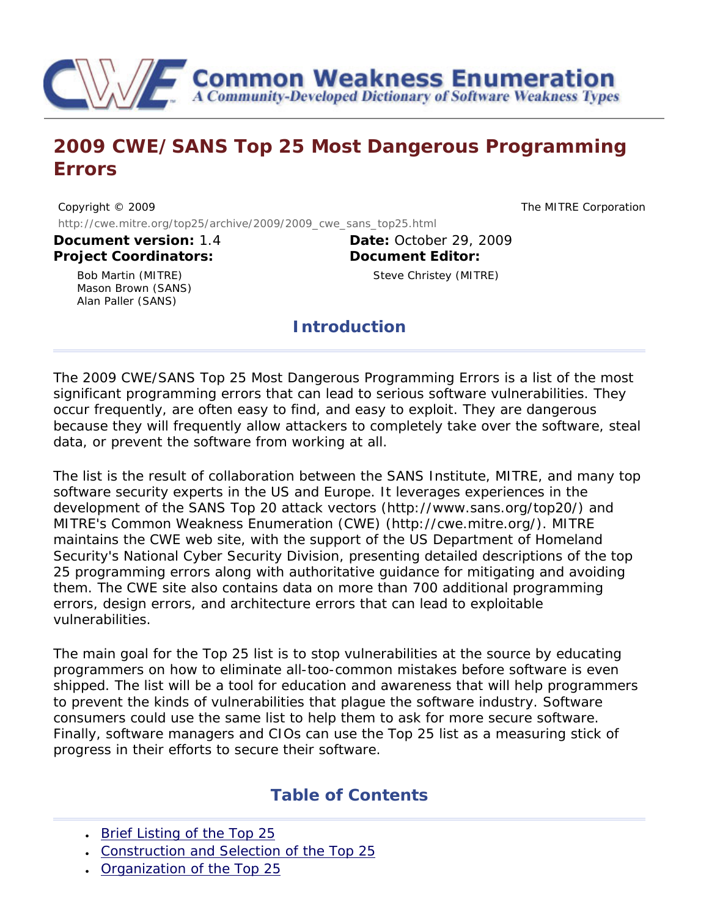# Common Weakness Enumeration

*A Community-Developed Dictionary of Software Weakness Types*

## 2009 CWE/SANS Top 25 Most Dangerous Programming Errors

Copyright © 2009 The MITRE Corporation

http://cwe.mitre.org/top25/archive/2009/2009_cwe_sans_top25.html

**Document version:** 1.4

**Date:** October 29, 2009

**Project Coordinators:**

- Bob Martin (MITRE)
- Mason Brown (SANS)
- Alan Paller (SANS)

**Document Editor:**

- Steve Christey (MITRE)

## Introduction

The 2009 CWE/SANS Top 25 Most Dangerous Programming Errors is a list of the most significant programming errors that can lead to serious software vulnerabilities. They occur frequently, are often easy to find, and easy to exploit. They are dangerous because they will frequently allow attackers to completely take over the software, steal data, or prevent the software from working at all.

The list is the result of collaboration between the SANS Institute, MITRE, and many top software security experts in the US and Europe. It leverages experiences in the development of the SANS Top 20 attack vectors (http://www.sans.org/top20/) and MITRE's Common Weakness Enumeration (CWE) (http://cwe.mitre.org/). MITRE maintains the CWE web site, with the support of the US Department of Homeland Security's National Cyber Security Division, presenting detailed descriptions of the top 25 programming errors along with authoritative guidance for mitigating and avoiding them. The CWE site also contains data on more than 700 additional programming errors, design errors, and architecture errors that can lead to exploitable vulnerabilities.

The main goal for the Top 25 list is to stop vulnerabilities at the source by educating programmers on how to eliminate all-too-common mistakes before software is even shipped. The list will be a tool for education and awareness that will help programmers to prevent the kinds of vulnerabilities that plague the software industry. Software consumers could use the same list to help them to ask for more secure software. Finally, software managers and CIOs can use the Top 25 list as a measuring stick of progress in their efforts to secure their software.

## Table of Contents

- Brief Listing of the Top 25
- Construction and Selection of the Top 25
- Organization of the Top 25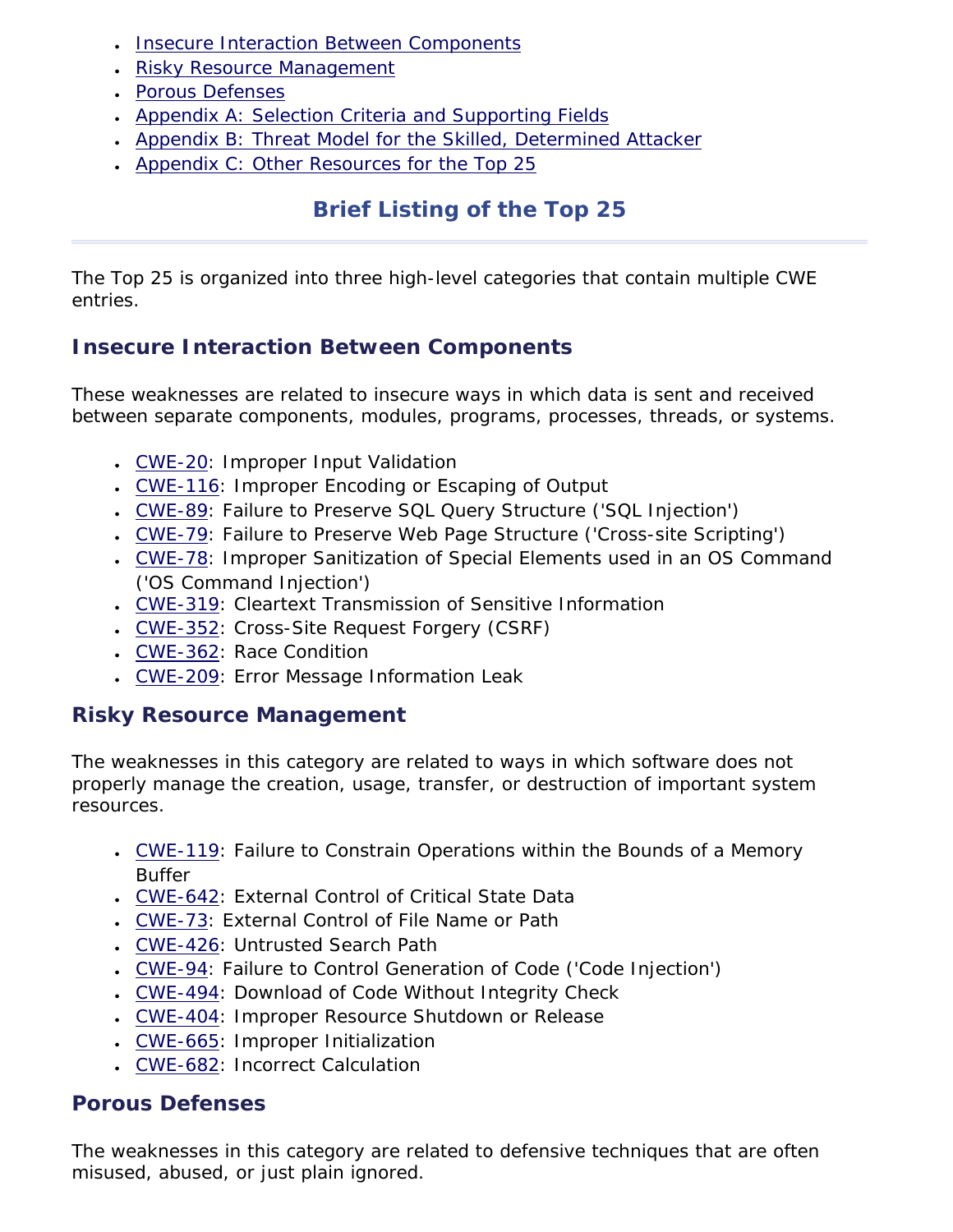- Insecure Interaction Between Components
- Risky Resource Management
- Porous Defenses
- Appendix A: Selection Criteria and Supporting Fields
- Appendix B: Threat Model for the Skilled, Determined Attacker
- Appendix C: Other Resources for the Top 25

# Brief Listing of the Top 25

The Top 25 is organized into three high-level categories that contain multiple CWE entries.

## Insecure Interaction Between Components

These weaknesses are related to insecure ways in which data is sent and received between separate components, modules, programs, processes, threads, or systems.

- CWE-20: Improper Input Validation
- CWE-116: Improper Encoding or Escaping of Output
- CWE-89: Failure to Preserve SQL Query Structure ('SQL Injection')
- CWE-79: Failure to Preserve Web Page Structure ('Cross-site Scripting')
- CWE-78: Improper Sanitization of Special Elements used in an OS Command ('OS Command Injection')
- CWE-319: Cleartext Transmission of Sensitive Information
- CWE-352: Cross-Site Request Forgery (CSRF)
- CWE-362: Race Condition
- CWE-209: Error Message Information Leak

## Risky Resource Management

The weaknesses in this category are related to ways in which software does not properly manage the creation, usage, transfer, or destruction of important system resources.

- CWE-119: Failure to Constrain Operations within the Bounds of a Memory Buffer
- CWE-642: External Control of Critical State Data
- CWE-73: External Control of File Name or Path
- CWE-426: Untrusted Search Path
- CWE-94: Failure to Control Generation of Code ('Code Injection')
- CWE-494: Download of Code Without Integrity Check
- CWE-404: Improper Resource Shutdown or Release
- CWE-665: Improper Initialization
- CWE-682: Incorrect Calculation

## Porous Defenses

The weaknesses in this category are related to defensive techniques that are often misused, abused, or just plain ignored.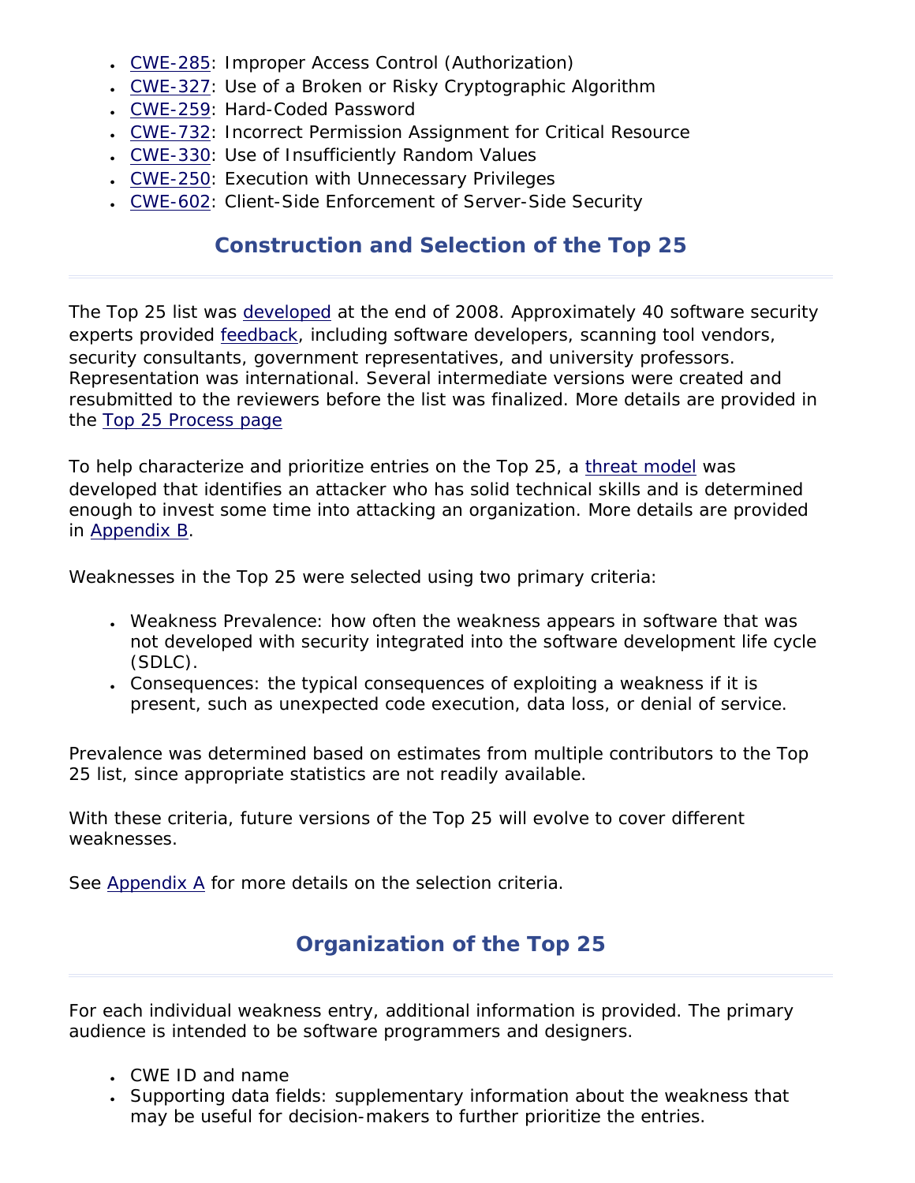- CWE-285: Improper Access Control (Authorization)
- CWE-327: Use of a Broken or Risky Cryptographic Algorithm
- CWE-259: Hard-Coded Password
- CWE-732: Incorrect Permission Assignment for Critical Resource
- CWE-330: Use of Insufficiently Random Values
- CWE-250: Execution with Unnecessary Privileges
- CWE-602: Client-Side Enforcement of Server-Side Security

## Construction and Selection of the Top 25

The Top 25 list was developed at the end of 2008. Approximately 40 software security experts provided feedback, including software developers, scanning tool vendors, security consultants, government representatives, and university professors. Representation was international. Several intermediate versions were created and resubmitted to the reviewers before the list was finalized. More details are provided in the Top 25 Process page

To help characterize and prioritize entries on the Top 25, a threat model was developed that identifies an attacker who has solid technical skills and is determined enough to invest some time into attacking an organization. More details are provided in Appendix B.

Weaknesses in the Top 25 were selected using two primary criteria:

- Weakness Prevalence: how often the weakness appears in software that was not developed with security integrated into the software development life cycle (SDLC).
- Consequences: the typical consequences of exploiting a weakness if it is present, such as unexpected code execution, data loss, or denial of service.

Prevalence was determined based on estimates from multiple contributors to the Top 25 list, since appropriate statistics are not readily available.

With these criteria, future versions of the Top 25 will evolve to cover different weaknesses.

See Appendix A for more details on the selection criteria.

## Organization of the Top 25

For each individual weakness entry, additional information is provided. The primary audience is intended to be software programmers and designers.

- CWE ID and name
- Supporting data fields: supplementary information about the weakness that may be useful for decision-makers to further prioritize the entries.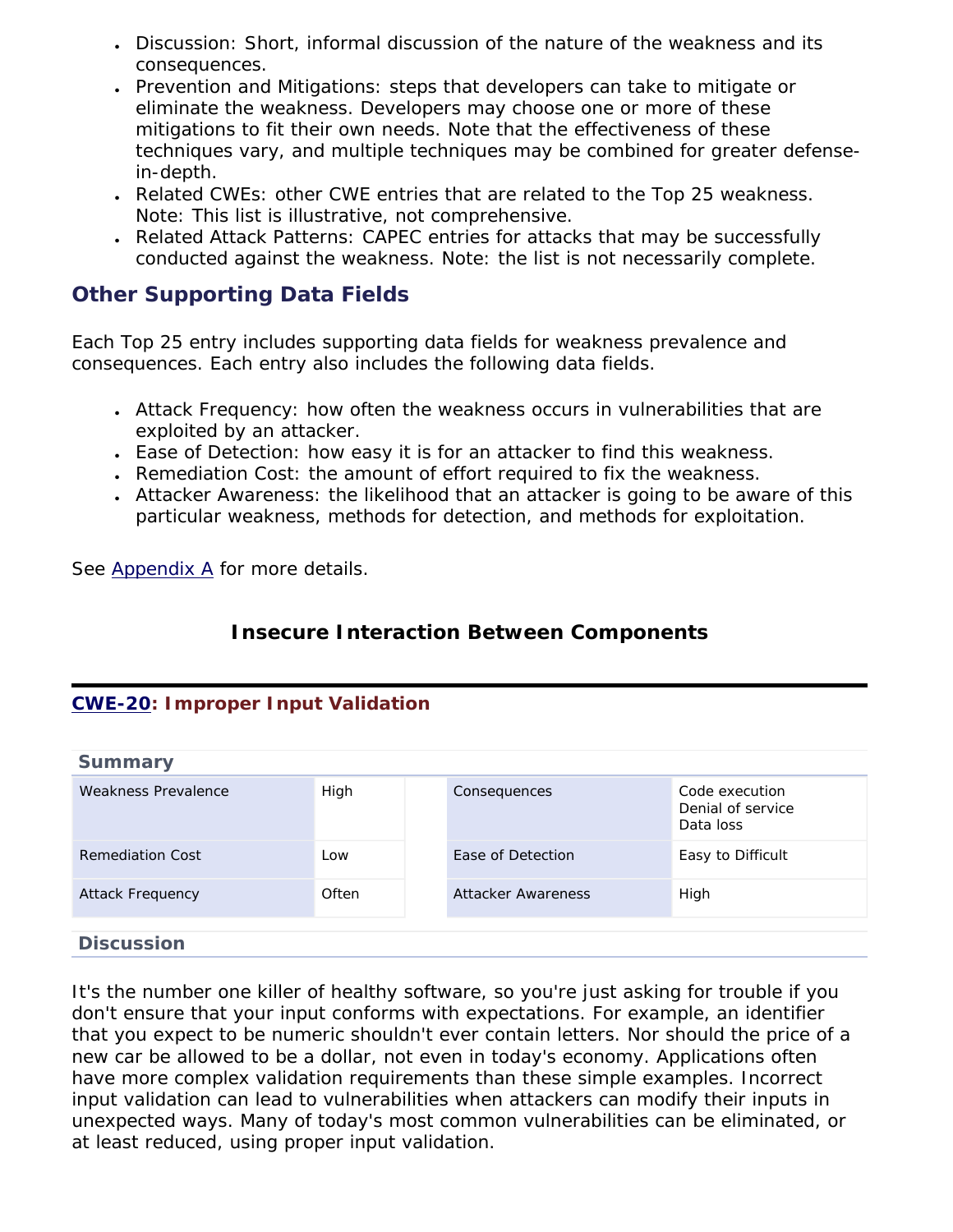- Discussion: Short, informal discussion of the nature of the weakness and its consequences.
- Prevention and Mitigations: steps that developers can take to mitigate or eliminate the weakness. Developers may choose one or more of these mitigations to fit their own needs. Note that the effectiveness of these techniques vary, and multiple techniques may be combined for greater defense-in-depth.
- Related CWEs: other CWE entries that are related to the Top 25 weakness. Note: This list is illustrative, not comprehensive.
- Related Attack Patterns: CAPEC entries for attacks that may be successfully conducted against the weakness. Note: the list is not necessarily complete.

## Other Supporting Data Fields

Each Top 25 entry includes supporting data fields for weakness prevalence and consequences. Each entry also includes the following data fields.

- Attack Frequency: how often the weakness occurs in vulnerabilities that are exploited by an attacker.
- Ease of Detection: how easy it is for an attacker to find this weakness.
- Remediation Cost: the amount of effort required to fix the weakness.
- Attacker Awareness: the likelihood that an attacker is going to be aware of this particular weakness, methods for detection, and methods for exploitation.

See Appendix A for more details.

## Insecure Interaction Between Components

### CWE-20: Improper Input Validation

#### Summary

| | | | | |
|---|---|---|---|---|
| Weakness Prevalence | High | | Consequences | Code execution<br>Denial of service<br>Data loss |
| Remediation Cost | Low | | Ease of Detection | Easy to Difficult |
| Attack Frequency | Often | | Attacker Awareness | High |

#### Discussion

It's the number one killer of healthy software, so you're just asking for trouble if you don't ensure that your input conforms with expectations. For example, an identifier that you expect to be numeric shouldn't ever contain letters. Nor should the price of a new car be allowed to be a dollar, not even in today's economy. Applications often have more complex validation requirements than these simple examples. Incorrect input validation can lead to vulnerabilities when attackers can modify their inputs in unexpected ways. Many of today's most common vulnerabilities can be eliminated, or at least reduced, using proper input validation.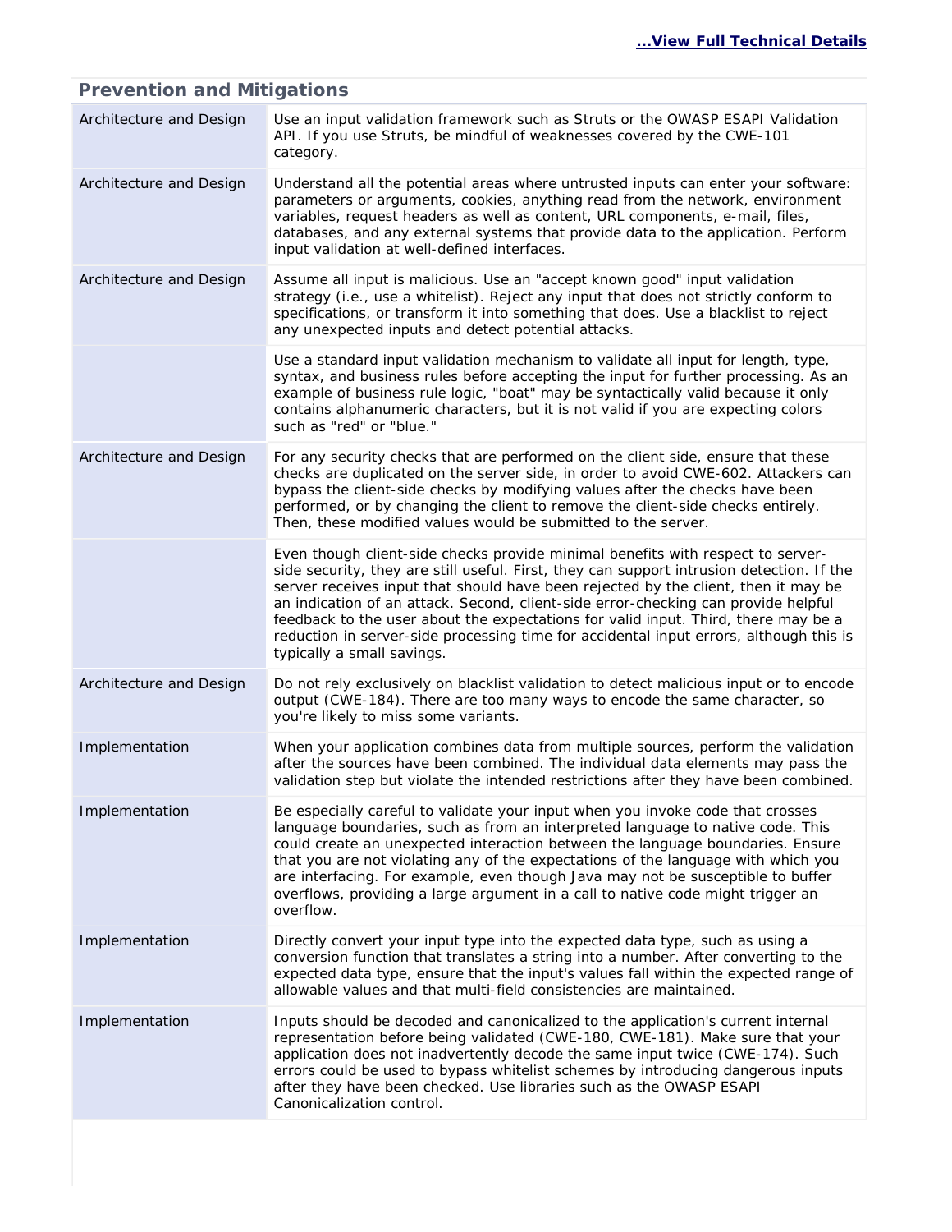[...View Full Technical Details](#)

## Prevention and Mitigations

| | |
|---|---|
| Architecture and Design | Use an input validation framework such as Struts or the OWASP ESAPI Validation API. If you use Struts, be mindful of weaknesses covered by the CWE-101 category. |
| Architecture and Design | Understand all the potential areas where untrusted inputs can enter your software: parameters or arguments, cookies, anything read from the network, environment variables, request headers as well as content, URL components, e-mail, files, databases, and any external systems that provide data to the application. Perform input validation at well-defined interfaces. |
| Architecture and Design | Assume all input is malicious. Use an "accept known good" input validation strategy (i.e., use a whitelist). Reject any input that does not strictly conform to specifications, or transform it into something that does. Use a blacklist to reject any unexpected inputs and detect potential attacks. |
| | Use a standard input validation mechanism to validate all input for length, type, syntax, and business rules before accepting the input for further processing. As an example of business rule logic, "boat" may be syntactically valid because it only contains alphanumeric characters, but it is not valid if you are expecting colors such as "red" or "blue." |
| Architecture and Design | For any security checks that are performed on the client side, ensure that these checks are duplicated on the server side, in order to avoid CWE-602. Attackers can bypass the client-side checks by modifying values after the checks have been performed, or by changing the client to remove the client-side checks entirely. Then, these modified values would be submitted to the server. |
| | Even though client-side checks provide minimal benefits with respect to server-side security, they are still useful. First, they can support intrusion detection. If the server receives input that should have been rejected by the client, then it may be an indication of an attack. Second, client-side error-checking can provide helpful feedback to the user about the expectations for valid input. Third, there may be a reduction in server-side processing time for accidental input errors, although this is typically a small savings. |
| Architecture and Design | Do not rely exclusively on blacklist validation to detect malicious input or to encode output (CWE-184). There are too many ways to encode the same character, so you're likely to miss some variants. |
| Implementation | When your application combines data from multiple sources, perform the validation after the sources have been combined. The individual data elements may pass the validation step but violate the intended restrictions after they have been combined. |
| Implementation | Be especially careful to validate your input when you invoke code that crosses language boundaries, such as from an interpreted language to native code. This could create an unexpected interaction between the language boundaries. Ensure that you are not violating any of the expectations of the language with which you are interfacing. For example, even though Java may not be susceptible to buffer overflows, providing a large argument in a call to native code might trigger an overflow. |
| Implementation | Directly convert your input type into the expected data type, such as using a conversion function that translates a string into a number. After converting to the expected data type, ensure that the input's values fall within the expected range of allowable values and that multi-field consistencies are maintained. |
| Implementation | Inputs should be decoded and canonicalized to the application's current internal representation before being validated (CWE-180, CWE-181). Make sure that your application does not inadvertently decode the same input twice (CWE-174). Such errors could be used to bypass whitelist schemes by introducing dangerous inputs after they have been checked. Use libraries such as the OWASP ESAPI Canonicalization control. |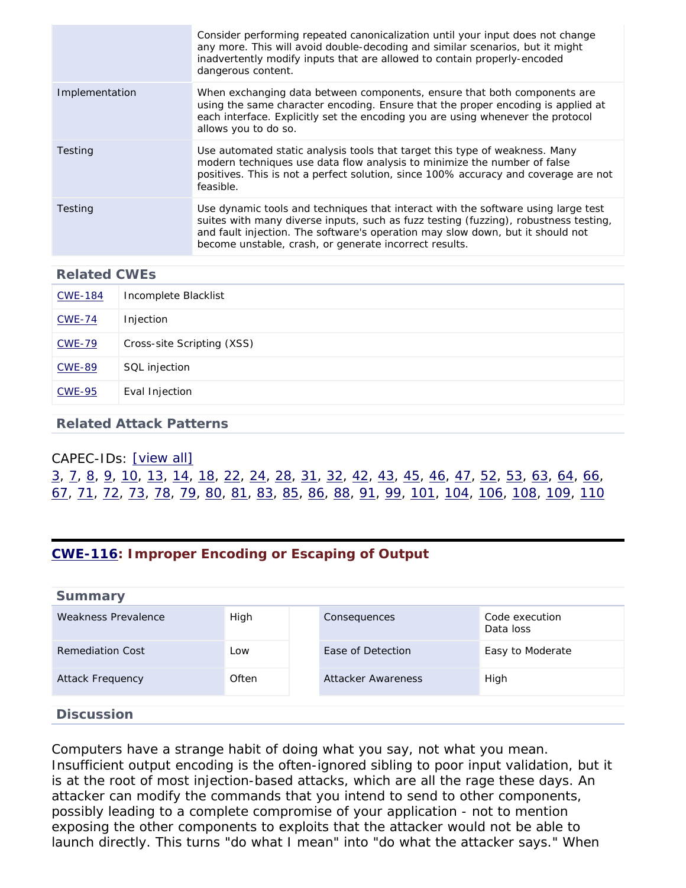| | |
|---|---|
| | Consider performing repeated canonicalization until your input does not change any more. This will avoid double-decoding and similar scenarios, but it might inadvertently modify inputs that are allowed to contain properly-encoded dangerous content. |
| Implementation | When exchanging data between components, ensure that both components are using the same character encoding. Ensure that the proper encoding is applied at each interface. Explicitly set the encoding you are using whenever the protocol allows you to do so. |
| Testing | Use automated static analysis tools that target this type of weakness. Many modern techniques use data flow analysis to minimize the number of false positives. This is not a perfect solution, since 100% accuracy and coverage are not feasible. |
| Testing | Use dynamic tools and techniques that interact with the software using large test suites with many diverse inputs, such as fuzz testing (fuzzing), robustness testing, and fault injection. The software's operation may slow down, but it should not become unstable, crash, or generate incorrect results. |

### Related CWEs

| | |
|---|---|
| CWE-184 | Incomplete Blacklist |
| CWE-74 | Injection |
| CWE-79 | Cross-site Scripting (XSS) |
| CWE-89 | SQL injection |
| CWE-95 | Eval Injection |

### Related Attack Patterns

CAPEC-IDs: [view all]
3, 7, 8, 9, 10, 13, 14, 18, 22, 24, 28, 31, 32, 42, 43, 45, 46, 47, 52, 53, 63, 64, 66, 67, 71, 72, 73, 78, 79, 80, 81, 83, 85, 86, 88, 91, 99, 101, 104, 106, 108, 109, 110

## CWE-116: Improper Encoding or Escaping of Output

### Summary

| | | | |
|---|---|---|---|
| Weakness Prevalence | High | Consequences | Code execution<br>Data loss |
| Remediation Cost | Low | Ease of Detection | Easy to Moderate |
| Attack Frequency | Often | Attacker Awareness | High |

### Discussion

Computers have a strange habit of doing what you say, not what you mean. Insufficient output encoding is the often-ignored sibling to poor input validation, but it is at the root of most injection-based attacks, which are all the rage these days. An attacker can modify the commands that you intend to send to other components, possibly leading to a complete compromise of your application - not to mention exposing the other components to exploits that the attacker would not be able to launch directly. This turns "do what I mean" into "do what the attacker says." When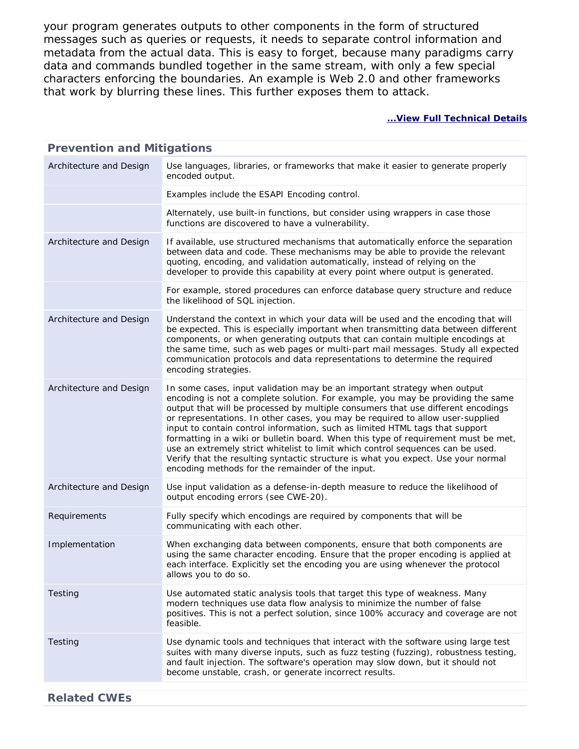your program generates outputs to other components in the form of structured messages such as queries or requests, it needs to separate control information and metadata from the actual data. This is easy to forget, because many paradigms carry data and commands bundled together in the same stream, with only a few special characters enforcing the boundaries. An example is Web 2.0 and other frameworks that work by blurring these lines. This further exposes them to attack.

**...View Full Technical Details**

## Prevention and Mitigations

| | |
|---|---|
| Architecture and Design | Use languages, libraries, or frameworks that make it easier to generate properly encoded output. |
| | Examples include the ESAPI Encoding control. |
| | Alternately, use built-in functions, but consider using wrappers in case those functions are discovered to have a vulnerability. |
| Architecture and Design | If available, use structured mechanisms that automatically enforce the separation between data and code. These mechanisms may be able to provide the relevant quoting, encoding, and validation automatically, instead of relying on the developer to provide this capability at every point where output is generated. |
| | For example, stored procedures can enforce database query structure and reduce the likelihood of SQL injection. |
| Architecture and Design | Understand the context in which your data will be used and the encoding that will be expected. This is especially important when transmitting data between different components, or when generating outputs that can contain multiple encodings at the same time, such as web pages or multi-part mail messages. Study all expected communication protocols and data representations to determine the required encoding strategies. |
| Architecture and Design | In some cases, input validation may be an important strategy when output encoding is not a complete solution. For example, you may be providing the same output that will be processed by multiple consumers that use different encodings or representations. In other cases, you may be required to allow user-supplied input to contain control information, such as limited HTML tags that support formatting in a wiki or bulletin board. When this type of requirement must be met, use an extremely strict whitelist to limit which control sequences can be used. Verify that the resulting syntactic structure is what you expect. Use your normal encoding methods for the remainder of the input. |
| Architecture and Design | Use input validation as a defense-in-depth measure to reduce the likelihood of output encoding errors (see CWE-20). |
| Requirements | Fully specify which encodings are required by components that will be communicating with each other. |
| Implementation | When exchanging data between components, ensure that both components are using the same character encoding. Ensure that the proper encoding is applied at each interface. Explicitly set the encoding you are using whenever the protocol allows you to do so. |
| Testing | Use automated static analysis tools that target this type of weakness. Many modern techniques use data flow analysis to minimize the number of false positives. This is not a perfect solution, since 100% accuracy and coverage are not feasible. |
| Testing | Use dynamic tools and techniques that interact with the software using large test suites with many diverse inputs, such as fuzz testing (fuzzing), robustness testing, and fault injection. The software's operation may slow down, but it should not become unstable, crash, or generate incorrect results. |

## Related CWEs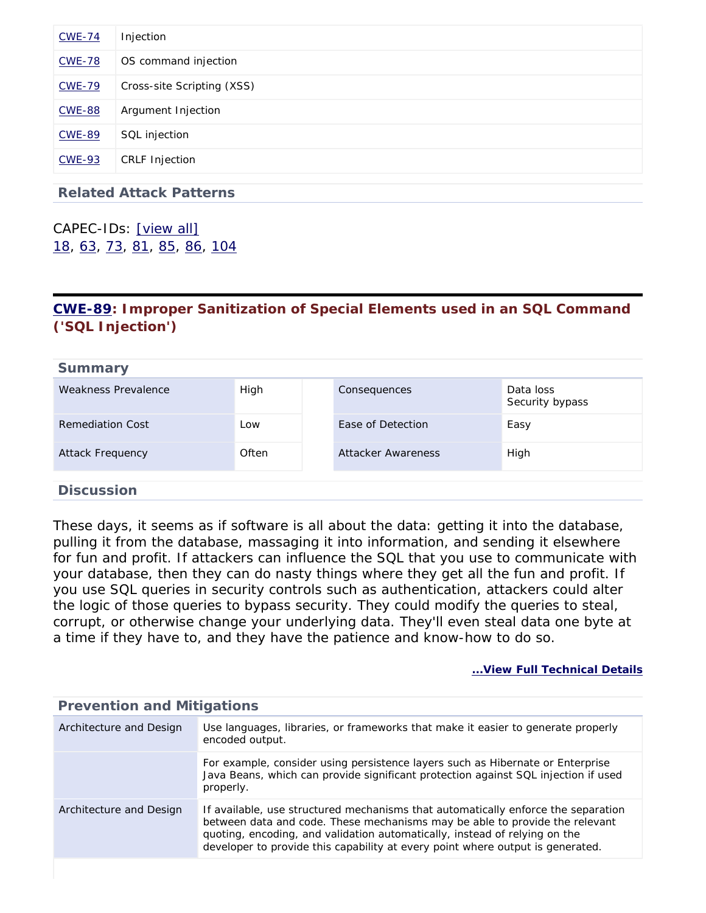| CWE-74 | Injection |
|---|---|
| CWE-78 | OS command injection |
| CWE-79 | Cross-site Scripting (XSS) |
| CWE-88 | Argument Injection |
| CWE-89 | SQL injection |
| CWE-93 | CRLF Injection |

### Related Attack Patterns

CAPEC-IDs: [view all]
18, 63, 73, 81, 85, 86, 104

## CWE-89: Improper Sanitization of Special Elements used in an SQL Command ('SQL Injection')

### Summary

| Weakness Prevalence | High | Consequences | Data loss<br>Security bypass |
|---|---|---|---|
| Remediation Cost | Low | Ease of Detection | Easy |
| Attack Frequency | Often | Attacker Awareness | High |

### Discussion

These days, it seems as if software is all about the data: getting it into the database, pulling it from the database, massaging it into information, and sending it elsewhere for fun and profit. If attackers can influence the SQL that you use to communicate with your database, then they can do nasty things where they get all the fun and profit. If you use SQL queries in security controls such as authentication, attackers could alter the logic of those queries to bypass security. They could modify the queries to steal, corrupt, or otherwise change your underlying data. They'll even steal data one byte at a time if they have to, and they have the patience and know-how to do so.

**...View Full Technical Details**

### Prevention and Mitigations

| Architecture and Design | Use languages, libraries, or frameworks that make it easier to generate properly encoded output. |
|---|---|
| | For example, consider using persistence layers such as Hibernate or Enterprise Java Beans, which can provide significant protection against SQL injection if used properly. |
| Architecture and Design | If available, use structured mechanisms that automatically enforce the separation between data and code. These mechanisms may be able to provide the relevant quoting, encoding, and validation automatically, instead of relying on the developer to provide this capability at every point where output is generated. |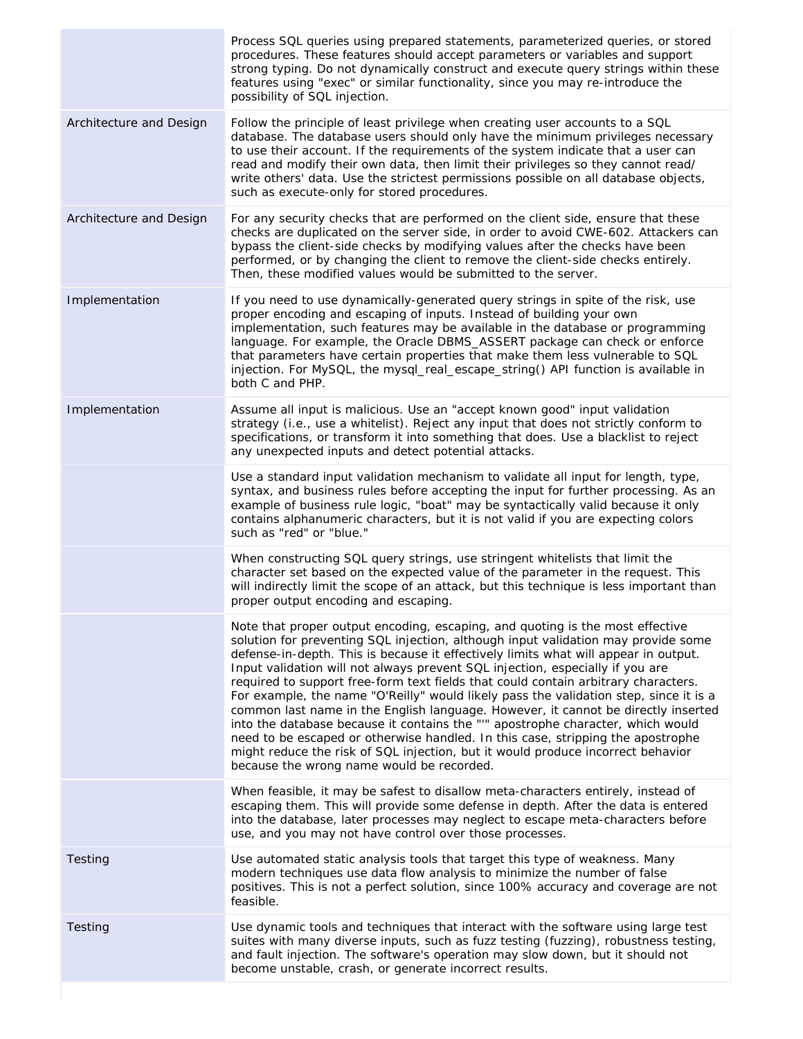|  |  |
| --- | --- |
|  | Process SQL queries using prepared statements, parameterized queries, or stored procedures. These features should accept parameters or variables and support strong typing. Do not dynamically construct and execute query strings within these features using "exec" or similar functionality, since you may re-introduce the possibility of SQL injection. |
| Architecture and Design | Follow the principle of least privilege when creating user accounts to a SQL database. The database users should only have the minimum privileges necessary to use their account. If the requirements of the system indicate that a user can read and modify their own data, then limit their privileges so they cannot read/write others' data. Use the strictest permissions possible on all database objects, such as execute-only for stored procedures. |
| Architecture and Design | For any security checks that are performed on the client side, ensure that these checks are duplicated on the server side, in order to avoid CWE-602. Attackers can bypass the client-side checks by modifying values after the checks have been performed, or by changing the client to remove the client-side checks entirely. Then, these modified values would be submitted to the server. |
| Implementation | If you need to use dynamically-generated query strings in spite of the risk, use proper encoding and escaping of inputs. Instead of building your own implementation, such features may be available in the database or programming language. For example, the Oracle DBMS_ASSERT package can check or enforce that parameters have certain properties that make them less vulnerable to SQL injection. For MySQL, the mysql_real_escape_string() API function is available in both C and PHP. |
| Implementation | Assume all input is malicious. Use an "accept known good" input validation strategy (i.e., use a whitelist). Reject any input that does not strictly conform to specifications, or transform it into something that does. Use a blacklist to reject any unexpected inputs and detect potential attacks. |
|  | Use a standard input validation mechanism to validate all input for length, type, syntax, and business rules before accepting the input for further processing. As an example of business rule logic, "boat" may be syntactically valid because it only contains alphanumeric characters, but it is not valid if you are expecting colors such as "red" or "blue." |
|  | When constructing SQL query strings, use stringent whitelists that limit the character set based on the expected value of the parameter in the request. This will indirectly limit the scope of an attack, but this technique is less important than proper output encoding and escaping. |
|  | Note that proper output encoding, escaping, and quoting is the most effective solution for preventing SQL injection, although input validation may provide some defense-in-depth. This is because it effectively limits what will appear in output. Input validation will not always prevent SQL injection, especially if you are required to support free-form text fields that could contain arbitrary characters. For example, the name "O'Reilly" would likely pass the validation step, since it is a common last name in the English language. However, it cannot be directly inserted into the database because it contains the "'" apostrophe character, which would need to be escaped or otherwise handled. In this case, stripping the apostrophe might reduce the risk of SQL injection, but it would produce incorrect behavior because the wrong name would be recorded. |
|  | When feasible, it may be safest to disallow meta-characters entirely, instead of escaping them. This will provide some defense in depth. After the data is entered into the database, later processes may neglect to escape meta-characters before use, and you may not have control over those processes. |
| Testing | Use automated static analysis tools that target this type of weakness. Many modern techniques use data flow analysis to minimize the number of false positives. This is not a perfect solution, since 100% accuracy and coverage are not feasible. |
| Testing | Use dynamic tools and techniques that interact with the software using large test suites with many diverse inputs, such as fuzz testing (fuzzing), robustness testing, and fault injection. The software's operation may slow down, but it should not become unstable, crash, or generate incorrect results. |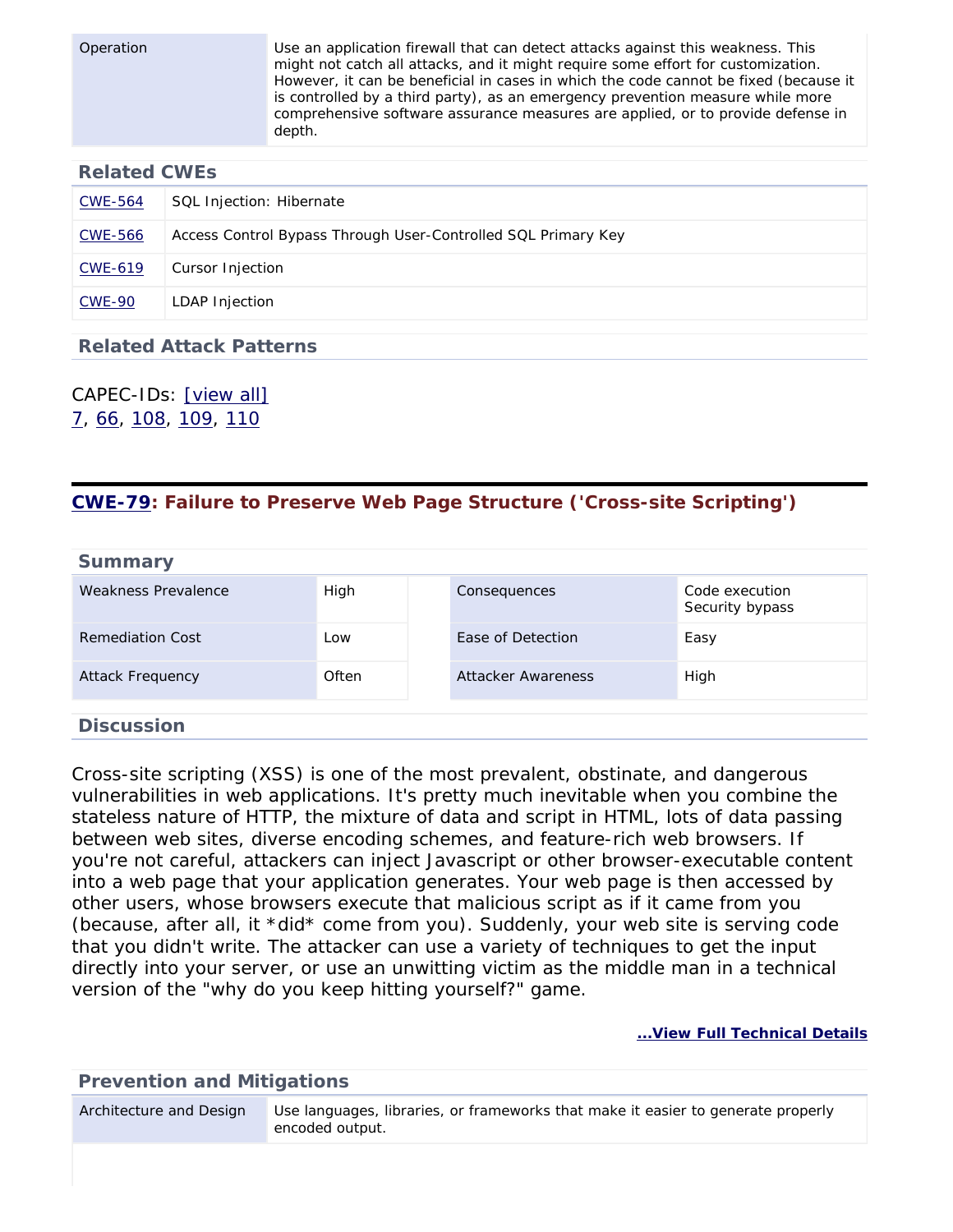| Operation | Use an application firewall that can detect attacks against this weakness. This might not catch all attacks, and it might require some effort for customization. However, it can be beneficial in cases in which the code cannot be fixed (because it is controlled by a third party), as an emergency prevention measure while more comprehensive software assurance measures are applied, or to provide defense in depth. |
|---|---|

### Related CWEs

| | |
|---|---|
| CWE-564 | SQL Injection: Hibernate |
| CWE-566 | Access Control Bypass Through User-Controlled SQL Primary Key |
| CWE-619 | Cursor Injection |
| CWE-90 | LDAP Injection |

### Related Attack Patterns

CAPEC-IDs: [view all]
7, 66, 108, 109, 110

## CWE-79: Failure to Preserve Web Page Structure ('Cross-site Scripting')

### Summary

| | | | |
|---|---|---|---|
| Weakness Prevalence | High | Consequences | Code execution<br>Security bypass |
| Remediation Cost | Low | Ease of Detection | Easy |
| Attack Frequency | Often | Attacker Awareness | High |

### Discussion

Cross-site scripting (XSS) is one of the most prevalent, obstinate, and dangerous vulnerabilities in web applications. It's pretty much inevitable when you combine the stateless nature of HTTP, the mixture of data and script in HTML, lots of data passing between web sites, diverse encoding schemes, and feature-rich web browsers. If you're not careful, attackers can inject Javascript or other browser-executable content into a web page that your application generates. Your web page is then accessed by other users, whose browsers execute that malicious script as if it came from you (because, after all, it *did* come from you). Suddenly, your web site is serving code that you didn't write. The attacker can use a variety of techniques to get the input directly into your server, or use an unwitting victim as the middle man in a technical version of the "why do you keep hitting yourself?" game.

**...View Full Technical Details**

### Prevention and Mitigations

| Architecture and Design | Use languages, libraries, or frameworks that make it easier to generate properly encoded output. |
|---|---|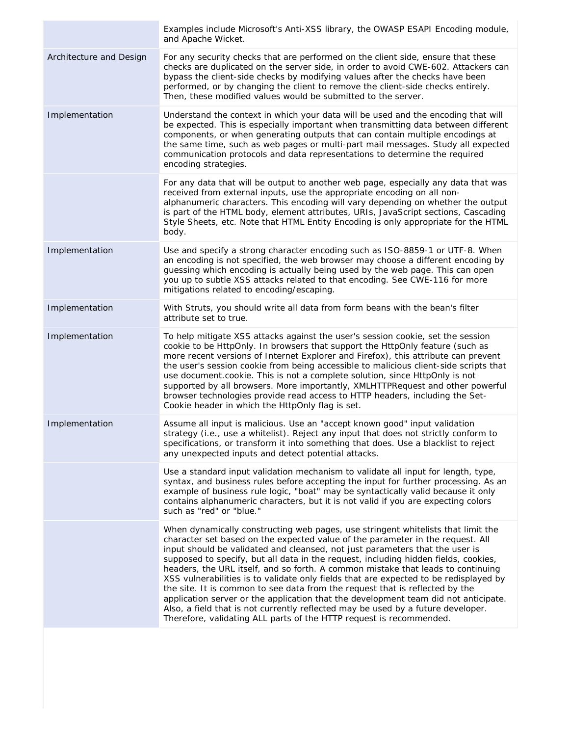| | |
|---|---|
| | Examples include Microsoft's Anti-XSS library, the OWASP ESAPI Encoding module, and Apache Wicket. |
| Architecture and Design | For any security checks that are performed on the client side, ensure that these checks are duplicated on the server side, in order to avoid CWE-602. Attackers can bypass the client-side checks by modifying values after the checks have been performed, or by changing the client to remove the client-side checks entirely. Then, these modified values would be submitted to the server. |
| Implementation | Understand the context in which your data will be used and the encoding that will be expected. This is especially important when transmitting data between different components, or when generating outputs that can contain multiple encodings at the same time, such as web pages or multi-part mail messages. Study all expected communication protocols and data representations to determine the required encoding strategies. |
| | For any data that will be output to another web page, especially any data that was received from external inputs, use the appropriate encoding on all non-alphanumeric characters. This encoding will vary depending on whether the output is part of the HTML body, element attributes, URIs, JavaScript sections, Cascading Style Sheets, etc. Note that HTML Entity Encoding is only appropriate for the HTML body. |
| Implementation | Use and specify a strong character encoding such as ISO-8859-1 or UTF-8. When an encoding is not specified, the web browser may choose a different encoding by guessing which encoding is actually being used by the web page. This can open you up to subtle XSS attacks related to that encoding. See CWE-116 for more mitigations related to encoding/escaping. |
| Implementation | With Struts, you should write all data from form beans with the bean's filter attribute set to true. |
| Implementation | To help mitigate XSS attacks against the user's session cookie, set the session cookie to be HttpOnly. In browsers that support the HttpOnly feature (such as more recent versions of Internet Explorer and Firefox), this attribute can prevent the user's session cookie from being accessible to malicious client-side scripts that use document.cookie. This is not a complete solution, since HttpOnly is not supported by all browsers. More importantly, XMLHTTPRequest and other powerful browser technologies provide read access to HTTP headers, including the Set-Cookie header in which the HttpOnly flag is set. |
| Implementation | Assume all input is malicious. Use an "accept known good" input validation strategy (i.e., use a whitelist). Reject any input that does not strictly conform to specifications, or transform it into something that does. Use a blacklist to reject any unexpected inputs and detect potential attacks. |
| | Use a standard input validation mechanism to validate all input for length, type, syntax, and business rules before accepting the input for further processing. As an example of business rule logic, "boat" may be syntactically valid because it only contains alphanumeric characters, but it is not valid if you are expecting colors such as "red" or "blue." |
| | When dynamically constructing web pages, use stringent whitelists that limit the character set based on the expected value of the parameter in the request. All input should be validated and cleansed, not just parameters that the user is supposed to specify, but all data in the request, including hidden fields, cookies, headers, the URL itself, and so forth. A common mistake that leads to continuing XSS vulnerabilities is to validate only fields that are expected to be redisplayed by the site. It is common to see data from the request that is reflected by the application server or the application that the development team did not anticipate. Also, a field that is not currently reflected may be used by a future developer. Therefore, validating ALL parts of the HTTP request is recommended. |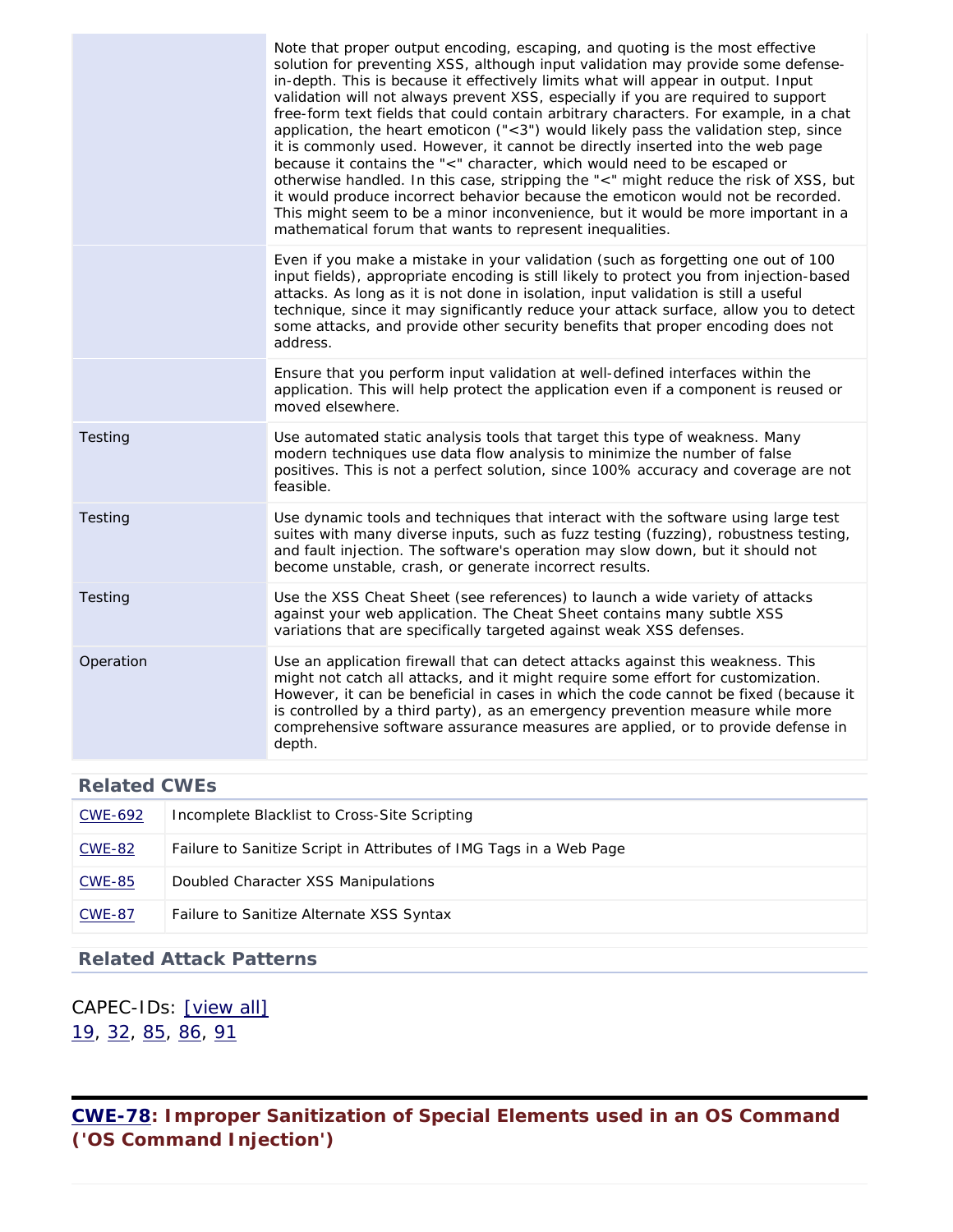| | |
|---|---|
| | Note that proper output encoding, escaping, and quoting is the most effective solution for preventing XSS, although input validation may provide some defense-in-depth. This is because it effectively limits what will appear in output. Input validation will not always prevent XSS, especially if you are required to support free-form text fields that could contain arbitrary characters. For example, in a chat application, the heart emoticon ("<3") would likely pass the validation step, since it is commonly used. However, it cannot be directly inserted into the web page because it contains the "<" character, which would need to be escaped or otherwise handled. In this case, stripping the "<" might reduce the risk of XSS, but it would produce incorrect behavior because the emoticon would not be recorded. This might seem to be a minor inconvenience, but it would be more important in a mathematical forum that wants to represent inequalities. |
| | Even if you make a mistake in your validation (such as forgetting one out of 100 input fields), appropriate encoding is still likely to protect you from injection-based attacks. As long as it is not done in isolation, input validation is still a useful technique, since it may significantly reduce your attack surface, allow you to detect some attacks, and provide other security benefits that proper encoding does not address. |
| | Ensure that you perform input validation at well-defined interfaces within the application. This will help protect the application even if a component is reused or moved elsewhere. |
| Testing | Use automated static analysis tools that target this type of weakness. Many modern techniques use data flow analysis to minimize the number of false positives. This is not a perfect solution, since 100% accuracy and coverage are not feasible. |
| Testing | Use dynamic tools and techniques that interact with the software using large test suites with many diverse inputs, such as fuzz testing (fuzzing), robustness testing, and fault injection. The software's operation may slow down, but it should not become unstable, crash, or generate incorrect results. |
| Testing | Use the XSS Cheat Sheet (see references) to launch a wide variety of attacks against your web application. The Cheat Sheet contains many subtle XSS variations that are specifically targeted against weak XSS defenses. |
| Operation | Use an application firewall that can detect attacks against this weakness. This might not catch all attacks, and it might require some effort for customization. However, it can be beneficial in cases in which the code cannot be fixed (because it is controlled by a third party), as an emergency prevention measure while more comprehensive software assurance measures are applied, or to provide defense in depth. |

### Related CWEs

| | |
|---|---|
| CWE-692 | Incomplete Blacklist to Cross-Site Scripting |
| CWE-82 | Failure to Sanitize Script in Attributes of IMG Tags in a Web Page |
| CWE-85 | Doubled Character XSS Manipulations |
| CWE-87 | Failure to Sanitize Alternate XSS Syntax |

### Related Attack Patterns

CAPEC-IDs: [view all]
19, 32, 85, 86, 91

## CWE-78: Improper Sanitization of Special Elements used in an OS Command ('OS Command Injection')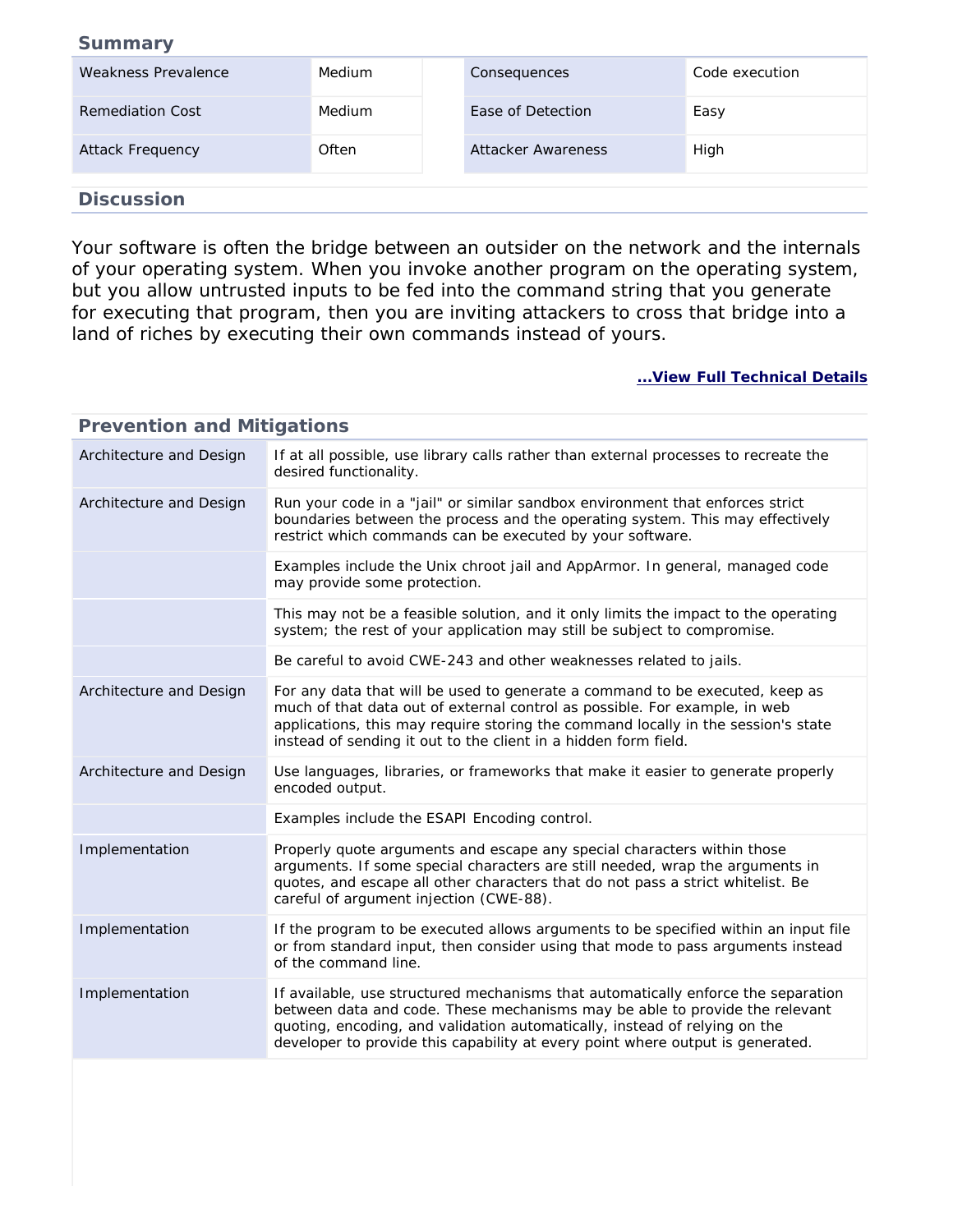## Summary

| Weakness Prevalence | Medium | Consequences | Code execution |
|---|---|---|---|
| Remediation Cost | Medium | Ease of Detection | Easy |
| Attack Frequency | Often | Attacker Awareness | High |

## Discussion

Your software is often the bridge between an outsider on the network and the internals of your operating system. When you invoke another program on the operating system, but you allow untrusted inputs to be fed into the command string that you generate for executing that program, then you are inviting attackers to cross that bridge into a land of riches by executing their own commands instead of yours.

**...View Full Technical Details**

## Prevention and Mitigations

| | |
|---|---|
| Architecture and Design | If at all possible, use library calls rather than external processes to recreate the desired functionality. |
| Architecture and Design | Run your code in a "jail" or similar sandbox environment that enforces strict boundaries between the process and the operating system. This may effectively restrict which commands can be executed by your software. |
| | Examples include the Unix chroot jail and AppArmor. In general, managed code may provide some protection. |
| | This may not be a feasible solution, and it only limits the impact to the operating system; the rest of your application may still be subject to compromise. |
| | Be careful to avoid CWE-243 and other weaknesses related to jails. |
| Architecture and Design | For any data that will be used to generate a command to be executed, keep as much of that data out of external control as possible. For example, in web applications, this may require storing the command locally in the session's state instead of sending it out to the client in a hidden form field. |
| Architecture and Design | Use languages, libraries, or frameworks that make it easier to generate properly encoded output. |
| | Examples include the ESAPI Encoding control. |
| Implementation | Properly quote arguments and escape any special characters within those arguments. If some special characters are still needed, wrap the arguments in quotes, and escape all other characters that do not pass a strict whitelist. Be careful of argument injection (CWE-88). |
| Implementation | If the program to be executed allows arguments to be specified within an input file or from standard input, then consider using that mode to pass arguments instead of the command line. |
| Implementation | If available, use structured mechanisms that automatically enforce the separation between data and code. These mechanisms may be able to provide the relevant quoting, encoding, and validation automatically, instead of relying on the developer to provide this capability at every point where output is generated. |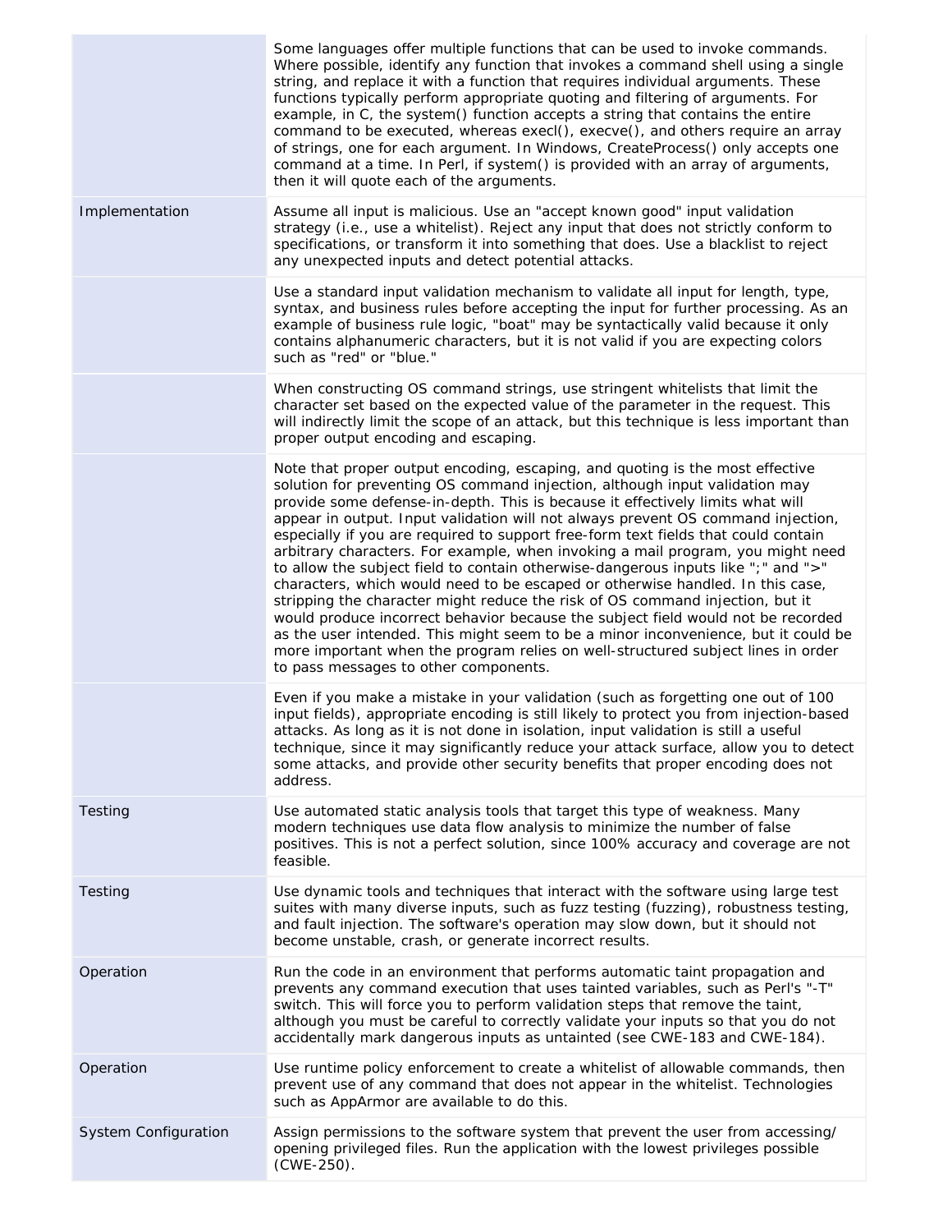| | |
|---|---|
| | Some languages offer multiple functions that can be used to invoke commands. Where possible, identify any function that invokes a command shell using a single string, and replace it with a function that requires individual arguments. These functions typically perform appropriate quoting and filtering of arguments. For example, in C, the system() function accepts a string that contains the entire command to be executed, whereas execl(), execve(), and others require an array of strings, one for each argument. In Windows, CreateProcess() only accepts one command at a time. In Perl, if system() is provided with an array of arguments, then it will quote each of the arguments. |
| Implementation | Assume all input is malicious. Use an "accept known good" input validation strategy (i.e., use a whitelist). Reject any input that does not strictly conform to specifications, or transform it into something that does. Use a blacklist to reject any unexpected inputs and detect potential attacks. |
| | Use a standard input validation mechanism to validate all input for length, type, syntax, and business rules before accepting the input for further processing. As an example of business rule logic, "boat" may be syntactically valid because it only contains alphanumeric characters, but it is not valid if you are expecting colors such as "red" or "blue." |
| | When constructing OS command strings, use stringent whitelists that limit the character set based on the expected value of the parameter in the request. This will indirectly limit the scope of an attack, but this technique is less important than proper output encoding and escaping. |
| | Note that proper output encoding, escaping, and quoting is the most effective solution for preventing OS command injection, although input validation may provide some defense-in-depth. This is because it effectively limits what will appear in output. Input validation will not always prevent OS command injection, especially if you are required to support free-form text fields that could contain arbitrary characters. For example, when invoking a mail program, you might need to allow the subject field to contain otherwise-dangerous inputs like ";" and ">" characters, which would need to be escaped or otherwise handled. In this case, stripping the character might reduce the risk of OS command injection, but it would produce incorrect behavior because the subject field would not be recorded as the user intended. This might seem to be a minor inconvenience, but it could be more important when the program relies on well-structured subject lines in order to pass messages to other components. |
| | Even if you make a mistake in your validation (such as forgetting one out of 100 input fields), appropriate encoding is still likely to protect you from injection-based attacks. As long as it is not done in isolation, input validation is still a useful technique, since it may significantly reduce your attack surface, allow you to detect some attacks, and provide other security benefits that proper encoding does not address. |
| Testing | Use automated static analysis tools that target this type of weakness. Many modern techniques use data flow analysis to minimize the number of false positives. This is not a perfect solution, since 100% accuracy and coverage are not feasible. |
| Testing | Use dynamic tools and techniques that interact with the software using large test suites with many diverse inputs, such as fuzz testing (fuzzing), robustness testing, and fault injection. The software's operation may slow down, but it should not become unstable, crash, or generate incorrect results. |
| Operation | Run the code in an environment that performs automatic taint propagation and prevents any command execution that uses tainted variables, such as Perl's "-T" switch. This will force you to perform validation steps that remove the taint, although you must be careful to correctly validate your inputs so that you do not accidentally mark dangerous inputs as untainted (see CWE-183 and CWE-184). |
| Operation | Use runtime policy enforcement to create a whitelist of allowable commands, then prevent use of any command that does not appear in the whitelist. Technologies such as AppArmor are available to do this. |
| System Configuration | Assign permissions to the software system that prevent the user from accessing/opening privileged files. Run the application with the lowest privileges possible (CWE-250). |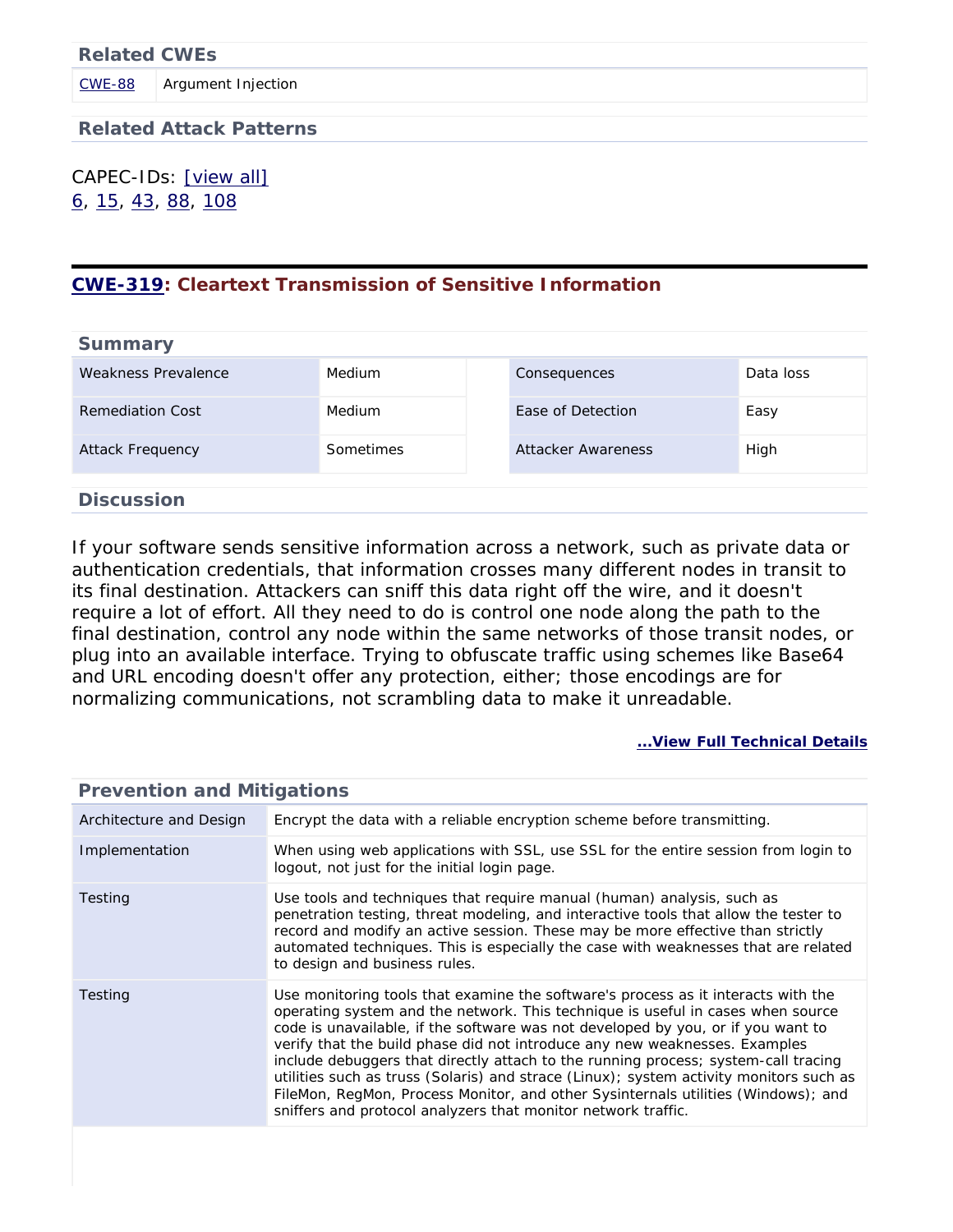### Related CWEs

| | |
|---|---|
| CWE-88 | Argument Injection |

### Related Attack Patterns

CAPEC-IDs: [view all]
6, 15, 43, 88, 108

## CWE-319: Cleartext Transmission of Sensitive Information

### Summary

| | | | |
|---|---|---|---|
| Weakness Prevalence | Medium | Consequences | Data loss |
| Remediation Cost | Medium | Ease of Detection | Easy |
| Attack Frequency | Sometimes | Attacker Awareness | High |

### Discussion

If your software sends sensitive information across a network, such as private data or authentication credentials, that information crosses many different nodes in transit to its final destination. Attackers can sniff this data right off the wire, and it doesn't require a lot of effort. All they need to do is control one node along the path to the final destination, control any node within the same networks of those transit nodes, or plug into an available interface. Trying to obfuscate traffic using schemes like Base64 and URL encoding doesn't offer any protection, either; those encodings are for normalizing communications, not scrambling data to make it unreadable.

...View Full Technical Details

### Prevention and Mitigations

| | |
|---|---|
| Architecture and Design | Encrypt the data with a reliable encryption scheme before transmitting. |
| Implementation | When using web applications with SSL, use SSL for the entire session from login to logout, not just for the initial login page. |
| Testing | Use tools and techniques that require manual (human) analysis, such as penetration testing, threat modeling, and interactive tools that allow the tester to record and modify an active session. These may be more effective than strictly automated techniques. This is especially the case with weaknesses that are related to design and business rules. |
| Testing | Use monitoring tools that examine the software's process as it interacts with the operating system and the network. This technique is useful in cases when source code is unavailable, if the software was not developed by you, or if you want to verify that the build phase did not introduce any new weaknesses. Examples include debuggers that directly attach to the running process; system-call tracing utilities such as truss (Solaris) and strace (Linux); system activity monitors such as FileMon, RegMon, Process Monitor, and other Sysinternals utilities (Windows); and sniffers and protocol analyzers that monitor network traffic. |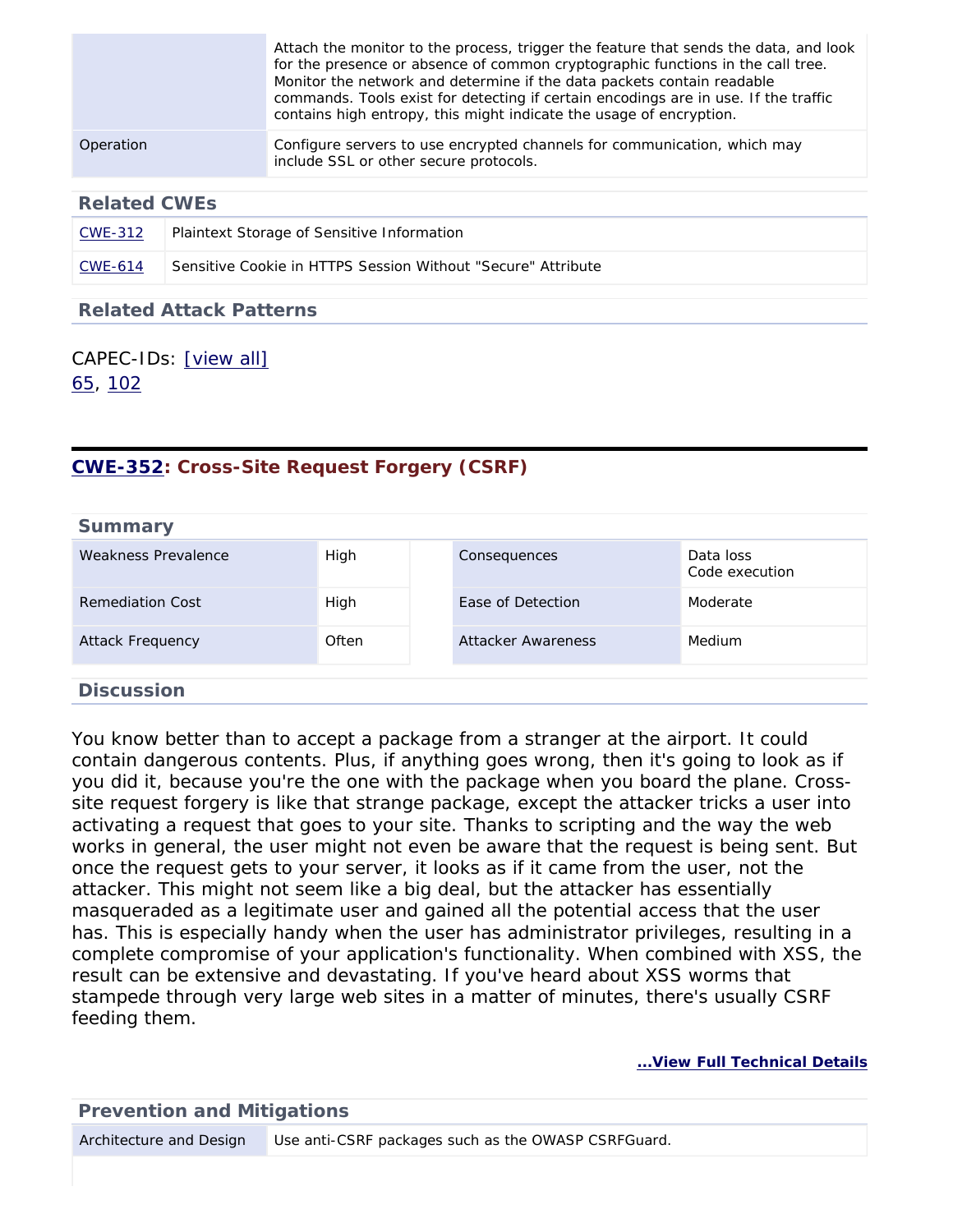| | |
|---|---|
| | Attach the monitor to the process, trigger the feature that sends the data, and look for the presence or absence of common cryptographic functions in the call tree. Monitor the network and determine if the data packets contain readable commands. Tools exist for detecting if certain encodings are in use. If the traffic contains high entropy, this might indicate the usage of encryption. |
| Operation | Configure servers to use encrypted channels for communication, which may include SSL or other secure protocols. |

### Related CWEs

| | |
|---|---|
| CWE-312 | Plaintext Storage of Sensitive Information |
| CWE-614 | Sensitive Cookie in HTTPS Session Without "Secure" Attribute |

### Related Attack Patterns

CAPEC-IDs: [view all]
65, 102

## CWE-352: Cross-Site Request Forgery (CSRF)

### Summary

| | | | |
|---|---|---|---|
| Weakness Prevalence | High | Consequences | Data loss<br>Code execution |
| Remediation Cost | High | Ease of Detection | Moderate |
| Attack Frequency | Often | Attacker Awareness | Medium |

### Discussion

You know better than to accept a package from a stranger at the airport. It could contain dangerous contents. Plus, if anything goes wrong, then it's going to look as if you did it, because you're the one with the package when you board the plane. Cross-site request forgery is like that strange package, except the attacker tricks a user into activating a request that goes to your site. Thanks to scripting and the way the web works in general, the user might not even be aware that the request is being sent. But once the request gets to your server, it looks as if it came from the user, not the attacker. This might not seem like a big deal, but the attacker has essentially masqueraded as a legitimate user and gained all the potential access that the user has. This is especially handy when the user has administrator privileges, resulting in a complete compromise of your application's functionality. When combined with XSS, the result can be extensive and devastating. If you've heard about XSS worms that stampede through very large web sites in a matter of minutes, there's usually CSRF feeding them.

**...View Full Technical Details**

### Prevention and Mitigations

| | |
|---|---|
| Architecture and Design | Use anti-CSRF packages such as the OWASP CSRFGuard. |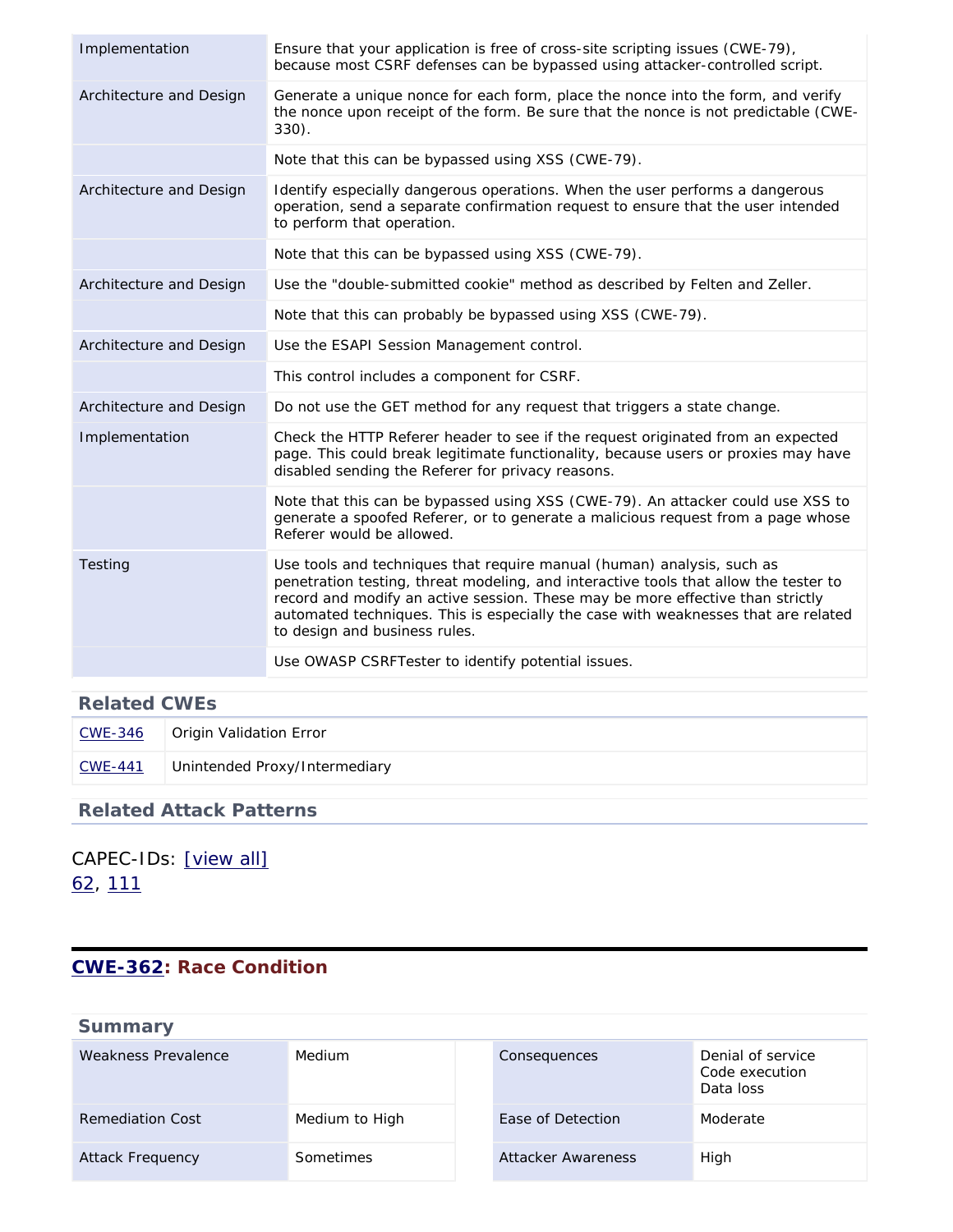| | |
|---|---|
| Implementation | Ensure that your application is free of cross-site scripting issues (CWE-79), because most CSRF defenses can be bypassed using attacker-controlled script. |
| Architecture and Design | Generate a unique nonce for each form, place the nonce into the form, and verify the nonce upon receipt of the form. Be sure that the nonce is not predictable (CWE-330). |
| | Note that this can be bypassed using XSS (CWE-79). |
| Architecture and Design | Identify especially dangerous operations. When the user performs a dangerous operation, send a separate confirmation request to ensure that the user intended to perform that operation. |
| | Note that this can be bypassed using XSS (CWE-79). |
| Architecture and Design | Use the "double-submitted cookie" method as described by Felten and Zeller. |
| | Note that this can probably be bypassed using XSS (CWE-79). |
| Architecture and Design | Use the ESAPI Session Management control. |
| | This control includes a component for CSRF. |
| Architecture and Design | Do not use the GET method for any request that triggers a state change. |
| Implementation | Check the HTTP Referer header to see if the request originated from an expected page. This could break legitimate functionality, because users or proxies may have disabled sending the Referer for privacy reasons. |
| | Note that this can be bypassed using XSS (CWE-79). An attacker could use XSS to generate a spoofed Referer, or to generate a malicious request from a page whose Referer would be allowed. |
| Testing | Use tools and techniques that require manual (human) analysis, such as penetration testing, threat modeling, and interactive tools that allow the tester to record and modify an active session. These may be more effective than strictly automated techniques. This is especially the case with weaknesses that are related to design and business rules. |
| | Use OWASP CSRFTester to identify potential issues. |

### Related CWEs

| | |
|---|---|
| CWE-346 | Origin Validation Error |
| CWE-441 | Unintended Proxy/Intermediary |

### Related Attack Patterns

CAPEC-IDs: [view all]
62, 111

## CWE-362: Race Condition

### Summary

| | | | |
|---|---|---|---|
| Weakness Prevalence | Medium | Consequences | Denial of service<br>Code execution<br>Data loss |
| Remediation Cost | Medium to High | Ease of Detection | Moderate |
| Attack Frequency | Sometimes | Attacker Awareness | High |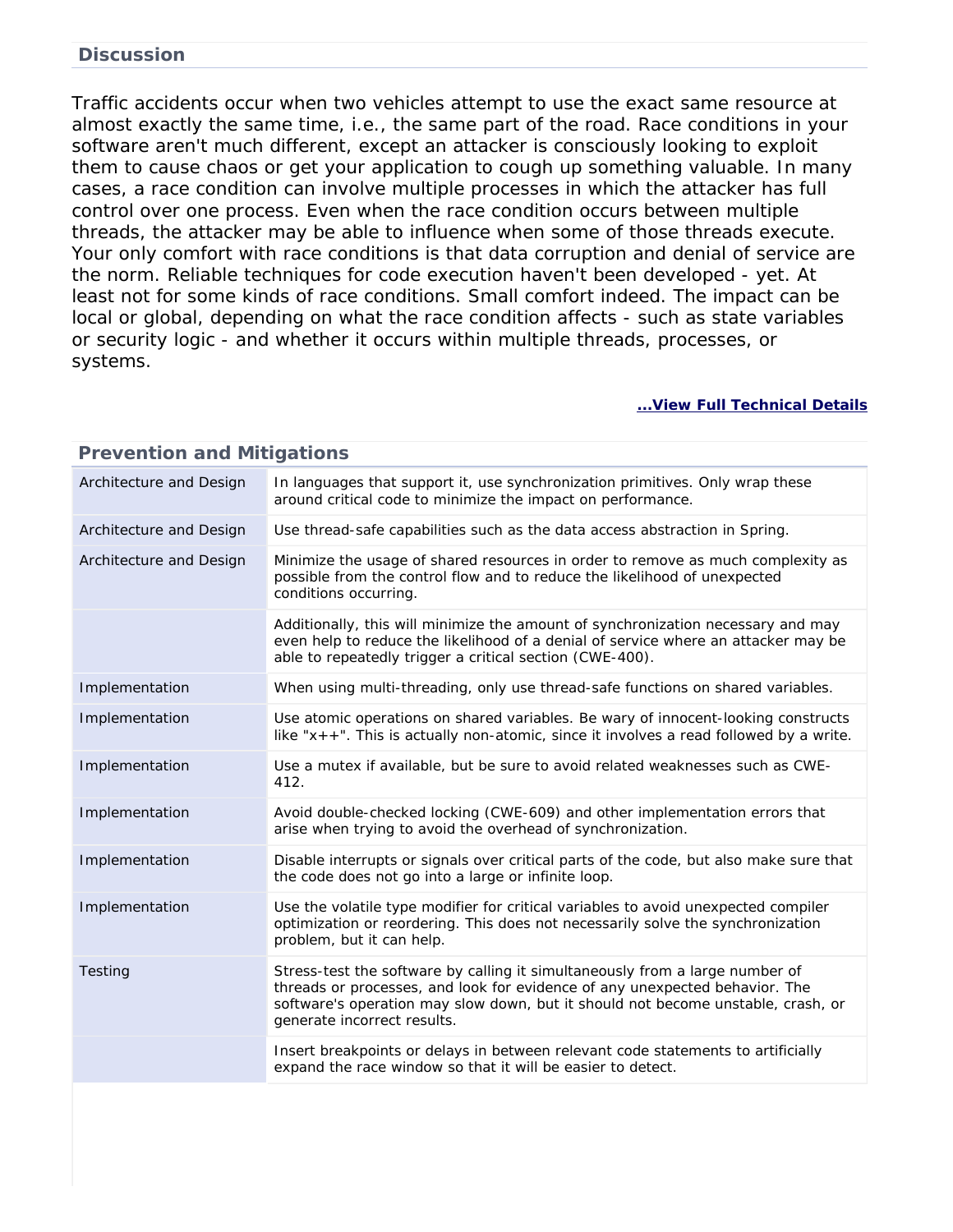## Discussion

Traffic accidents occur when two vehicles attempt to use the exact same resource at almost exactly the same time, i.e., the same part of the road. Race conditions in your software aren't much different, except an attacker is consciously looking to exploit them to cause chaos or get your application to cough up something valuable. In many cases, a race condition can involve multiple processes in which the attacker has full control over one process. Even when the race condition occurs between multiple threads, the attacker may be able to influence when some of those threads execute. Your only comfort with race conditions is that data corruption and denial of service are the norm. Reliable techniques for code execution haven't been developed - yet. At least not for some kinds of race conditions. Small comfort indeed. The impact can be local or global, depending on what the race condition affects - such as state variables or security logic - and whether it occurs within multiple threads, processes, or systems.

**...View Full Technical Details**

## Prevention and Mitigations

| | |
|---|---|
| Architecture and Design | In languages that support it, use synchronization primitives. Only wrap these around critical code to minimize the impact on performance. |
| Architecture and Design | Use thread-safe capabilities such as the data access abstraction in Spring. |
| Architecture and Design | Minimize the usage of shared resources in order to remove as much complexity as possible from the control flow and to reduce the likelihood of unexpected conditions occurring. |
| | Additionally, this will minimize the amount of synchronization necessary and may even help to reduce the likelihood of a denial of service where an attacker may be able to repeatedly trigger a critical section (CWE-400). |
| Implementation | When using multi-threading, only use thread-safe functions on shared variables. |
| Implementation | Use atomic operations on shared variables. Be wary of innocent-looking constructs like "x++". This is actually non-atomic, since it involves a read followed by a write. |
| Implementation | Use a mutex if available, but be sure to avoid related weaknesses such as CWE-412. |
| Implementation | Avoid double-checked locking (CWE-609) and other implementation errors that arise when trying to avoid the overhead of synchronization. |
| Implementation | Disable interrupts or signals over critical parts of the code, but also make sure that the code does not go into a large or infinite loop. |
| Implementation | Use the volatile type modifier for critical variables to avoid unexpected compiler optimization or reordering. This does not necessarily solve the synchronization problem, but it can help. |
| Testing | Stress-test the software by calling it simultaneously from a large number of threads or processes, and look for evidence of any unexpected behavior. The software's operation may slow down, but it should not become unstable, crash, or generate incorrect results. |
| | Insert breakpoints or delays in between relevant code statements to artificially expand the race window so that it will be easier to detect. |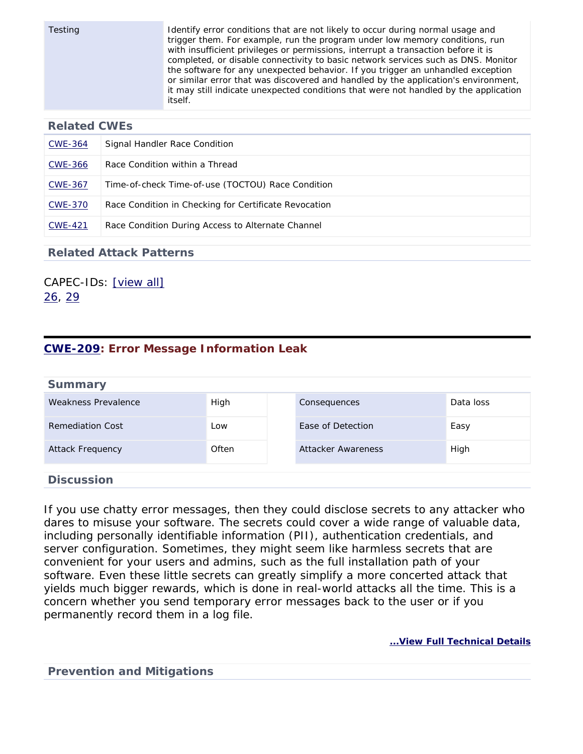| Testing | Identify error conditions that are not likely to occur during normal usage and trigger them. For example, run the program under low memory conditions, run with insufficient privileges or permissions, interrupt a transaction before it is completed, or disable connectivity to basic network services such as DNS. Monitor the software for any unexpected behavior. If you trigger an unhandled exception or similar error that was discovered and handled by the application's environment, it may still indicate unexpected conditions that were not handled by the application itself. |
|---|---|

### Related CWEs

| | |
|---|---|
| CWE-364 | Signal Handler Race Condition |
| CWE-366 | Race Condition within a Thread |
| CWE-367 | Time-of-check Time-of-use (TOCTOU) Race Condition |
| CWE-370 | Race Condition in Checking for Certificate Revocation |
| CWE-421 | Race Condition During Access to Alternate Channel |

### Related Attack Patterns

CAPEC-IDs: [view all]
26, 29

## CWE-209: Error Message Information Leak

### Summary

| | | | | |
|---|---|---|---|---|
| Weakness Prevalence | High | | Consequences | Data loss |
| Remediation Cost | Low | | Ease of Detection | Easy |
| Attack Frequency | Often | | Attacker Awareness | High |

### Discussion

If you use chatty error messages, then they could disclose secrets to any attacker who dares to misuse your software. The secrets could cover a wide range of valuable data, including personally identifiable information (PII), authentication credentials, and server configuration. Sometimes, they might seem like harmless secrets that are convenient for your users and admins, such as the full installation path of your software. Even these little secrets can greatly simplify a more concerted attack that yields much bigger rewards, which is done in real-world attacks all the time. This is a concern whether you send temporary error messages back to the user or if you permanently record them in a log file.

**...View Full Technical Details**

### Prevention and Mitigations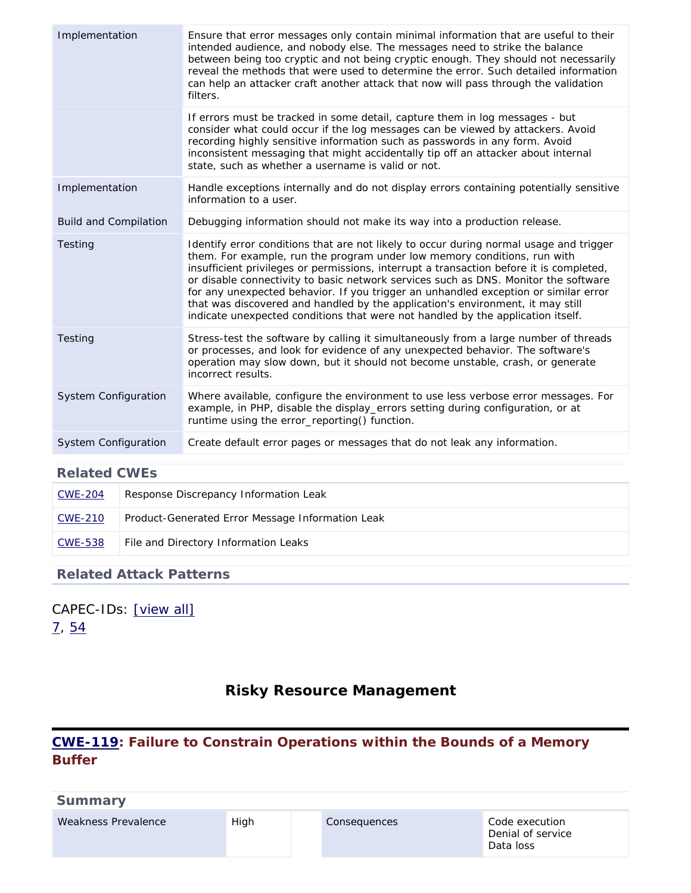| | |
|---|---|
| Implementation | Ensure that error messages only contain minimal information that are useful to their intended audience, and nobody else. The messages need to strike the balance between being too cryptic and not being cryptic enough. They should not necessarily reveal the methods that were used to determine the error. Such detailed information can help an attacker craft another attack that now will pass through the validation filters. |
| | If errors must be tracked in some detail, capture them in log messages - but consider what could occur if the log messages can be viewed by attackers. Avoid recording highly sensitive information such as passwords in any form. Avoid inconsistent messaging that might accidentally tip off an attacker about internal state, such as whether a username is valid or not. |
| Implementation | Handle exceptions internally and do not display errors containing potentially sensitive information to a user. |
| Build and Compilation | Debugging information should not make its way into a production release. |
| Testing | Identify error conditions that are not likely to occur during normal usage and trigger them. For example, run the program under low memory conditions, run with insufficient privileges or permissions, interrupt a transaction before it is completed, or disable connectivity to basic network services such as DNS. Monitor the software for any unexpected behavior. If you trigger an unhandled exception or similar error that was discovered and handled by the application's environment, it may still indicate unexpected conditions that were not handled by the application itself. |
| Testing | Stress-test the software by calling it simultaneously from a large number of threads or processes, and look for evidence of any unexpected behavior. The software's operation may slow down, but it should not become unstable, crash, or generate incorrect results. |
| System Configuration | Where available, configure the environment to use less verbose error messages. For example, in PHP, disable the display_errors setting during configuration, or at runtime using the error_reporting() function. |
| System Configuration | Create default error pages or messages that do not leak any information. |

### Related CWEs

| | |
|---|---|
| CWE-204 | Response Discrepancy Information Leak |
| CWE-210 | Product-Generated Error Message Information Leak |
| CWE-538 | File and Directory Information Leaks |

### Related Attack Patterns

CAPEC-IDs: [view all]
7, 54

## Risky Resource Management

## CWE-119: Failure to Constrain Operations within the Bounds of a Memory Buffer

### Summary

| | | | |
|---|---|---|---|
| Weakness Prevalence | High | Consequences | Code execution<br>Denial of service<br>Data loss |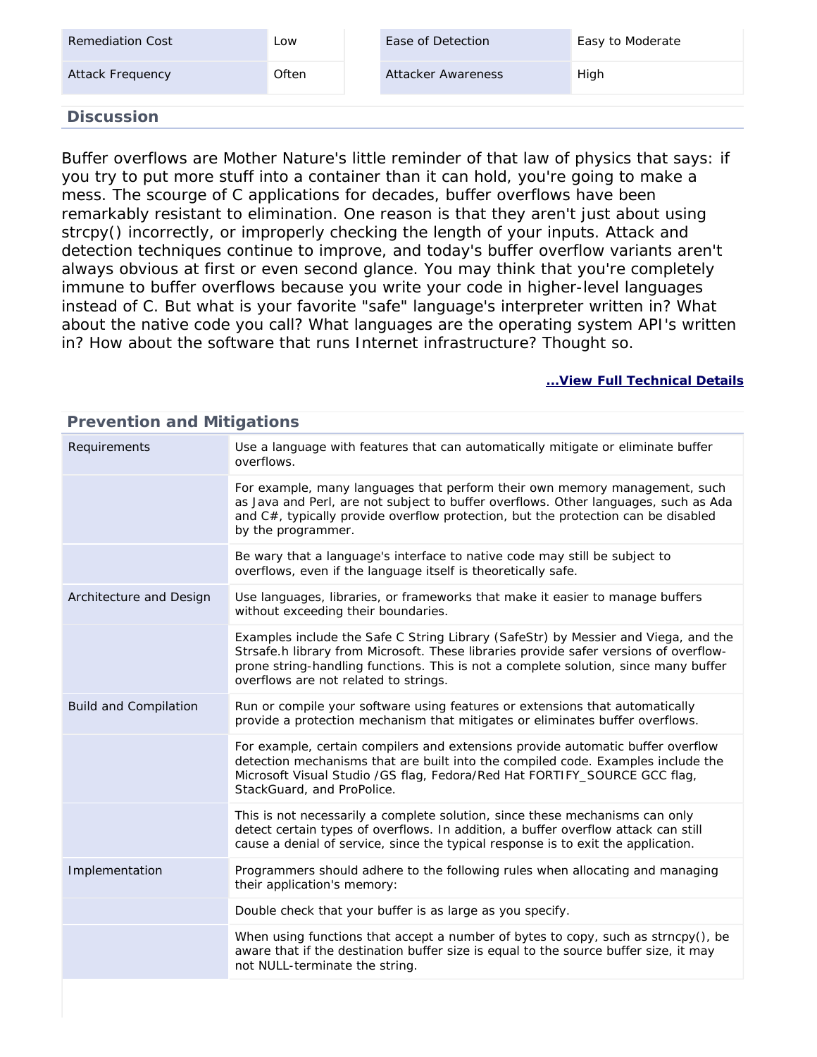| Remediation Cost | Low | Ease of Detection | Easy to Moderate |
|---|---|---|---|
| Attack Frequency | Often | Attacker Awareness | High |

## Discussion

Buffer overflows are Mother Nature's little reminder of that law of physics that says: if you try to put more stuff into a container than it can hold, you're going to make a mess. The scourge of C applications for decades, buffer overflows have been remarkably resistant to elimination. One reason is that they aren't just about using strcpy() incorrectly, or improperly checking the length of your inputs. Attack and detection techniques continue to improve, and today's buffer overflow variants aren't always obvious at first or even second glance. You may think that you're completely immune to buffer overflows because you write your code in higher-level languages instead of C. But what is your favorite "safe" language's interpreter written in? What about the native code you call? What languages are the operating system API's written in? How about the software that runs Internet infrastructure? Thought so.

**...View Full Technical Details**

## Prevention and Mitigations

| | |
|---|---|
| Requirements | Use a language with features that can automatically mitigate or eliminate buffer overflows. |
| | For example, many languages that perform their own memory management, such as Java and Perl, are not subject to buffer overflows. Other languages, such as Ada and C#, typically provide overflow protection, but the protection can be disabled by the programmer. |
| | Be wary that a language's interface to native code may still be subject to overflows, even if the language itself is theoretically safe. |
| Architecture and Design | Use languages, libraries, or frameworks that make it easier to manage buffers without exceeding their boundaries. |
| | Examples include the Safe C String Library (SafeStr) by Messier and Viega, and the Strsafe.h library from Microsoft. These libraries provide safer versions of overflow-prone string-handling functions. This is not a complete solution, since many buffer overflows are not related to strings. |
| Build and Compilation | Run or compile your software using features or extensions that automatically provide a protection mechanism that mitigates or eliminates buffer overflows. |
| | For example, certain compilers and extensions provide automatic buffer overflow detection mechanisms that are built into the compiled code. Examples include the Microsoft Visual Studio /GS flag, Fedora/Red Hat FORTIFY_SOURCE GCC flag, StackGuard, and ProPolice. |
| | This is not necessarily a complete solution, since these mechanisms can only detect certain types of overflows. In addition, a buffer overflow attack can still cause a denial of service, since the typical response is to exit the application. |
| Implementation | Programmers should adhere to the following rules when allocating and managing their application's memory: |
| | Double check that your buffer is as large as you specify. |
| | When using functions that accept a number of bytes to copy, such as strncpy(), be aware that if the destination buffer size is equal to the source buffer size, it may not NULL-terminate the string. |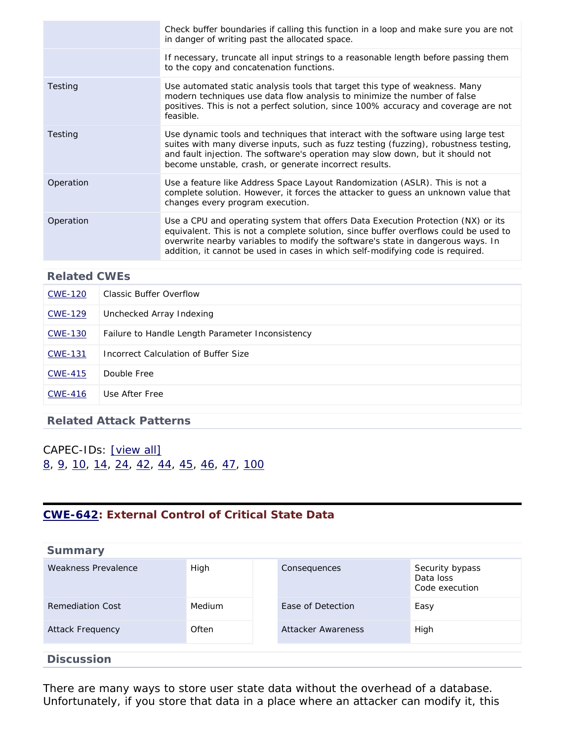|  |  |
|---|---|
|  | Check buffer boundaries if calling this function in a loop and make sure you are not in danger of writing past the allocated space. |
|  | If necessary, truncate all input strings to a reasonable length before passing them to the copy and concatenation functions. |
| Testing | Use automated static analysis tools that target this type of weakness. Many modern techniques use data flow analysis to minimize the number of false positives. This is not a perfect solution, since 100% accuracy and coverage are not feasible. |
| Testing | Use dynamic tools and techniques that interact with the software using large test suites with many diverse inputs, such as fuzz testing (fuzzing), robustness testing, and fault injection. The software's operation may slow down, but it should not become unstable, crash, or generate incorrect results. |
| Operation | Use a feature like Address Space Layout Randomization (ASLR). This is not a complete solution. However, it forces the attacker to guess an unknown value that changes every program execution. |
| Operation | Use a CPU and operating system that offers Data Execution Protection (NX) or its equivalent. This is not a complete solution, since buffer overflows could be used to overwrite nearby variables to modify the software's state in dangerous ways. In addition, it cannot be used in cases in which self-modifying code is required. |

### Related CWEs

|  |  |
|---|---|
| CWE-120 | Classic Buffer Overflow |
| CWE-129 | Unchecked Array Indexing |
| CWE-130 | Failure to Handle Length Parameter Inconsistency |
| CWE-131 | Incorrect Calculation of Buffer Size |
| CWE-415 | Double Free |
| CWE-416 | Use After Free |

### Related Attack Patterns

CAPEC-IDs: [view all]
8, 9, 10, 14, 24, 42, 44, 45, 46, 47, 100

## CWE-642: External Control of Critical State Data

### Summary

|  |  |  |  |
|---|---|---|---|
| Weakness Prevalence | High | Consequences | Security bypass<br>Data loss<br>Code execution |
| Remediation Cost | Medium | Ease of Detection | Easy |
| Attack Frequency | Often | Attacker Awareness | High |

### Discussion

There are many ways to store user state data without the overhead of a database. Unfortunately, if you store that data in a place where an attacker can modify it, this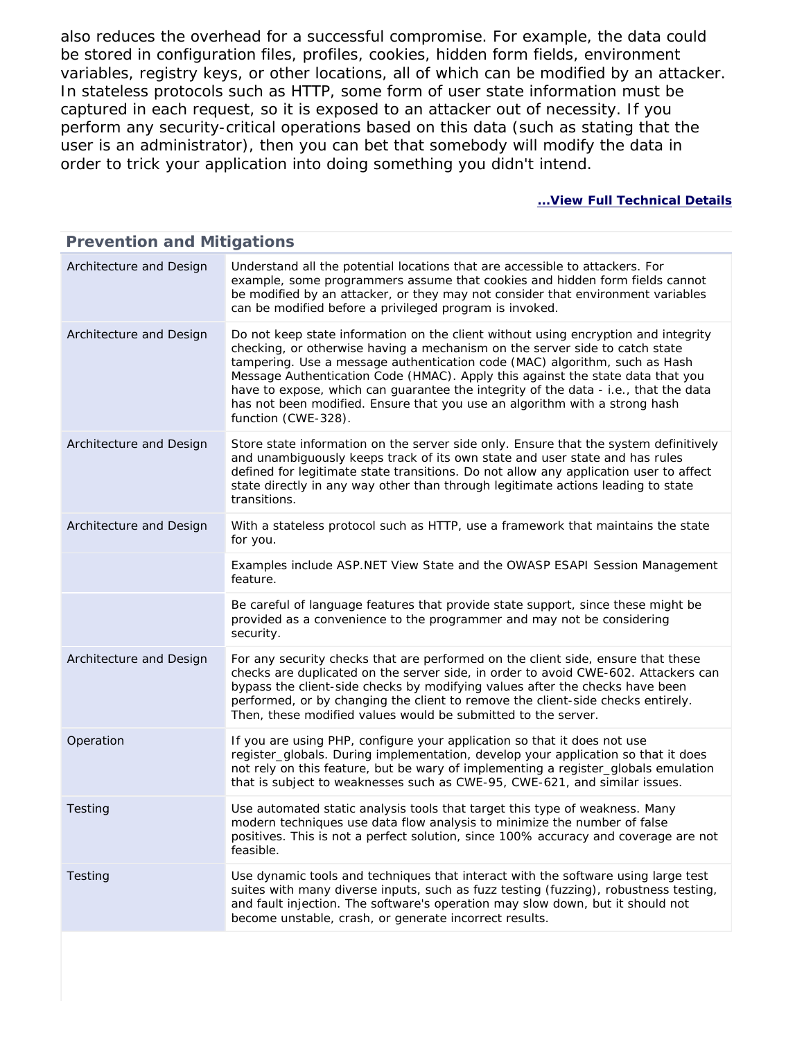also reduces the overhead for a successful compromise. For example, the data could be stored in configuration files, profiles, cookies, hidden form fields, environment variables, registry keys, or other locations, all of which can be modified by an attacker. In stateless protocols such as HTTP, some form of user state information must be captured in each request, so it is exposed to an attacker out of necessity. If you perform any security-critical operations based on this data (such as stating that the user is an administrator), then you can bet that somebody will modify the data in order to trick your application into doing something you didn't intend.

**...View Full Technical Details**

## Prevention and Mitigations

| | |
|---|---|
| Architecture and Design | Understand all the potential locations that are accessible to attackers. For example, some programmers assume that cookies and hidden form fields cannot be modified by an attacker, or they may not consider that environment variables can be modified before a privileged program is invoked. |
| Architecture and Design | Do not keep state information on the client without using encryption and integrity checking, or otherwise having a mechanism on the server side to catch state tampering. Use a message authentication code (MAC) algorithm, such as Hash Message Authentication Code (HMAC). Apply this against the state data that you have to expose, which can guarantee the integrity of the data - i.e., that the data has not been modified. Ensure that you use an algorithm with a strong hash function (CWE-328). |
| Architecture and Design | Store state information on the server side only. Ensure that the system definitively and unambiguously keeps track of its own state and user state and has rules defined for legitimate state transitions. Do not allow any application user to affect state directly in any way other than through legitimate actions leading to state transitions. |
| Architecture and Design | With a stateless protocol such as HTTP, use a framework that maintains the state for you. |
| | Examples include ASP.NET View State and the OWASP ESAPI Session Management feature. |
| | Be careful of language features that provide state support, since these might be provided as a convenience to the programmer and may not be considering security. |
| Architecture and Design | For any security checks that are performed on the client side, ensure that these checks are duplicated on the server side, in order to avoid CWE-602. Attackers can bypass the client-side checks by modifying values after the checks have been performed, or by changing the client to remove the client-side checks entirely. Then, these modified values would be submitted to the server. |
| Operation | If you are using PHP, configure your application so that it does not use register_globals. During implementation, develop your application so that it does not rely on this feature, but be wary of implementing a register_globals emulation that is subject to weaknesses such as CWE-95, CWE-621, and similar issues. |
| Testing | Use automated static analysis tools that target this type of weakness. Many modern techniques use data flow analysis to minimize the number of false positives. This is not a perfect solution, since 100% accuracy and coverage are not feasible. |
| Testing | Use dynamic tools and techniques that interact with the software using large test suites with many diverse inputs, such as fuzz testing (fuzzing), robustness testing, and fault injection. The software's operation may slow down, but it should not become unstable, crash, or generate incorrect results. |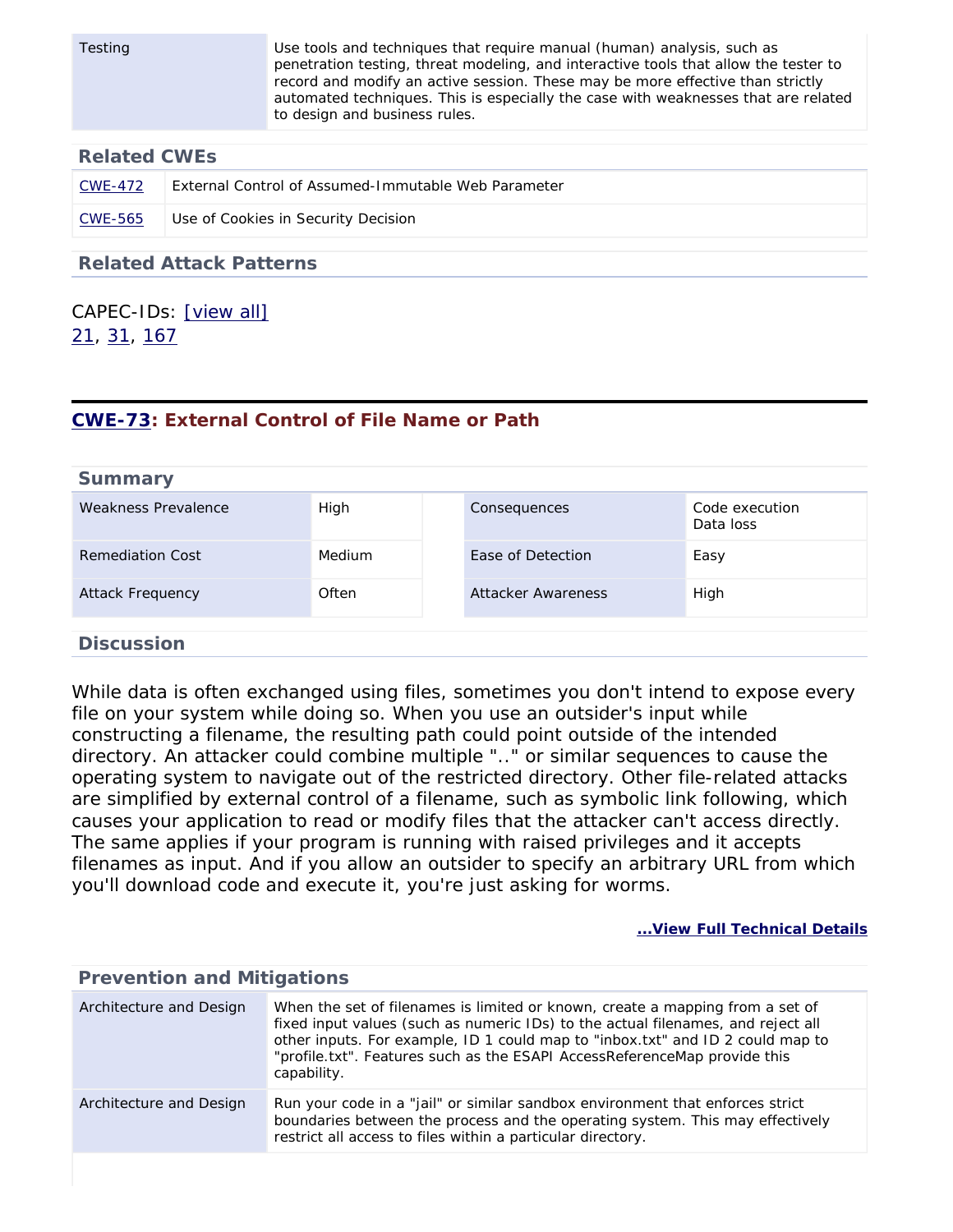| Testing | Use tools and techniques that require manual (human) analysis, such as penetration testing, threat modeling, and interactive tools that allow the tester to record and modify an active session. These may be more effective than strictly automated techniques. This is especially the case with weaknesses that are related to design and business rules. |
|---|---|

### Related CWEs

| | |
|---|---|
| CWE-472 | External Control of Assumed-Immutable Web Parameter |
| CWE-565 | Use of Cookies in Security Decision |

### Related Attack Patterns

CAPEC-IDs: [view all]
21, 31, 167

## CWE-73: External Control of File Name or Path

### Summary

| | | | |
|---|---|---|---|
| Weakness Prevalence | High | Consequences | Code execution<br>Data loss |
| Remediation Cost | Medium | Ease of Detection | Easy |
| Attack Frequency | Often | Attacker Awareness | High |

### Discussion

While data is often exchanged using files, sometimes you don't intend to expose every file on your system while doing so. When you use an outsider's input while constructing a filename, the resulting path could point outside of the intended directory. An attacker could combine multiple ".." or similar sequences to cause the operating system to navigate out of the restricted directory. Other file-related attacks are simplified by external control of a filename, such as symbolic link following, which causes your application to read or modify files that the attacker can't access directly. The same applies if your program is running with raised privileges and it accepts filenames as input. And if you allow an outsider to specify an arbitrary URL from which you'll download code and execute it, you're just asking for worms.

**...View Full Technical Details**

### Prevention and Mitigations

| | |
|---|---|
| Architecture and Design | When the set of filenames is limited or known, create a mapping from a set of fixed input values (such as numeric IDs) to the actual filenames, and reject all other inputs. For example, ID 1 could map to "inbox.txt" and ID 2 could map to "profile.txt". Features such as the ESAPI AccessReferenceMap provide this capability. |
| Architecture and Design | Run your code in a "jail" or similar sandbox environment that enforces strict boundaries between the process and the operating system. This may effectively restrict all access to files within a particular directory. |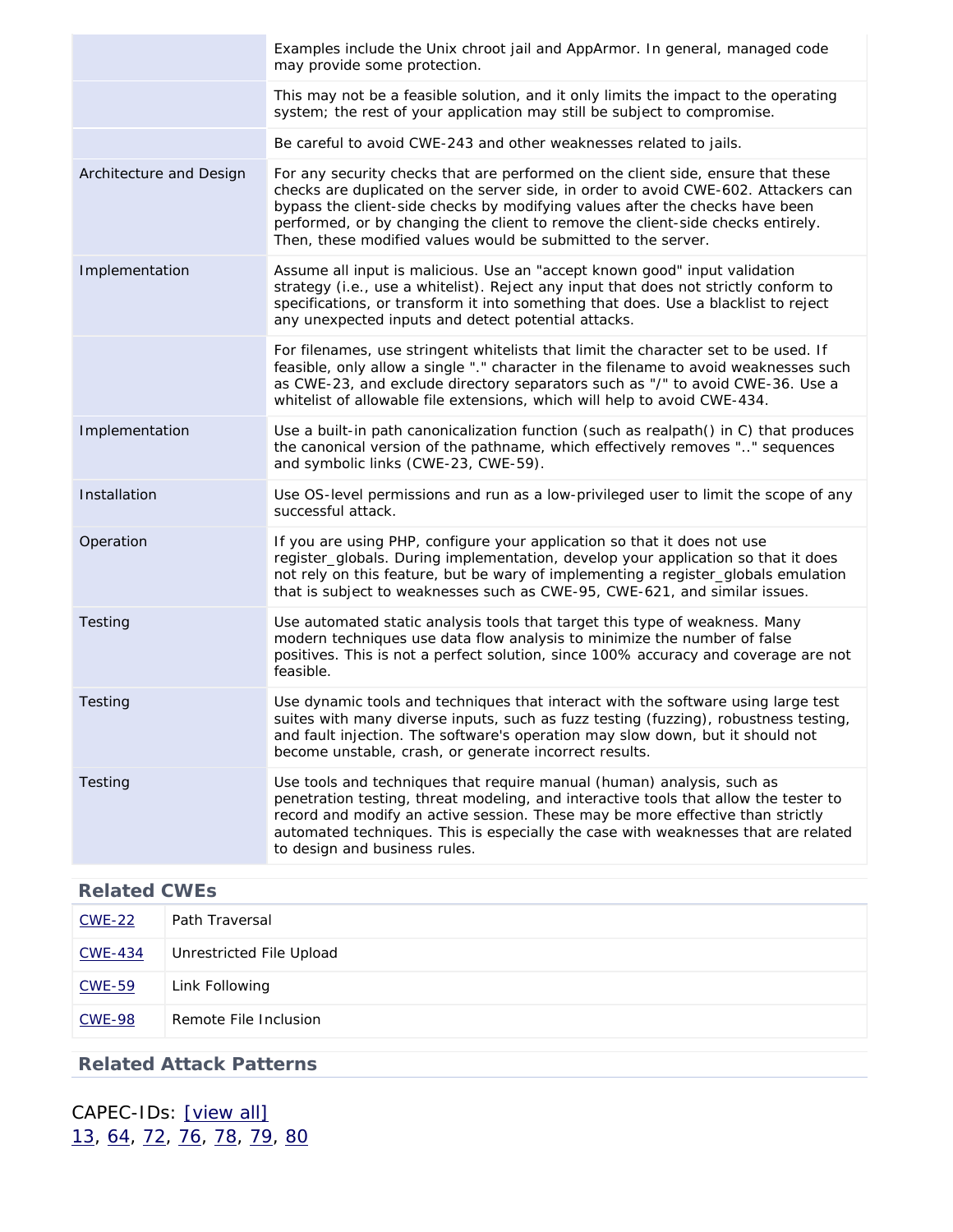| | |
|---|---|
| | Examples include the Unix chroot jail and AppArmor. In general, managed code may provide some protection. |
| | This may not be a feasible solution, and it only limits the impact to the operating system; the rest of your application may still be subject to compromise. |
| | Be careful to avoid CWE-243 and other weaknesses related to jails. |
| Architecture and Design | For any security checks that are performed on the client side, ensure that these checks are duplicated on the server side, in order to avoid CWE-602. Attackers can bypass the client-side checks by modifying values after the checks have been performed, or by changing the client to remove the client-side checks entirely. Then, these modified values would be submitted to the server. |
| Implementation | Assume all input is malicious. Use an "accept known good" input validation strategy (i.e., use a whitelist). Reject any input that does not strictly conform to specifications, or transform it into something that does. Use a blacklist to reject any unexpected inputs and detect potential attacks. |
| | For filenames, use stringent whitelists that limit the character set to be used. If feasible, only allow a single "." character in the filename to avoid weaknesses such as CWE-23, and exclude directory separators such as "/" to avoid CWE-36. Use a whitelist of allowable file extensions, which will help to avoid CWE-434. |
| Implementation | Use a built-in path canonicalization function (such as realpath() in C) that produces the canonical version of the pathname, which effectively removes ".." sequences and symbolic links (CWE-23, CWE-59). |
| Installation | Use OS-level permissions and run as a low-privileged user to limit the scope of any successful attack. |
| Operation | If you are using PHP, configure your application so that it does not use register_globals. During implementation, develop your application so that it does not rely on this feature, but be wary of implementing a register_globals emulation that is subject to weaknesses such as CWE-95, CWE-621, and similar issues. |
| Testing | Use automated static analysis tools that target this type of weakness. Many modern techniques use data flow analysis to minimize the number of false positives. This is not a perfect solution, since 100% accuracy and coverage are not feasible. |
| Testing | Use dynamic tools and techniques that interact with the software using large test suites with many diverse inputs, such as fuzz testing (fuzzing), robustness testing, and fault injection. The software's operation may slow down, but it should not become unstable, crash, or generate incorrect results. |
| Testing | Use tools and techniques that require manual (human) analysis, such as penetration testing, threat modeling, and interactive tools that allow the tester to record and modify an active session. These may be more effective than strictly automated techniques. This is especially the case with weaknesses that are related to design and business rules. |

## Related CWEs

| | |
|---|---|
| CWE-22 | Path Traversal |
| CWE-434 | Unrestricted File Upload |
| CWE-59 | Link Following |
| CWE-98 | Remote File Inclusion |

## Related Attack Patterns

CAPEC-IDs: [view all]
13, 64, 72, 76, 78, 79, 80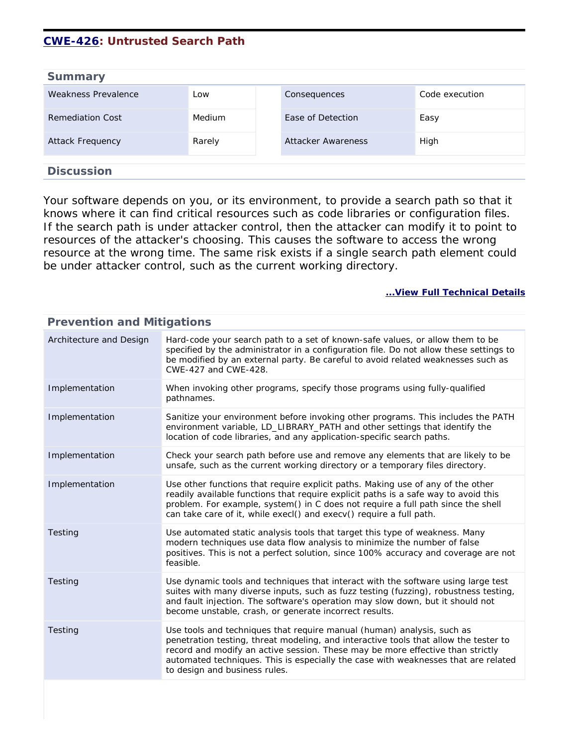## CWE-426: Untrusted Search Path

### Summary

| Weakness Prevalence | Low | Consequences | Code execution |
|---|---|---|---|
| Remediation Cost | Medium | Ease of Detection | Easy |
| Attack Frequency | Rarely | Attacker Awareness | High |

### Discussion

Your software depends on you, or its environment, to provide a search path so that it knows where it can find critical resources such as code libraries or configuration files. If the search path is under attacker control, then the attacker can modify it to point to resources of the attacker's choosing. This causes the software to access the wrong resource at the wrong time. The same risk exists if a single search path element could be under attacker control, such as the current working directory.

**...View Full Technical Details**

### Prevention and Mitigations

| | |
|---|---|
| Architecture and Design | Hard-code your search path to a set of known-safe values, or allow them to be specified by the administrator in a configuration file. Do not allow these settings to be modified by an external party. Be careful to avoid related weaknesses such as CWE-427 and CWE-428. |
| Implementation | When invoking other programs, specify those programs using fully-qualified pathnames. |
| Implementation | Sanitize your environment before invoking other programs. This includes the PATH environment variable, LD_LIBRARY_PATH and other settings that identify the location of code libraries, and any application-specific search paths. |
| Implementation | Check your search path before use and remove any elements that are likely to be unsafe, such as the current working directory or a temporary files directory. |
| Implementation | Use other functions that require explicit paths. Making use of any of the other readily available functions that require explicit paths is a safe way to avoid this problem. For example, system() in C does not require a full path since the shell can take care of it, while execl() and execv() require a full path. |
| Testing | Use automated static analysis tools that target this type of weakness. Many modern techniques use data flow analysis to minimize the number of false positives. This is not a perfect solution, since 100% accuracy and coverage are not feasible. |
| Testing | Use dynamic tools and techniques that interact with the software using large test suites with many diverse inputs, such as fuzz testing (fuzzing), robustness testing, and fault injection. The software's operation may slow down, but it should not become unstable, crash, or generate incorrect results. |
| Testing | Use tools and techniques that require manual (human) analysis, such as penetration testing, threat modeling, and interactive tools that allow the tester to record and modify an active session. These may be more effective than strictly automated techniques. This is especially the case with weaknesses that are related to design and business rules. |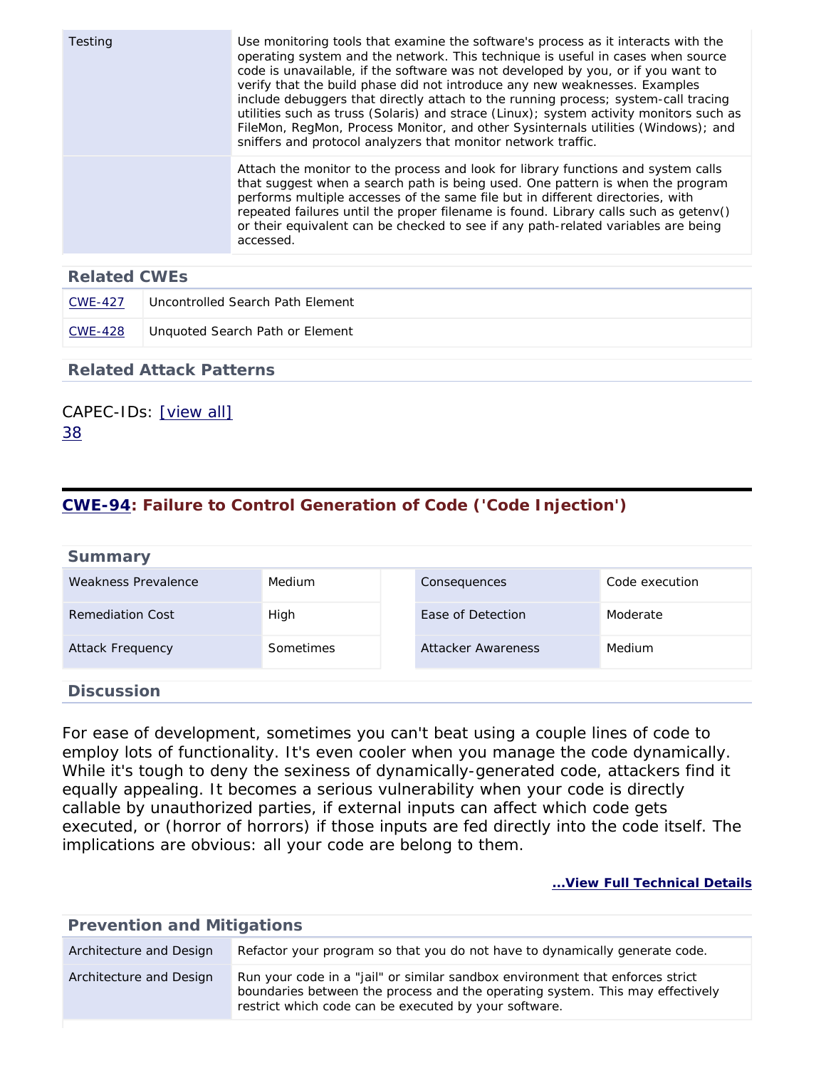| | |
|---|---|
| Testing | Use monitoring tools that examine the software's process as it interacts with the operating system and the network. This technique is useful in cases when source code is unavailable, if the software was not developed by you, or if you want to verify that the build phase did not introduce any new weaknesses. Examples include debuggers that directly attach to the running process; system-call tracing utilities such as truss (Solaris) and strace (Linux); system activity monitors such as FileMon, RegMon, Process Monitor, and other Sysinternals utilities (Windows); and sniffers and protocol analyzers that monitor network traffic. |
| | Attach the monitor to the process and look for library functions and system calls that suggest when a search path is being used. One pattern is when the program performs multiple accesses of the same file but in different directories, with repeated failures until the proper filename is found. Library calls such as getenv() or their equivalent can be checked to see if any path-related variables are being accessed. |

### Related CWEs

| | |
|---|---|
| CWE-427 | Uncontrolled Search Path Element |
| CWE-428 | Unquoted Search Path or Element |

### Related Attack Patterns

CAPEC-IDs: [view all]
38

## CWE-94: Failure to Control Generation of Code ('Code Injection')

### Summary

| | | | |
|---|---|---|---|
| Weakness Prevalence | Medium | Consequences | Code execution |
| Remediation Cost | High | Ease of Detection | Moderate |
| Attack Frequency | Sometimes | Attacker Awareness | Medium |

### Discussion

For ease of development, sometimes you can't beat using a couple lines of code to employ lots of functionality. It's even cooler when you manage the code dynamically. While it's tough to deny the sexiness of dynamically-generated code, attackers find it equally appealing. It becomes a serious vulnerability when your code is directly callable by unauthorized parties, if external inputs can affect which code gets executed, or (horror of horrors) if those inputs are fed directly into the code itself. The implications are obvious: all your code are belong to them.

**...View Full Technical Details**

### Prevention and Mitigations

| | |
|---|---|
| Architecture and Design | Refactor your program so that you do not have to dynamically generate code. |
| Architecture and Design | Run your code in a "jail" or similar sandbox environment that enforces strict boundaries between the process and the operating system. This may effectively restrict which code can be executed by your software. |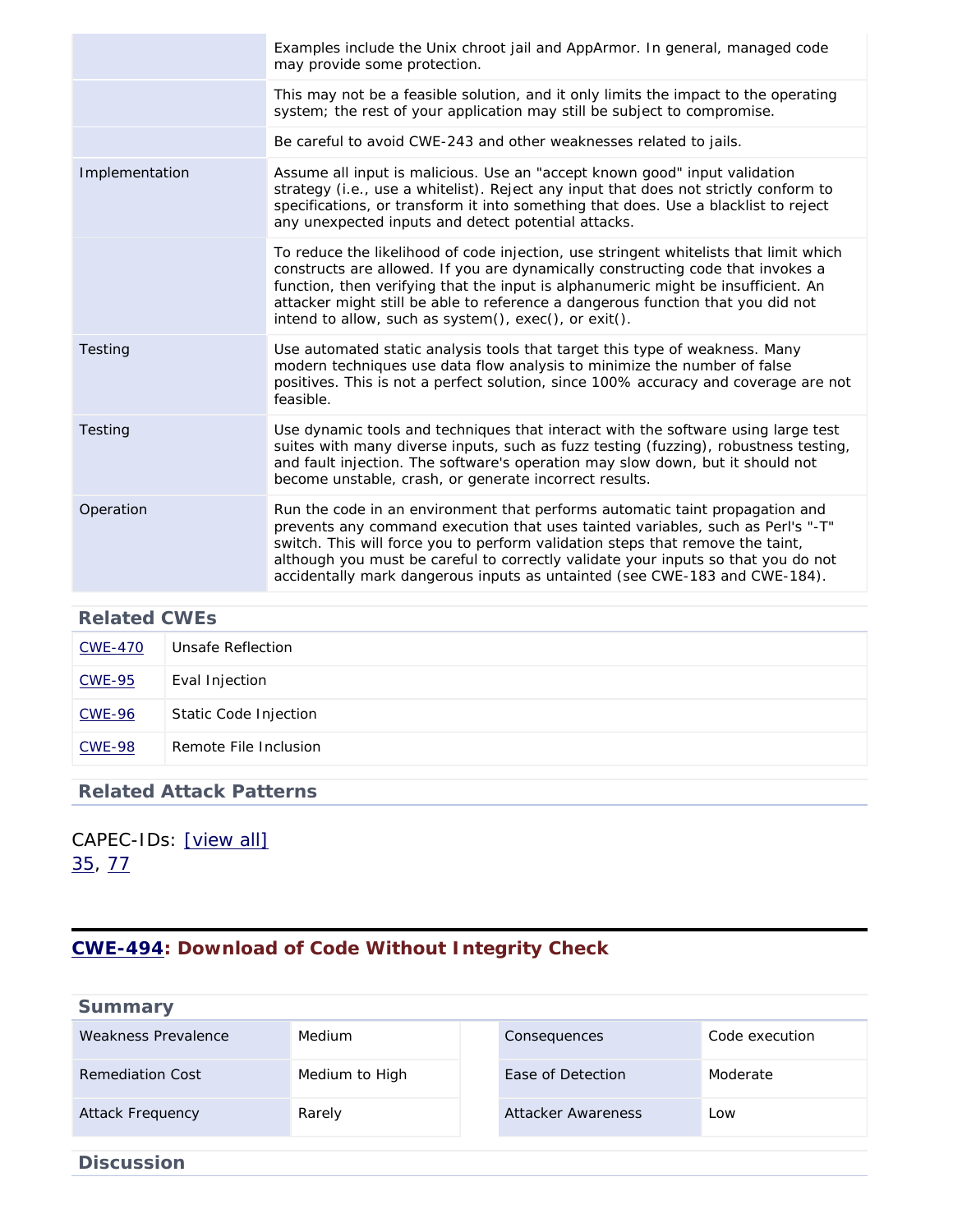| | |
|---|---|
| | Examples include the Unix chroot jail and AppArmor. In general, managed code may provide some protection. |
| | This may not be a feasible solution, and it only limits the impact to the operating system; the rest of your application may still be subject to compromise. |
| | Be careful to avoid CWE-243 and other weaknesses related to jails. |
| Implementation | Assume all input is malicious. Use an "accept known good" input validation strategy (i.e., use a whitelist). Reject any input that does not strictly conform to specifications, or transform it into something that does. Use a blacklist to reject any unexpected inputs and detect potential attacks. |
| | To reduce the likelihood of code injection, use stringent whitelists that limit which constructs are allowed. If you are dynamically constructing code that invokes a function, then verifying that the input is alphanumeric might be insufficient. An attacker might still be able to reference a dangerous function that you did not intend to allow, such as system(), exec(), or exit(). |
| Testing | Use automated static analysis tools that target this type of weakness. Many modern techniques use data flow analysis to minimize the number of false positives. This is not a perfect solution, since 100% accuracy and coverage are not feasible. |
| Testing | Use dynamic tools and techniques that interact with the software using large test suites with many diverse inputs, such as fuzz testing (fuzzing), robustness testing, and fault injection. The software's operation may slow down, but it should not become unstable, crash, or generate incorrect results. |
| Operation | Run the code in an environment that performs automatic taint propagation and prevents any command execution that uses tainted variables, such as Perl's "-T" switch. This will force you to perform validation steps that remove the taint, although you must be careful to correctly validate your inputs so that you do not accidentally mark dangerous inputs as untainted (see CWE-183 and CWE-184). |

### Related CWEs

| | |
|---|---|
| CWE-470 | Unsafe Reflection |
| CWE-95 | Eval Injection |
| CWE-96 | Static Code Injection |
| CWE-98 | Remote File Inclusion |

### Related Attack Patterns

CAPEC-IDs: [view all]
35, 77

## CWE-494: Download of Code Without Integrity Check

### Summary

| | | | |
|---|---|---|---|
| Weakness Prevalence | Medium | Consequences | Code execution |
| Remediation Cost | Medium to High | Ease of Detection | Moderate |
| Attack Frequency | Rarely | Attacker Awareness | Low |

### Discussion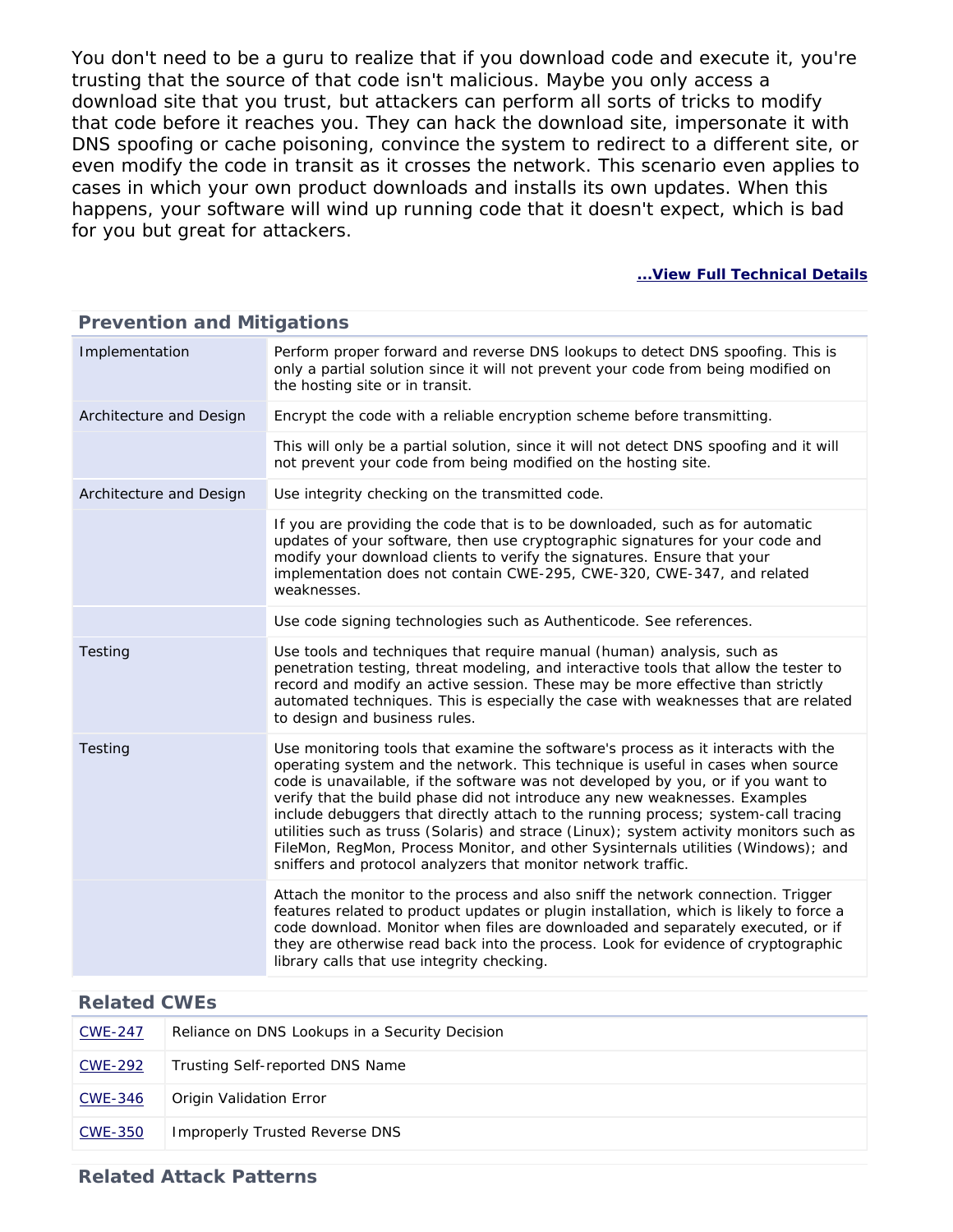You don't need to be a guru to realize that if you download code and execute it, you're trusting that the source of that code isn't malicious. Maybe you only access a download site that you trust, but attackers can perform all sorts of tricks to modify that code before it reaches you. They can hack the download site, impersonate it with DNS spoofing or cache poisoning, convince the system to redirect to a different site, or even modify the code in transit as it crosses the network. This scenario even applies to cases in which your own product downloads and installs its own updates. When this happens, your software will wind up running code that it doesn't expect, which is bad for you but great for attackers.

**...View Full Technical Details**

### Prevention and Mitigations

| | |
|---|---|
| Implementation | Perform proper forward and reverse DNS lookups to detect DNS spoofing. This is only a partial solution since it will not prevent your code from being modified on the hosting site or in transit. |
| Architecture and Design | Encrypt the code with a reliable encryption scheme before transmitting. |
| | This will only be a partial solution, since it will not detect DNS spoofing and it will not prevent your code from being modified on the hosting site. |
| Architecture and Design | Use integrity checking on the transmitted code. |
| | If you are providing the code that is to be downloaded, such as for automatic updates of your software, then use cryptographic signatures for your code and modify your download clients to verify the signatures. Ensure that your implementation does not contain CWE-295, CWE-320, CWE-347, and related weaknesses. |
| | Use code signing technologies such as Authenticode. See references. |
| Testing | Use tools and techniques that require manual (human) analysis, such as penetration testing, threat modeling, and interactive tools that allow the tester to record and modify an active session. These may be more effective than strictly automated techniques. This is especially the case with weaknesses that are related to design and business rules. |
| Testing | Use monitoring tools that examine the software's process as it interacts with the operating system and the network. This technique is useful in cases when source code is unavailable, if the software was not developed by you, or if you want to verify that the build phase did not introduce any new weaknesses. Examples include debuggers that directly attach to the running process; system-call tracing utilities such as truss (Solaris) and strace (Linux); system activity monitors such as FileMon, RegMon, Process Monitor, and other Sysinternals utilities (Windows); and sniffers and protocol analyzers that monitor network traffic. |
| | Attach the monitor to the process and also sniff the network connection. Trigger features related to product updates or plugin installation, which is likely to force a code download. Monitor when files are downloaded and separately executed, or if they are otherwise read back into the process. Look for evidence of cryptographic library calls that use integrity checking. |

### Related CWEs

| | |
|---|---|
| CWE-247 | Reliance on DNS Lookups in a Security Decision |
| CWE-292 | Trusting Self-reported DNS Name |
| CWE-346 | Origin Validation Error |
| CWE-350 | Improperly Trusted Reverse DNS |

### Related Attack Patterns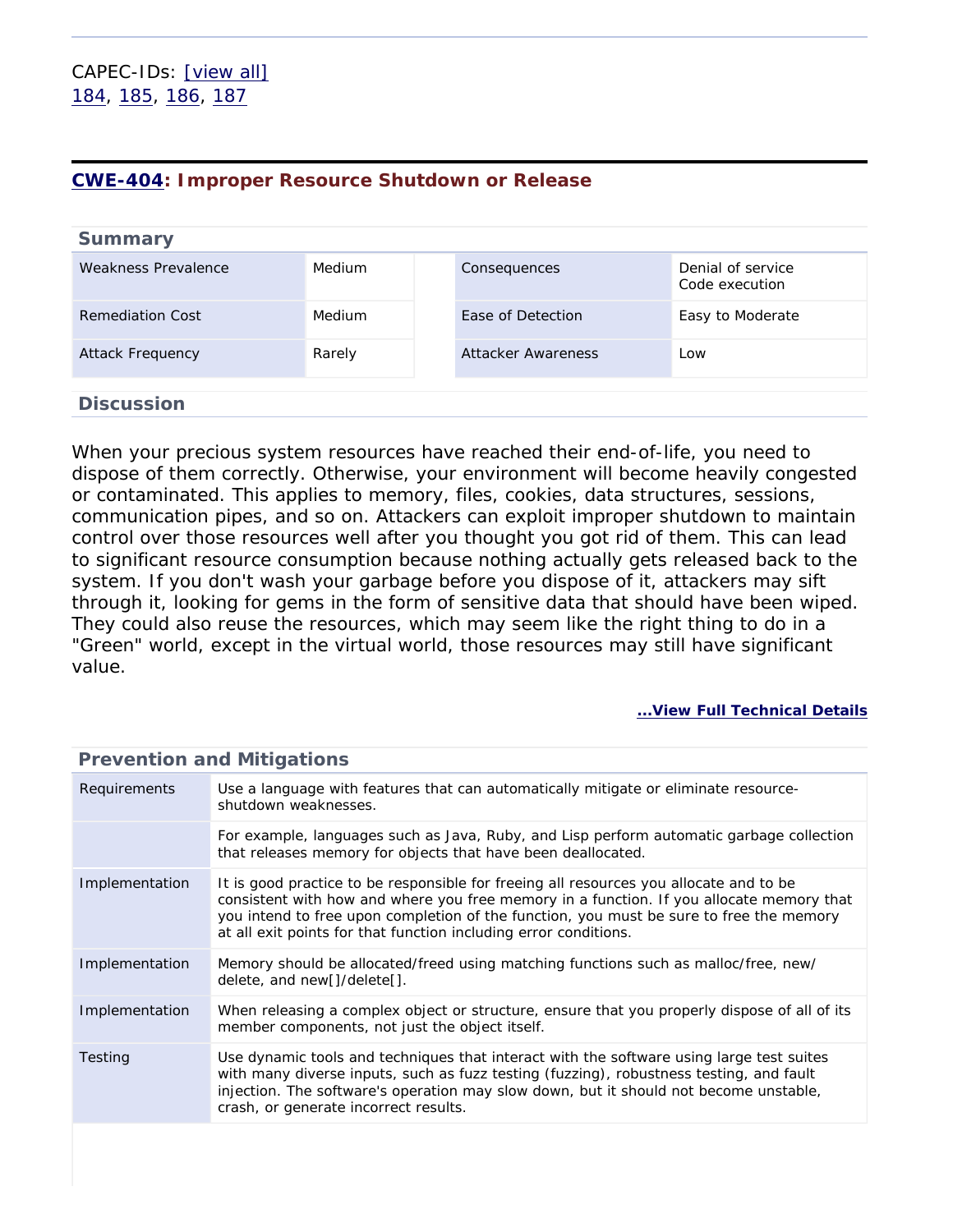CAPEC-IDs: [view all]
184, 185, 186, 187

## CWE-404: Improper Resource Shutdown or Release

### Summary

| Weakness Prevalence | Medium | | Consequences | Denial of service<br>Code execution |
|---|---|---|---|---|
| Remediation Cost | Medium | | Ease of Detection | Easy to Moderate |
| Attack Frequency | Rarely | | Attacker Awareness | Low |

### Discussion

When your precious system resources have reached their end-of-life, you need to dispose of them correctly. Otherwise, your environment will become heavily congested or contaminated. This applies to memory, files, cookies, data structures, sessions, communication pipes, and so on. Attackers can exploit improper shutdown to maintain control over those resources well after you thought you got rid of them. This can lead to significant resource consumption because nothing actually gets released back to the system. If you don't wash your garbage before you dispose of it, attackers may sift through it, looking for gems in the form of sensitive data that should have been wiped. They could also reuse the resources, which may seem like the right thing to do in a "Green" world, except in the virtual world, those resources may still have significant value.

**...View Full Technical Details**

### Prevention and Mitigations

| | |
|---|---|
| Requirements | Use a language with features that can automatically mitigate or eliminate resource-shutdown weaknesses. |
| | For example, languages such as Java, Ruby, and Lisp perform automatic garbage collection that releases memory for objects that have been deallocated. |
| Implementation | It is good practice to be responsible for freeing all resources you allocate and to be consistent with how and where you free memory in a function. If you allocate memory that you intend to free upon completion of the function, you must be sure to free the memory at all exit points for that function including error conditions. |
| Implementation | Memory should be allocated/freed using matching functions such as malloc/free, new/delete, and new[]/delete[]. |
| Implementation | When releasing a complex object or structure, ensure that you properly dispose of all of its member components, not just the object itself. |
| Testing | Use dynamic tools and techniques that interact with the software using large test suites with many diverse inputs, such as fuzz testing (fuzzing), robustness testing, and fault injection. The software's operation may slow down, but it should not become unstable, crash, or generate incorrect results. |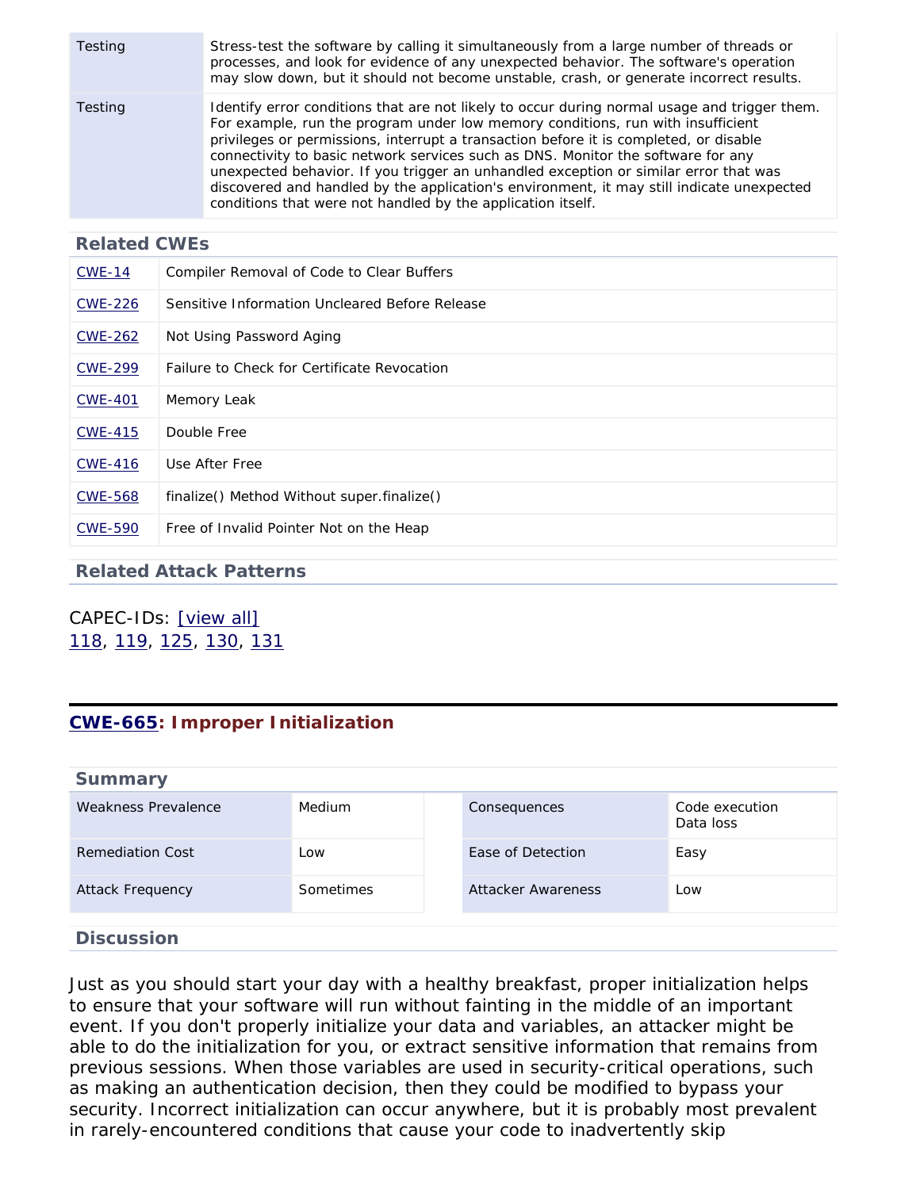| | |
|---|---|
| Testing | Stress-test the software by calling it simultaneously from a large number of threads or processes, and look for evidence of any unexpected behavior. The software's operation may slow down, but it should not become unstable, crash, or generate incorrect results. |
| Testing | Identify error conditions that are not likely to occur during normal usage and trigger them. For example, run the program under low memory conditions, run with insufficient privileges or permissions, interrupt a transaction before it is completed, or disable connectivity to basic network services such as DNS. Monitor the software for any unexpected behavior. If you trigger an unhandled exception or similar error that was discovered and handled by the application's environment, it may still indicate unexpected conditions that were not handled by the application itself. |

### Related CWEs

| | |
|---|---|
| CWE-14 | Compiler Removal of Code to Clear Buffers |
| CWE-226 | Sensitive Information Uncleared Before Release |
| CWE-262 | Not Using Password Aging |
| CWE-299 | Failure to Check for Certificate Revocation |
| CWE-401 | Memory Leak |
| CWE-415 | Double Free |
| CWE-416 | Use After Free |
| CWE-568 | finalize() Method Without super.finalize() |
| CWE-590 | Free of Invalid Pointer Not on the Heap |

### Related Attack Patterns

CAPEC-IDs: [view all]
118, 119, 125, 130, 131

## CWE-665: Improper Initialization

### Summary

| | | | |
|---|---|---|---|
| Weakness Prevalence | Medium | Consequences | Code execution<br>Data loss |
| Remediation Cost | Low | Ease of Detection | Easy |
| Attack Frequency | Sometimes | Attacker Awareness | Low |

### Discussion

Just as you should start your day with a healthy breakfast, proper initialization helps to ensure that your software will run without fainting in the middle of an important event. If you don't properly initialize your data and variables, an attacker might be able to do the initialization for you, or extract sensitive information that remains from previous sessions. When those variables are used in security-critical operations, such as making an authentication decision, then they could be modified to bypass your security. Incorrect initialization can occur anywhere, but it is probably most prevalent in rarely-encountered conditions that cause your code to inadvertently skip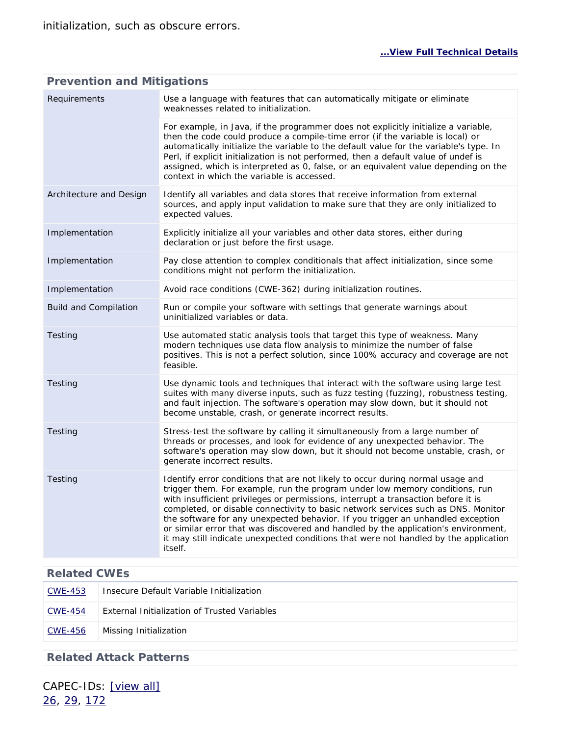initialization, such as obscure errors.

**...View Full Technical Details**

## Prevention and Mitigations

| | |
|---|---|
| Requirements | Use a language with features that can automatically mitigate or eliminate weaknesses related to initialization. |
| | For example, in Java, if the programmer does not explicitly initialize a variable, then the code could produce a compile-time error (if the variable is local) or automatically initialize the variable to the default value for the variable's type. In Perl, if explicit initialization is not performed, then a default value of undef is assigned, which is interpreted as 0, false, or an equivalent value depending on the context in which the variable is accessed. |
| Architecture and Design | Identify all variables and data stores that receive information from external sources, and apply input validation to make sure that they are only initialized to expected values. |
| Implementation | Explicitly initialize all your variables and other data stores, either during declaration or just before the first usage. |
| Implementation | Pay close attention to complex conditionals that affect initialization, since some conditions might not perform the initialization. |
| Implementation | Avoid race conditions (CWE-362) during initialization routines. |
| Build and Compilation | Run or compile your software with settings that generate warnings about uninitialized variables or data. |
| Testing | Use automated static analysis tools that target this type of weakness. Many modern techniques use data flow analysis to minimize the number of false positives. This is not a perfect solution, since 100% accuracy and coverage are not feasible. |
| Testing | Use dynamic tools and techniques that interact with the software using large test suites with many diverse inputs, such as fuzz testing (fuzzing), robustness testing, and fault injection. The software's operation may slow down, but it should not become unstable, crash, or generate incorrect results. |
| Testing | Stress-test the software by calling it simultaneously from a large number of threads or processes, and look for evidence of any unexpected behavior. The software's operation may slow down, but it should not become unstable, crash, or generate incorrect results. |
| Testing | Identify error conditions that are not likely to occur during normal usage and trigger them. For example, run the program under low memory conditions, run with insufficient privileges or permissions, interrupt a transaction before it is completed, or disable connectivity to basic network services such as DNS. Monitor the software for any unexpected behavior. If you trigger an unhandled exception or similar error that was discovered and handled by the application's environment, it may still indicate unexpected conditions that were not handled by the application itself. |

## Related CWEs

| | |
|---|---|
| CWE-453 | Insecure Default Variable Initialization |
| CWE-454 | External Initialization of Trusted Variables |
| CWE-456 | Missing Initialization |

## Related Attack Patterns

CAPEC-IDs: [view all]
26, 29, 172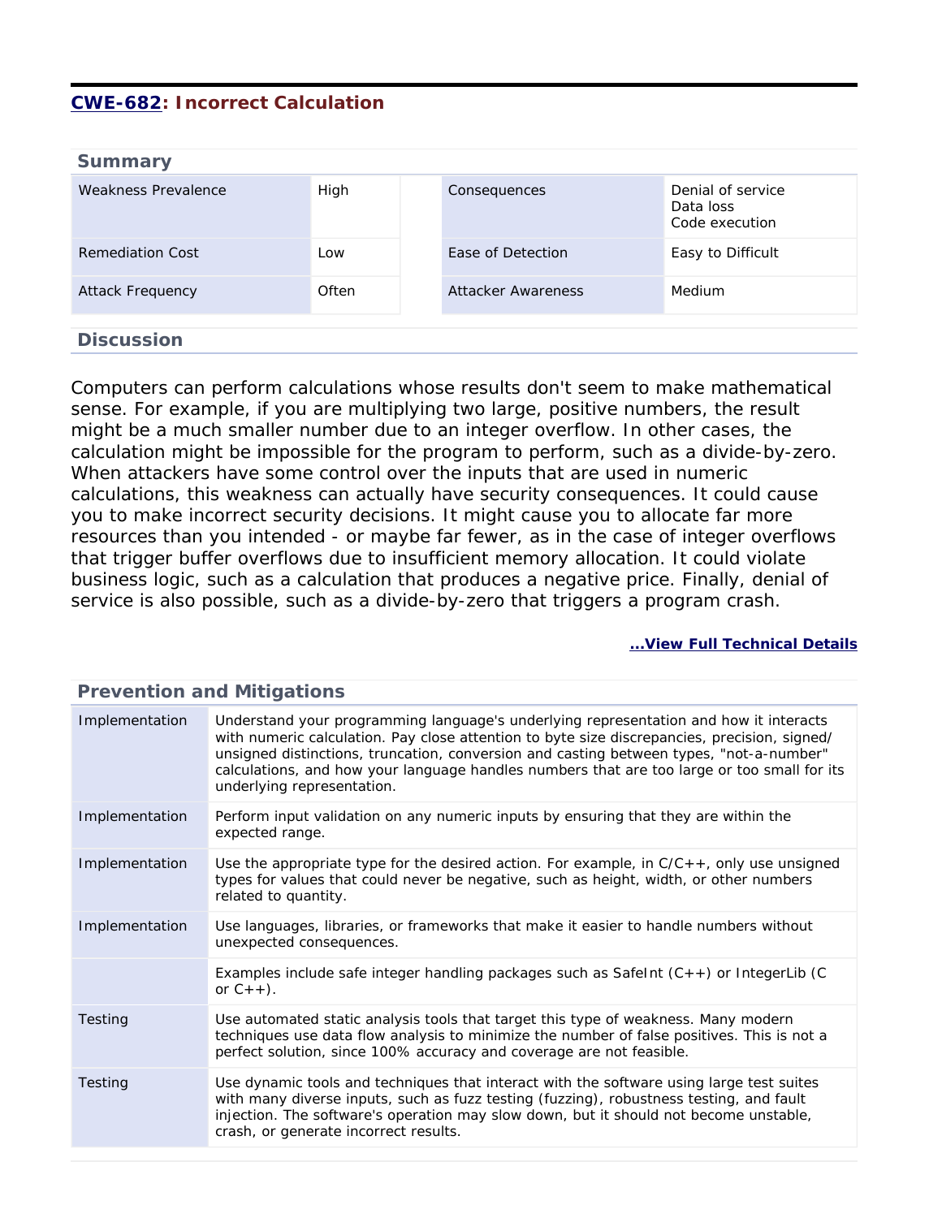## [CWE-682](#): Incorrect Calculation

### Summary

| | | | |
|---|---|---|---|
| Weakness Prevalence | High | Consequences | Denial of service<br>Data loss<br>Code execution |
| Remediation Cost | Low | Ease of Detection | Easy to Difficult |
| Attack Frequency | Often | Attacker Awareness | Medium |

### Discussion

Computers can perform calculations whose results don't seem to make mathematical sense. For example, if you are multiplying two large, positive numbers, the result might be a much smaller number due to an integer overflow. In other cases, the calculation might be impossible for the program to perform, such as a divide-by-zero. When attackers have some control over the inputs that are used in numeric calculations, this weakness can actually have security consequences. It could cause you to make incorrect security decisions. It might cause you to allocate far more resources than you intended - or maybe far fewer, as in the case of integer overflows that trigger buffer overflows due to insufficient memory allocation. It could violate business logic, such as a calculation that produces a negative price. Finally, denial of service is also possible, such as a divide-by-zero that triggers a program crash.

**[...View Full Technical Details](#)**

### Prevention and Mitigations

| | |
|---|---|
| Implementation | Understand your programming language's underlying representation and how it interacts with numeric calculation. Pay close attention to byte size discrepancies, precision, signed/unsigned distinctions, truncation, conversion and casting between types, "not-a-number" calculations, and how your language handles numbers that are too large or too small for its underlying representation. |
| Implementation | Perform input validation on any numeric inputs by ensuring that they are within the expected range. |
| Implementation | Use the appropriate type for the desired action. For example, in C/C++, only use unsigned types for values that could never be negative, such as height, width, or other numbers related to quantity. |
| Implementation | Use languages, libraries, or frameworks that make it easier to handle numbers without unexpected consequences. |
| | Examples include safe integer handling packages such as SafeInt (C++) or IntegerLib (C or C++). |
| Testing | Use automated static analysis tools that target this type of weakness. Many modern techniques use data flow analysis to minimize the number of false positives. This is not a perfect solution, since 100% accuracy and coverage are not feasible. |
| Testing | Use dynamic tools and techniques that interact with the software using large test suites with many diverse inputs, such as fuzz testing (fuzzing), robustness testing, and fault injection. The software's operation may slow down, but it should not become unstable, crash, or generate incorrect results. |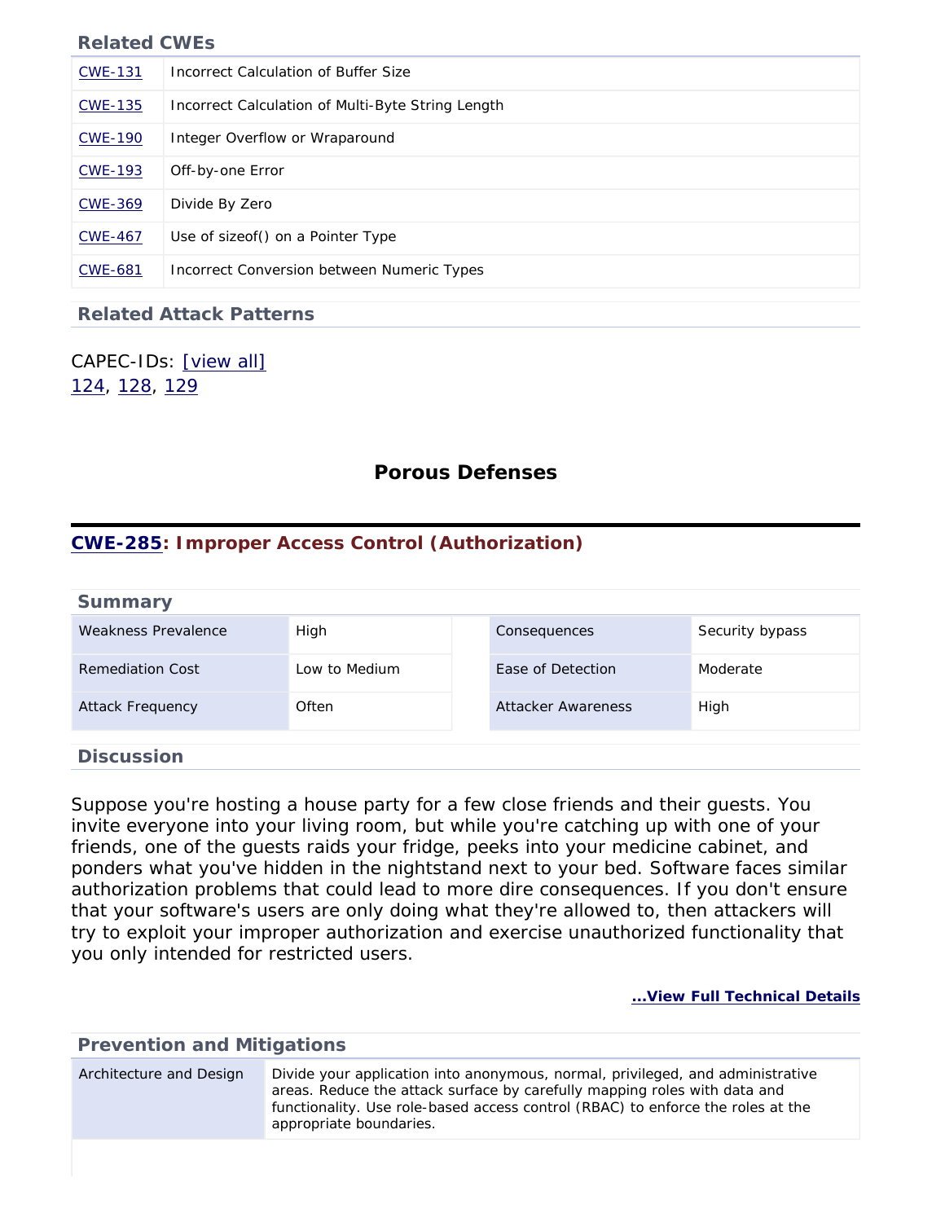### Related CWEs

| | |
|---|---|
| CWE-131 | Incorrect Calculation of Buffer Size |
| CWE-135 | Incorrect Calculation of Multi-Byte String Length |
| CWE-190 | Integer Overflow or Wraparound |
| CWE-193 | Off-by-one Error |
| CWE-369 | Divide By Zero |
| CWE-467 | Use of sizeof() on a Pointer Type |
| CWE-681 | Incorrect Conversion between Numeric Types |

### Related Attack Patterns

CAPEC-IDs: [view all]
124, 128, 129

## Porous Defenses

## CWE-285: Improper Access Control (Authorization)

### Summary

| | | | |
|---|---|---|---|
| Weakness Prevalence | High | Consequences | Security bypass |
| Remediation Cost | Low to Medium | Ease of Detection | Moderate |
| Attack Frequency | Often | Attacker Awareness | High |

### Discussion

Suppose you're hosting a house party for a few close friends and their guests. You invite everyone into your living room, but while you're catching up with one of your friends, one of the guests raids your fridge, peeks into your medicine cabinet, and ponders what you've hidden in the nightstand next to your bed. Software faces similar authorization problems that could lead to more dire consequences. If you don't ensure that your software's users are only doing what they're allowed to, then attackers will try to exploit your improper authorization and exercise unauthorized functionality that you only intended for restricted users.

**...View Full Technical Details**

### Prevention and Mitigations

| | |
|---|---|
| Architecture and Design | Divide your application into anonymous, normal, privileged, and administrative areas. Reduce the attack surface by carefully mapping roles with data and functionality. Use role-based access control (RBAC) to enforce the roles at the appropriate boundaries. |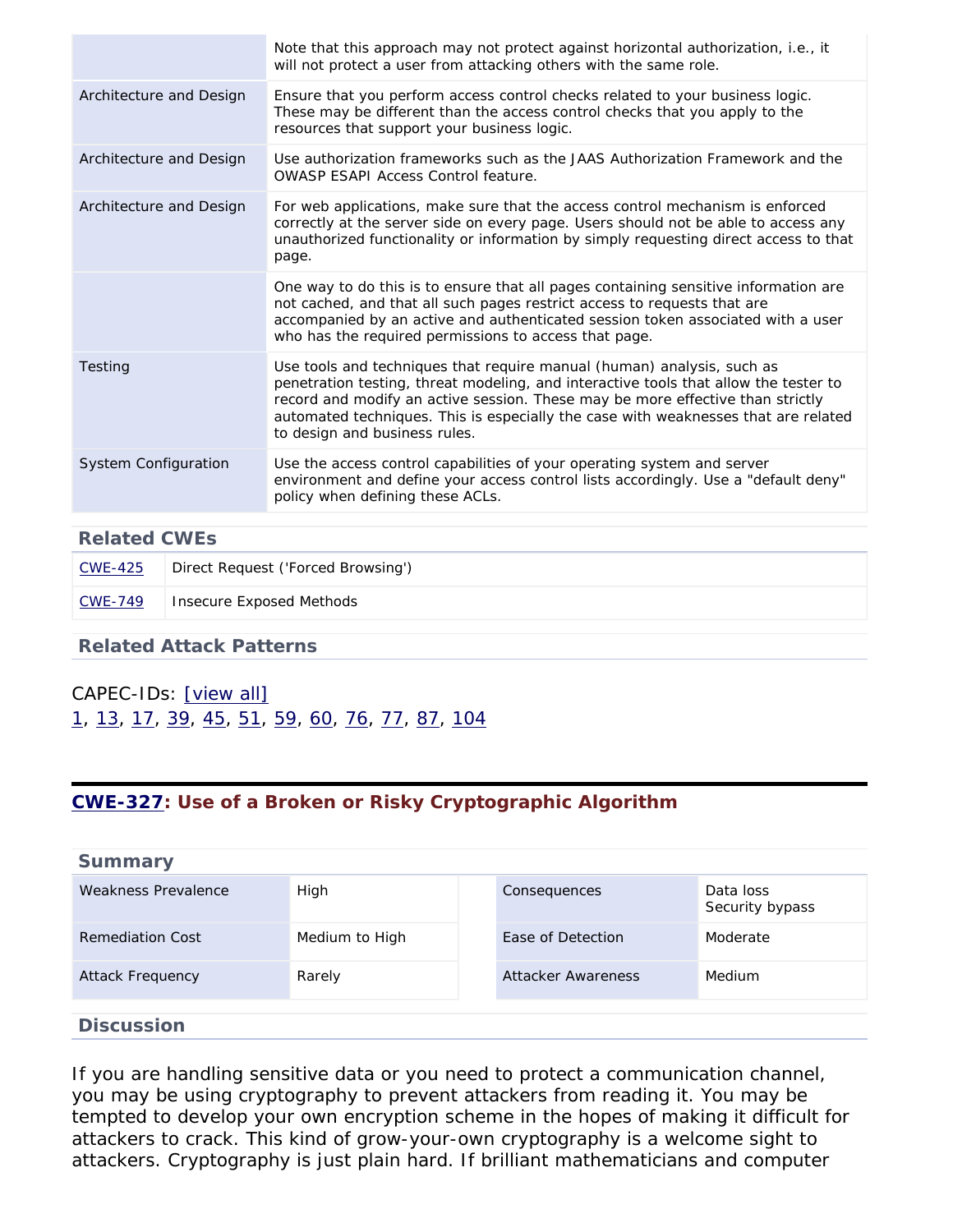| | |
|---|---|
| | Note that this approach may not protect against horizontal authorization, i.e., it will not protect a user from attacking others with the same role. |
| Architecture and Design | Ensure that you perform access control checks related to your business logic. These may be different than the access control checks that you apply to the resources that support your business logic. |
| Architecture and Design | Use authorization frameworks such as the JAAS Authorization Framework and the OWASP ESAPI Access Control feature. |
| Architecture and Design | For web applications, make sure that the access control mechanism is enforced correctly at the server side on every page. Users should not be able to access any unauthorized functionality or information by simply requesting direct access to that page. |
| | One way to do this is to ensure that all pages containing sensitive information are not cached, and that all such pages restrict access to requests that are accompanied by an active and authenticated session token associated with a user who has the required permissions to access that page. |
| Testing | Use tools and techniques that require manual (human) analysis, such as penetration testing, threat modeling, and interactive tools that allow the tester to record and modify an active session. These may be more effective than strictly automated techniques. This is especially the case with weaknesses that are related to design and business rules. |
| System Configuration | Use the access control capabilities of your operating system and server environment and define your access control lists accordingly. Use a "default deny" policy when defining these ACLs. |

### Related CWEs

| | |
|---|---|
| CWE-425 | Direct Request ('Forced Browsing') |
| CWE-749 | Insecure Exposed Methods |

### Related Attack Patterns

CAPEC-IDs: [view all]
1, 13, 17, 39, 45, 51, 59, 60, 76, 77, 87, 104

## CWE-327: Use of a Broken or Risky Cryptographic Algorithm

### Summary

| | | | |
|---|---|---|---|
| Weakness Prevalence | High | Consequences | Data loss<br>Security bypass |
| Remediation Cost | Medium to High | Ease of Detection | Moderate |
| Attack Frequency | Rarely | Attacker Awareness | Medium |

### Discussion

If you are handling sensitive data or you need to protect a communication channel, you may be using cryptography to prevent attackers from reading it. You may be tempted to develop your own encryption scheme in the hopes of making it difficult for attackers to crack. This kind of grow-your-own cryptography is a welcome sight to attackers. Cryptography is just plain hard. If brilliant mathematicians and computer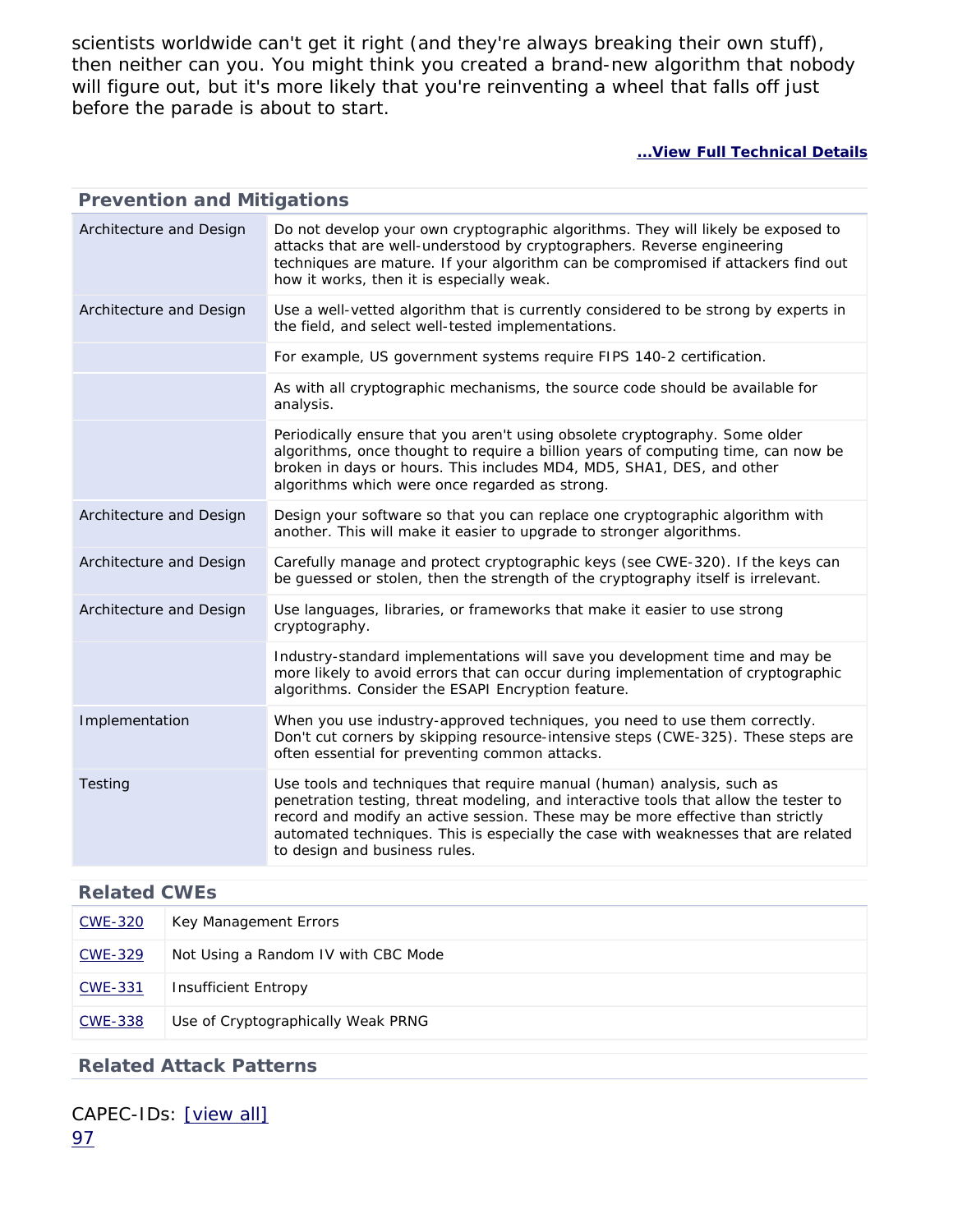scientists worldwide can't get it right (and they're always breaking their own stuff), then neither can you. You might think you created a brand-new algorithm that nobody will figure out, but it's more likely that you're reinventing a wheel that falls off just before the parade is about to start.

**[...View Full Technical Details]**

## Prevention and Mitigations

| | |
|---|---|
| Architecture and Design | Do not develop your own cryptographic algorithms. They will likely be exposed to attacks that are well-understood by cryptographers. Reverse engineering techniques are mature. If your algorithm can be compromised if attackers find out how it works, then it is especially weak. |
| Architecture and Design | Use a well-vetted algorithm that is currently considered to be strong by experts in the field, and select well-tested implementations. |
| | For example, US government systems require FIPS 140-2 certification. |
| | As with all cryptographic mechanisms, the source code should be available for analysis. |
| | Periodically ensure that you aren't using obsolete cryptography. Some older algorithms, once thought to require a billion years of computing time, can now be broken in days or hours. This includes MD4, MD5, SHA1, DES, and other algorithms which were once regarded as strong. |
| Architecture and Design | Design your software so that you can replace one cryptographic algorithm with another. This will make it easier to upgrade to stronger algorithms. |
| Architecture and Design | Carefully manage and protect cryptographic keys (see CWE-320). If the keys can be guessed or stolen, then the strength of the cryptography itself is irrelevant. |
| Architecture and Design | Use languages, libraries, or frameworks that make it easier to use strong cryptography. |
| | Industry-standard implementations will save you development time and may be more likely to avoid errors that can occur during implementation of cryptographic algorithms. Consider the ESAPI Encryption feature. |
| Implementation | When you use industry-approved techniques, you need to use them correctly. Don't cut corners by skipping resource-intensive steps (CWE-325). These steps are often essential for preventing common attacks. |
| Testing | Use tools and techniques that require manual (human) analysis, such as penetration testing, threat modeling, and interactive tools that allow the tester to record and modify an active session. These may be more effective than strictly automated techniques. This is especially the case with weaknesses that are related to design and business rules. |

## Related CWEs

| | |
|---|---|
| CWE-320 | Key Management Errors |
| CWE-329 | Not Using a Random IV with CBC Mode |
| CWE-331 | Insufficient Entropy |
| CWE-338 | Use of Cryptographically Weak PRNG |

## Related Attack Patterns

CAPEC-IDs: [view all]
97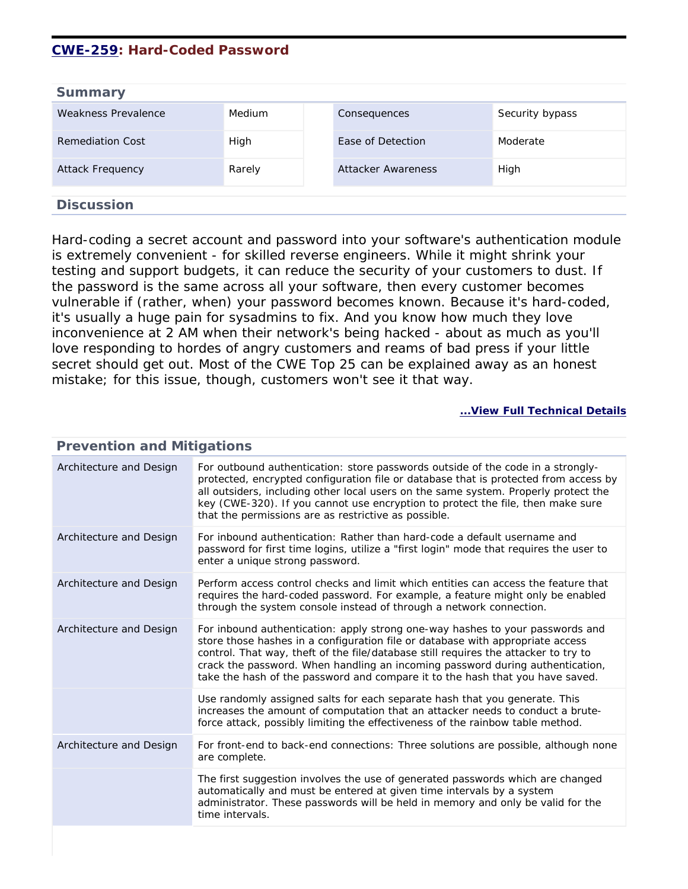## [CWE-259](): Hard-Coded Password

### Summary

| Weakness Prevalence | Medium | Consequences | Security bypass |
|---|---|---|---|
| Remediation Cost | High | Ease of Detection | Moderate |
| Attack Frequency | Rarely | Attacker Awareness | High |

### Discussion

Hard-coding a secret account and password into your software's authentication module is extremely convenient - for skilled reverse engineers. While it might shrink your testing and support budgets, it can reduce the security of your customers to dust. If the password is the same across all your software, then every customer becomes vulnerable if (rather, when) your password becomes known. Because it's hard-coded, it's usually a huge pain for sysadmins to fix. And you know how much they love inconvenience at 2 AM when their network's being hacked - about as much as you'll love responding to hordes of angry customers and reams of bad press if your little secret should get out. Most of the CWE Top 25 can be explained away as an honest mistake; for this issue, though, customers won't see it that way.

**[...View Full Technical Details]()**

### Prevention and Mitigations

| | |
|---|---|
| Architecture and Design | For outbound authentication: store passwords outside of the code in a strongly-protected, encrypted configuration file or database that is protected from access by all outsiders, including other local users on the same system. Properly protect the key (CWE-320). If you cannot use encryption to protect the file, then make sure that the permissions are as restrictive as possible. |
| Architecture and Design | For inbound authentication: Rather than hard-code a default username and password for first time logins, utilize a "first login" mode that requires the user to enter a unique strong password. |
| Architecture and Design | Perform access control checks and limit which entities can access the feature that requires the hard-coded password. For example, a feature might only be enabled through the system console instead of through a network connection. |
| Architecture and Design | For inbound authentication: apply strong one-way hashes to your passwords and store those hashes in a configuration file or database with appropriate access control. That way, theft of the file/database still requires the attacker to try to crack the password. When handling an incoming password during authentication, take the hash of the password and compare it to the hash that you have saved. |
| | Use randomly assigned salts for each separate hash that you generate. This increases the amount of computation that an attacker needs to conduct a brute-force attack, possibly limiting the effectiveness of the rainbow table method. |
| Architecture and Design | For front-end to back-end connections: Three solutions are possible, although none are complete. |
| | The first suggestion involves the use of generated passwords which are changed automatically and must be entered at given time intervals by a system administrator. These passwords will be held in memory and only be valid for the time intervals. |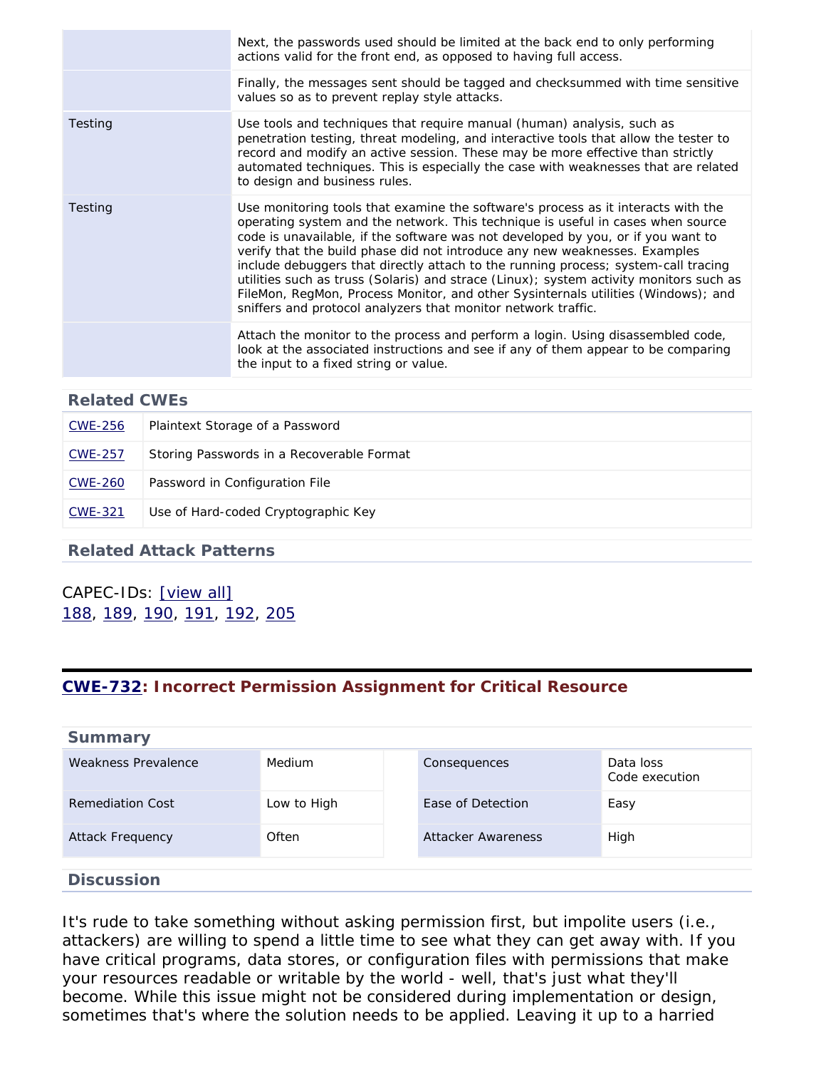| | |
|---|---|
| | Next, the passwords used should be limited at the back end to only performing actions valid for the front end, as opposed to having full access. |
| | Finally, the messages sent should be tagged and checksummed with time sensitive values so as to prevent replay style attacks. |
| Testing | Use tools and techniques that require manual (human) analysis, such as penetration testing, threat modeling, and interactive tools that allow the tester to record and modify an active session. These may be more effective than strictly automated techniques. This is especially the case with weaknesses that are related to design and business rules. |
| Testing | Use monitoring tools that examine the software's process as it interacts with the operating system and the network. This technique is useful in cases when source code is unavailable, if the software was not developed by you, or if you want to verify that the build phase did not introduce any new weaknesses. Examples include debuggers that directly attach to the running process; system-call tracing utilities such as truss (Solaris) and strace (Linux); system activity monitors such as FileMon, RegMon, Process Monitor, and other Sysinternals utilities (Windows); and sniffers and protocol analyzers that monitor network traffic. |
| | Attach the monitor to the process and perform a login. Using disassembled code, look at the associated instructions and see if any of them appear to be comparing the input to a fixed string or value. |

### Related CWEs

| | |
|---|---|
| CWE-256 | Plaintext Storage of a Password |
| CWE-257 | Storing Passwords in a Recoverable Format |
| CWE-260 | Password in Configuration File |
| CWE-321 | Use of Hard-coded Cryptographic Key |

### Related Attack Patterns

CAPEC-IDs: [view all]
188, 189, 190, 191, 192, 205

## CWE-732: Incorrect Permission Assignment for Critical Resource

### Summary

| | | | |
|---|---|---|---|
| Weakness Prevalence | Medium | Consequences | Data loss<br>Code execution |
| Remediation Cost | Low to High | Ease of Detection | Easy |
| Attack Frequency | Often | Attacker Awareness | High |

### Discussion

It's rude to take something without asking permission first, but impolite users (i.e., attackers) are willing to spend a little time to see what they can get away with. If you have critical programs, data stores, or configuration files with permissions that make your resources readable or writable by the world - well, that's just what they'll become. While this issue might not be considered during implementation or design, sometimes that's where the solution needs to be applied. Leaving it up to a harried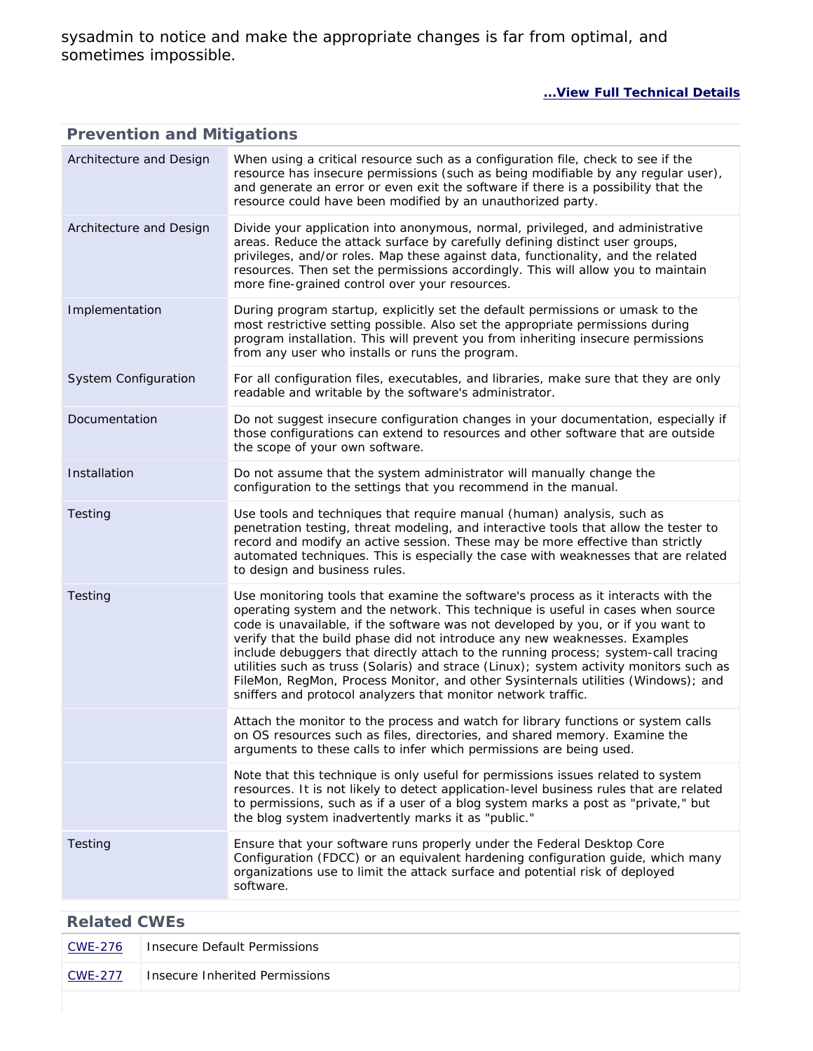sysadmin to notice and make the appropriate changes is far from optimal, and sometimes impossible.

**...View Full Technical Details**

## Prevention and Mitigations

| | |
|---|---|
| Architecture and Design | When using a critical resource such as a configuration file, check to see if the resource has insecure permissions (such as being modifiable by any regular user), and generate an error or even exit the software if there is a possibility that the resource could have been modified by an unauthorized party. |
| Architecture and Design | Divide your application into anonymous, normal, privileged, and administrative areas. Reduce the attack surface by carefully defining distinct user groups, privileges, and/or roles. Map these against data, functionality, and the related resources. Then set the permissions accordingly. This will allow you to maintain more fine-grained control over your resources. |
| Implementation | During program startup, explicitly set the default permissions or umask to the most restrictive setting possible. Also set the appropriate permissions during program installation. This will prevent you from inheriting insecure permissions from any user who installs or runs the program. |
| System Configuration | For all configuration files, executables, and libraries, make sure that they are only readable and writable by the software's administrator. |
| Documentation | Do not suggest insecure configuration changes in your documentation, especially if those configurations can extend to resources and other software that are outside the scope of your own software. |
| Installation | Do not assume that the system administrator will manually change the configuration to the settings that you recommend in the manual. |
| Testing | Use tools and techniques that require manual (human) analysis, such as penetration testing, threat modeling, and interactive tools that allow the tester to record and modify an active session. These may be more effective than strictly automated techniques. This is especially the case with weaknesses that are related to design and business rules. |
| Testing | Use monitoring tools that examine the software's process as it interacts with the operating system and the network. This technique is useful in cases when source code is unavailable, if the software was not developed by you, or if you want to verify that the build phase did not introduce any new weaknesses. Examples include debuggers that directly attach to the running process; system-call tracing utilities such as truss (Solaris) and strace (Linux); system activity monitors such as FileMon, RegMon, Process Monitor, and other Sysinternals utilities (Windows); and sniffers and protocol analyzers that monitor network traffic. |
| | Attach the monitor to the process and watch for library functions or system calls on OS resources such as files, directories, and shared memory. Examine the arguments to these calls to infer which permissions are being used. |
| | Note that this technique is only useful for permissions issues related to system resources. It is not likely to detect application-level business rules that are related to permissions, such as if a user of a blog system marks a post as "private," but the blog system inadvertently marks it as "public." |
| Testing | Ensure that your software runs properly under the Federal Desktop Core Configuration (FDCC) or an equivalent hardening configuration guide, which many organizations use to limit the attack surface and potential risk of deployed software. |

## Related CWEs

| | |
|---|---|
| CWE-276 | Insecure Default Permissions |
| CWE-277 | Insecure Inherited Permissions |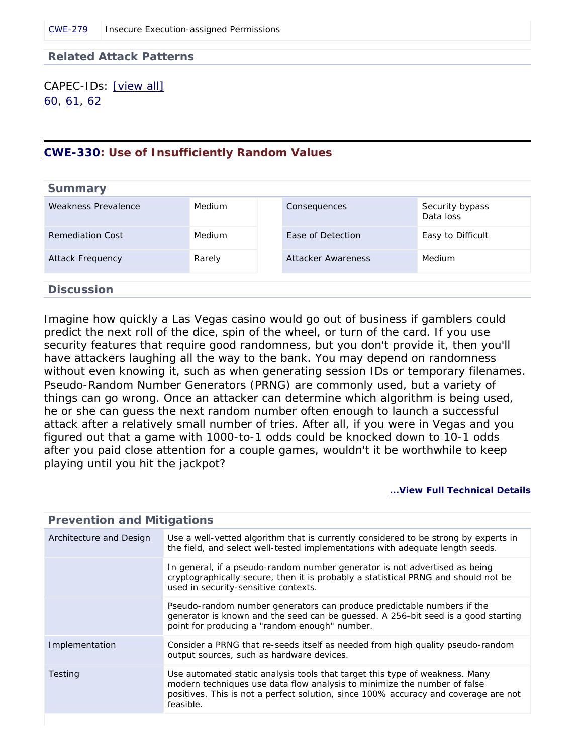| CWE-279 | Insecure Execution-assigned Permissions |
| --- | --- |

### Related Attack Patterns

CAPEC-IDs: [view all]
60, 61, 62

## CWE-330: Use of Insufficiently Random Values

### Summary

| Weakness Prevalence | Medium | Consequences | Security bypass<br>Data loss |
| --- | --- | --- | --- |
| Remediation Cost | Medium | Ease of Detection | Easy to Difficult |
| Attack Frequency | Rarely | Attacker Awareness | Medium |

### Discussion

Imagine how quickly a Las Vegas casino would go out of business if gamblers could predict the next roll of the dice, spin of the wheel, or turn of the card. If you use security features that require good randomness, but you don't provide it, then you'll have attackers laughing all the way to the bank. You may depend on randomness without even knowing it, such as when generating session IDs or temporary filenames. Pseudo-Random Number Generators (PRNG) are commonly used, but a variety of things can go wrong. Once an attacker can determine which algorithm is being used, he or she can guess the next random number often enough to launch a successful attack after a relatively small number of tries. After all, if you were in Vegas and you figured out that a game with 1000-to-1 odds could be knocked down to 10-1 odds after you paid close attention for a couple games, wouldn't it be worthwhile to keep playing until you hit the jackpot?

**...View Full Technical Details**

### Prevention and Mitigations

| | |
| --- | --- |
| Architecture and Design | Use a well-vetted algorithm that is currently considered to be strong by experts in the field, and select well-tested implementations with adequate length seeds. |
| | In general, if a pseudo-random number generator is not advertised as being cryptographically secure, then it is probably a statistical PRNG and should not be used in security-sensitive contexts. |
| | Pseudo-random number generators can produce predictable numbers if the generator is known and the seed can be guessed. A 256-bit seed is a good starting point for producing a "random enough" number. |
| Implementation | Consider a PRNG that re-seeds itself as needed from high quality pseudo-random output sources, such as hardware devices. |
| Testing | Use automated static analysis tools that target this type of weakness. Many modern techniques use data flow analysis to minimize the number of false positives. This is not a perfect solution, since 100% accuracy and coverage are not feasible. |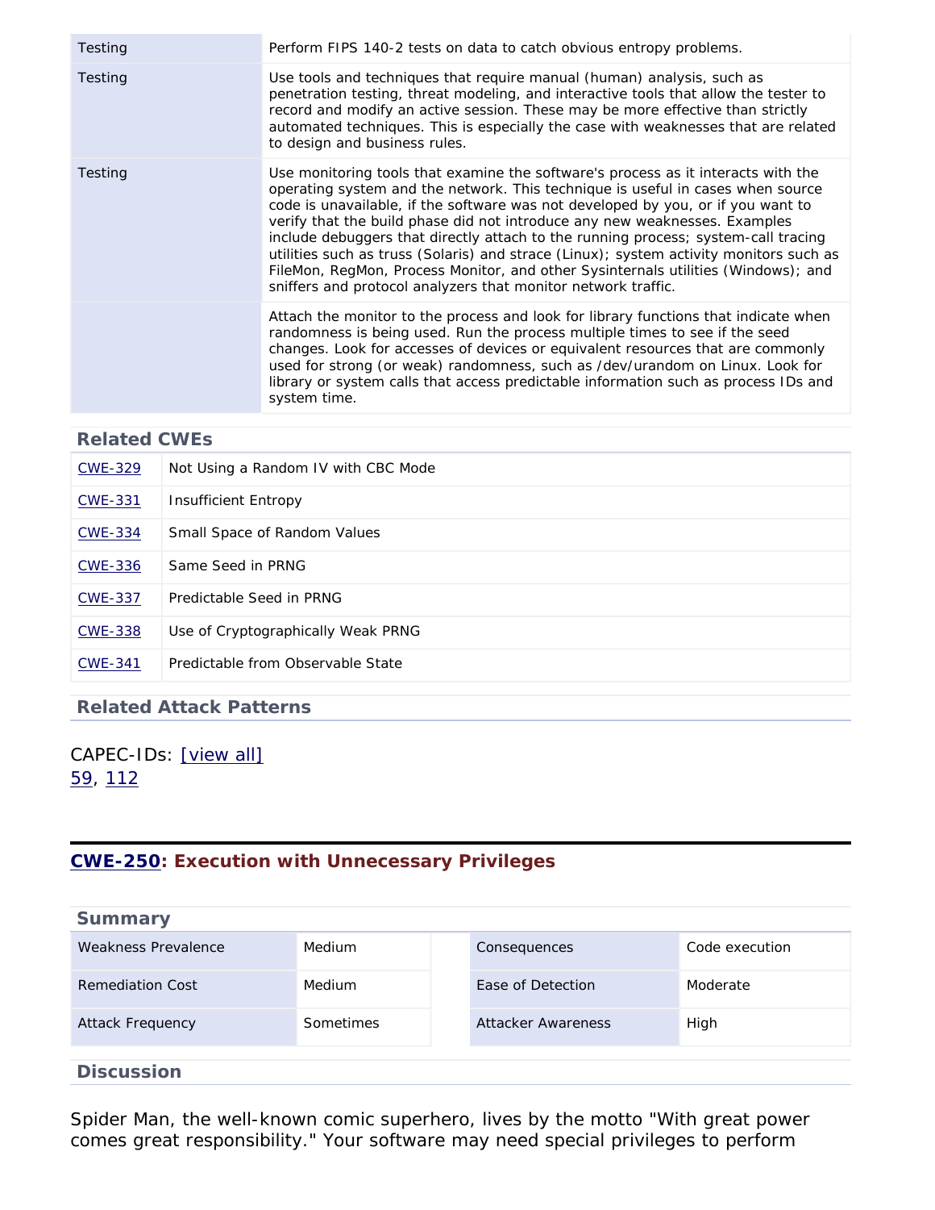| | |
|---|---|
| Testing | Perform FIPS 140-2 tests on data to catch obvious entropy problems. |
| Testing | Use tools and techniques that require manual (human) analysis, such as penetration testing, threat modeling, and interactive tools that allow the tester to record and modify an active session. These may be more effective than strictly automated techniques. This is especially the case with weaknesses that are related to design and business rules. |
| Testing | Use monitoring tools that examine the software's process as it interacts with the operating system and the network. This technique is useful in cases when source code is unavailable, if the software was not developed by you, or if you want to verify that the build phase did not introduce any new weaknesses. Examples include debuggers that directly attach to the running process; system-call tracing utilities such as truss (Solaris) and strace (Linux); system activity monitors such as FileMon, RegMon, Process Monitor, and other Sysinternals utilities (Windows); and sniffers and protocol analyzers that monitor network traffic. |
| | Attach the monitor to the process and look for library functions that indicate when randomness is being used. Run the process multiple times to see if the seed changes. Look for accesses of devices or equivalent resources that are commonly used for strong (or weak) randomness, such as /dev/urandom on Linux. Look for library or system calls that access predictable information such as process IDs and system time. |

### Related CWEs

| | |
|---|---|
| CWE-329 | Not Using a Random IV with CBC Mode |
| CWE-331 | Insufficient Entropy |
| CWE-334 | Small Space of Random Values |
| CWE-336 | Same Seed in PRNG |
| CWE-337 | Predictable Seed in PRNG |
| CWE-338 | Use of Cryptographically Weak PRNG |
| CWE-341 | Predictable from Observable State |

### Related Attack Patterns

CAPEC-IDs: [view all]
59, 112

## CWE-250: Execution with Unnecessary Privileges

### Summary

| | | | |
|---|---|---|---|
| Weakness Prevalence | Medium | Consequences | Code execution |
| Remediation Cost | Medium | Ease of Detection | Moderate |
| Attack Frequency | Sometimes | Attacker Awareness | High |

### Discussion

Spider Man, the well-known comic superhero, lives by the motto "With great power comes great responsibility." Your software may need special privileges to perform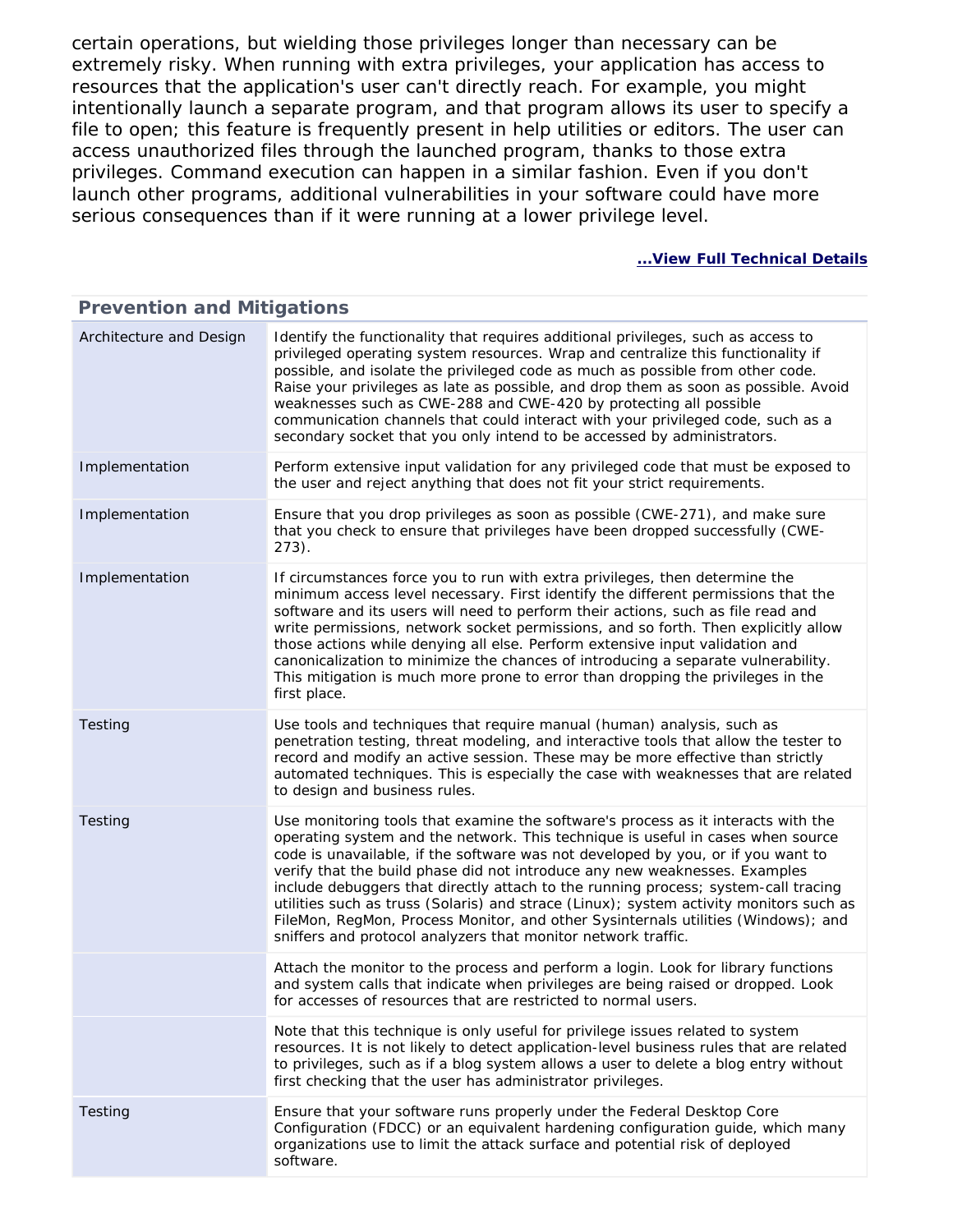certain operations, but wielding those privileges longer than necessary can be extremely risky. When running with extra privileges, your application has access to resources that the application's user can't directly reach. For example, you might intentionally launch a separate program, and that program allows its user to specify a file to open; this feature is frequently present in help utilities or editors. The user can access unauthorized files through the launched program, thanks to those extra privileges. Command execution can happen in a similar fashion. Even if you don't launch other programs, additional vulnerabilities in your software could have more serious consequences than if it were running at a lower privilege level.

**...View Full Technical Details**

### Prevention and Mitigations

| | |
|---|---|
| Architecture and Design | Identify the functionality that requires additional privileges, such as access to privileged operating system resources. Wrap and centralize this functionality if possible, and isolate the privileged code as much as possible from other code. Raise your privileges as late as possible, and drop them as soon as possible. Avoid weaknesses such as CWE-288 and CWE-420 by protecting all possible communication channels that could interact with your privileged code, such as a secondary socket that you only intend to be accessed by administrators. |
| Implementation | Perform extensive input validation for any privileged code that must be exposed to the user and reject anything that does not fit your strict requirements. |
| Implementation | Ensure that you drop privileges as soon as possible (CWE-271), and make sure that you check to ensure that privileges have been dropped successfully (CWE-273). |
| Implementation | If circumstances force you to run with extra privileges, then determine the minimum access level necessary. First identify the different permissions that the software and its users will need to perform their actions, such as file read and write permissions, network socket permissions, and so forth. Then explicitly allow those actions while denying all else. Perform extensive input validation and canonicalization to minimize the chances of introducing a separate vulnerability. This mitigation is much more prone to error than dropping the privileges in the first place. |
| Testing | Use tools and techniques that require manual (human) analysis, such as penetration testing, threat modeling, and interactive tools that allow the tester to record and modify an active session. These may be more effective than strictly automated techniques. This is especially the case with weaknesses that are related to design and business rules. |
| Testing | Use monitoring tools that examine the software's process as it interacts with the operating system and the network. This technique is useful in cases when source code is unavailable, if the software was not developed by you, or if you want to verify that the build phase did not introduce any new weaknesses. Examples include debuggers that directly attach to the running process; system-call tracing utilities such as truss (Solaris) and strace (Linux); system activity monitors such as FileMon, RegMon, Process Monitor, and other Sysinternals utilities (Windows); and sniffers and protocol analyzers that monitor network traffic. |
| | Attach the monitor to the process and perform a login. Look for library functions and system calls that indicate when privileges are being raised or dropped. Look for accesses of resources that are restricted to normal users. |
| | Note that this technique is only useful for privilege issues related to system resources. It is not likely to detect application-level business rules that are related to privileges, such as if a blog system allows a user to delete a blog entry without first checking that the user has administrator privileges. |
| Testing | Ensure that your software runs properly under the Federal Desktop Core Configuration (FDCC) or an equivalent hardening configuration guide, which many organizations use to limit the attack surface and potential risk of deployed software. |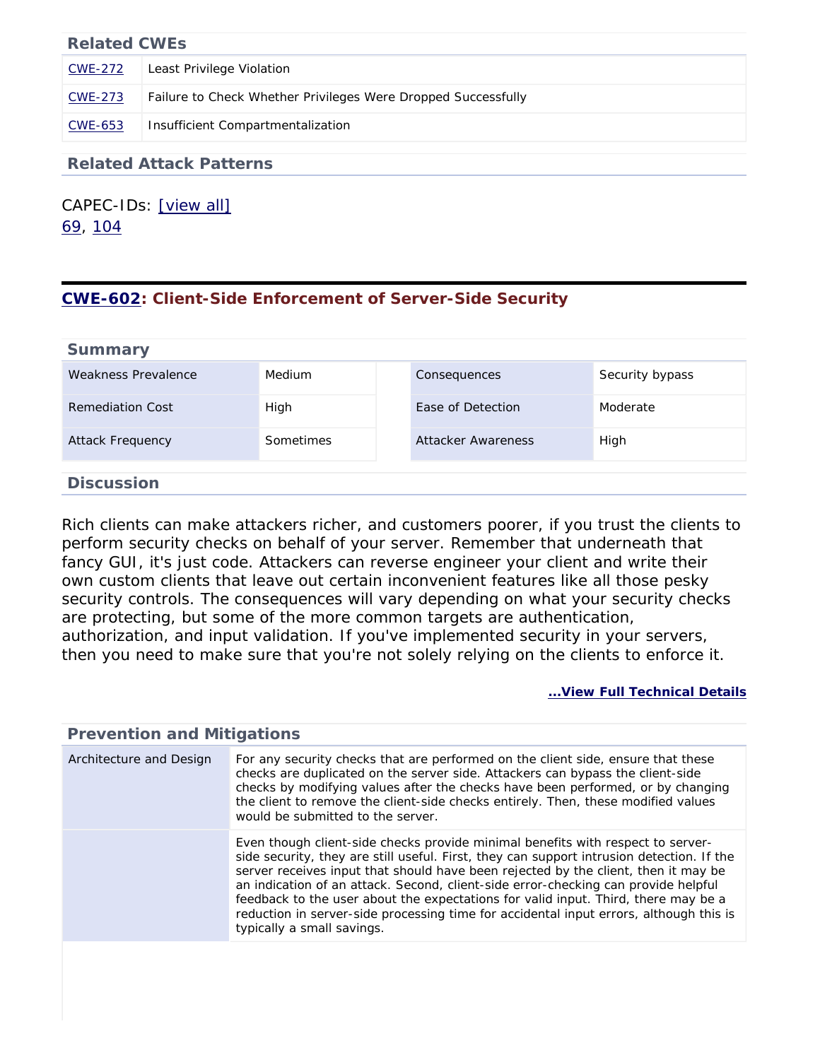### Related CWEs

| | |
|---|---|
| CWE-272 | Least Privilege Violation |
| CWE-273 | Failure to Check Whether Privileges Were Dropped Successfully |
| CWE-653 | Insufficient Compartmentalization |

### Related Attack Patterns

CAPEC-IDs: [view all]
69, 104

## CWE-602: Client-Side Enforcement of Server-Side Security

### Summary

| | | | | |
|---|---|---|---|---|
| Weakness Prevalence | Medium | | Consequences | Security bypass |
| Remediation Cost | High | | Ease of Detection | Moderate |
| Attack Frequency | Sometimes | | Attacker Awareness | High |

### Discussion

Rich clients can make attackers richer, and customers poorer, if you trust the clients to perform security checks on behalf of your server. Remember that underneath that fancy GUI, it's just code. Attackers can reverse engineer your client and write their own custom clients that leave out certain inconvenient features like all those pesky security controls. The consequences will vary depending on what your security checks are protecting, but some of the more common targets are authentication, authorization, and input validation. If you've implemented security in your servers, then you need to make sure that you're not solely relying on the clients to enforce it.

**...View Full Technical Details**

### Prevention and Mitigations

| | |
|---|---|
| Architecture and Design | For any security checks that are performed on the client side, ensure that these checks are duplicated on the server side. Attackers can bypass the client-side checks by modifying values after the checks have been performed, or by changing the client to remove the client-side checks entirely. Then, these modified values would be submitted to the server. |
| | Even though client-side checks provide minimal benefits with respect to server-side security, they are still useful. First, they can support intrusion detection. If the server receives input that should have been rejected by the client, then it may be an indication of an attack. Second, client-side error-checking can provide helpful feedback to the user about the expectations for valid input. Third, there may be a reduction in server-side processing time for accidental input errors, although this is typically a small savings. |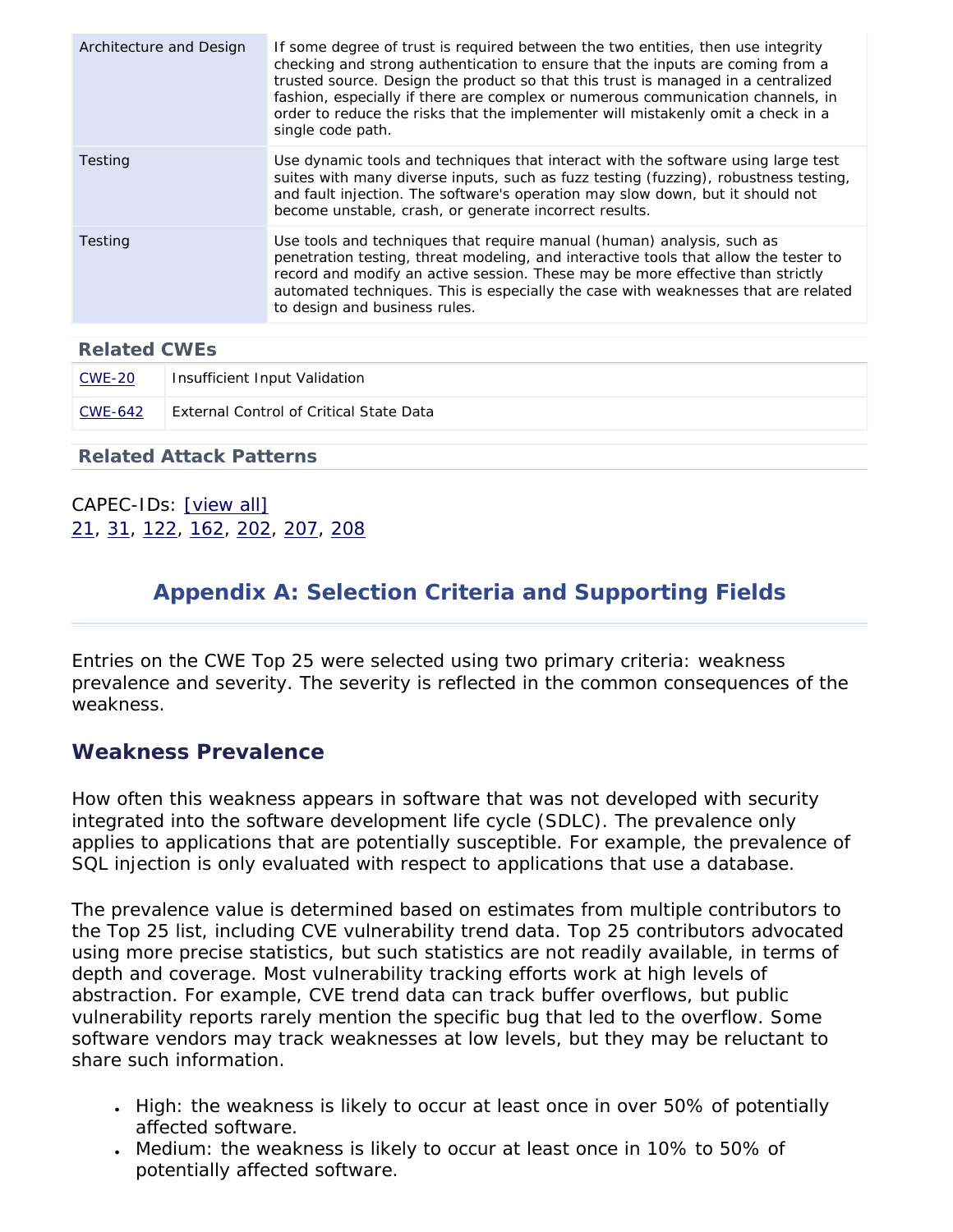| | |
|---|---|
| Architecture and Design | If some degree of trust is required between the two entities, then use integrity checking and strong authentication to ensure that the inputs are coming from a trusted source. Design the product so that this trust is managed in a centralized fashion, especially if there are complex or numerous communication channels, in order to reduce the risks that the implementer will mistakenly omit a check in a single code path. |
| Testing | Use dynamic tools and techniques that interact with the software using large test suites with many diverse inputs, such as fuzz testing (fuzzing), robustness testing, and fault injection. The software's operation may slow down, but it should not become unstable, crash, or generate incorrect results. |
| Testing | Use tools and techniques that require manual (human) analysis, such as penetration testing, threat modeling, and interactive tools that allow the tester to record and modify an active session. These may be more effective than strictly automated techniques. This is especially the case with weaknesses that are related to design and business rules. |

### Related CWEs

| | |
|---|---|
| CWE-20 | Insufficient Input Validation |
| CWE-642 | External Control of Critical State Data |

### Related Attack Patterns

CAPEC-IDs: [view all]
21, 31, 122, 162, 202, 207, 208

## Appendix A: Selection Criteria and Supporting Fields

Entries on the CWE Top 25 were selected using two primary criteria: weakness prevalence and severity. The severity is reflected in the common consequences of the weakness.

### Weakness Prevalence

How often this weakness appears in software that was not developed with security integrated into the software development life cycle (SDLC). The prevalence only applies to applications that are potentially susceptible. For example, the prevalence of SQL injection is only evaluated with respect to applications that use a database.

The prevalence value is determined based on estimates from multiple contributors to the Top 25 list, including CVE vulnerability trend data. Top 25 contributors advocated using more precise statistics, but such statistics are not readily available, in terms of depth and coverage. Most vulnerability tracking efforts work at high levels of abstraction. For example, CVE trend data can track buffer overflows, but public vulnerability reports rarely mention the specific bug that led to the overflow. Some software vendors may track weaknesses at low levels, but they may be reluctant to share such information.

- High: the weakness is likely to occur at least once in over 50% of potentially affected software.
- Medium: the weakness is likely to occur at least once in 10% to 50% of potentially affected software.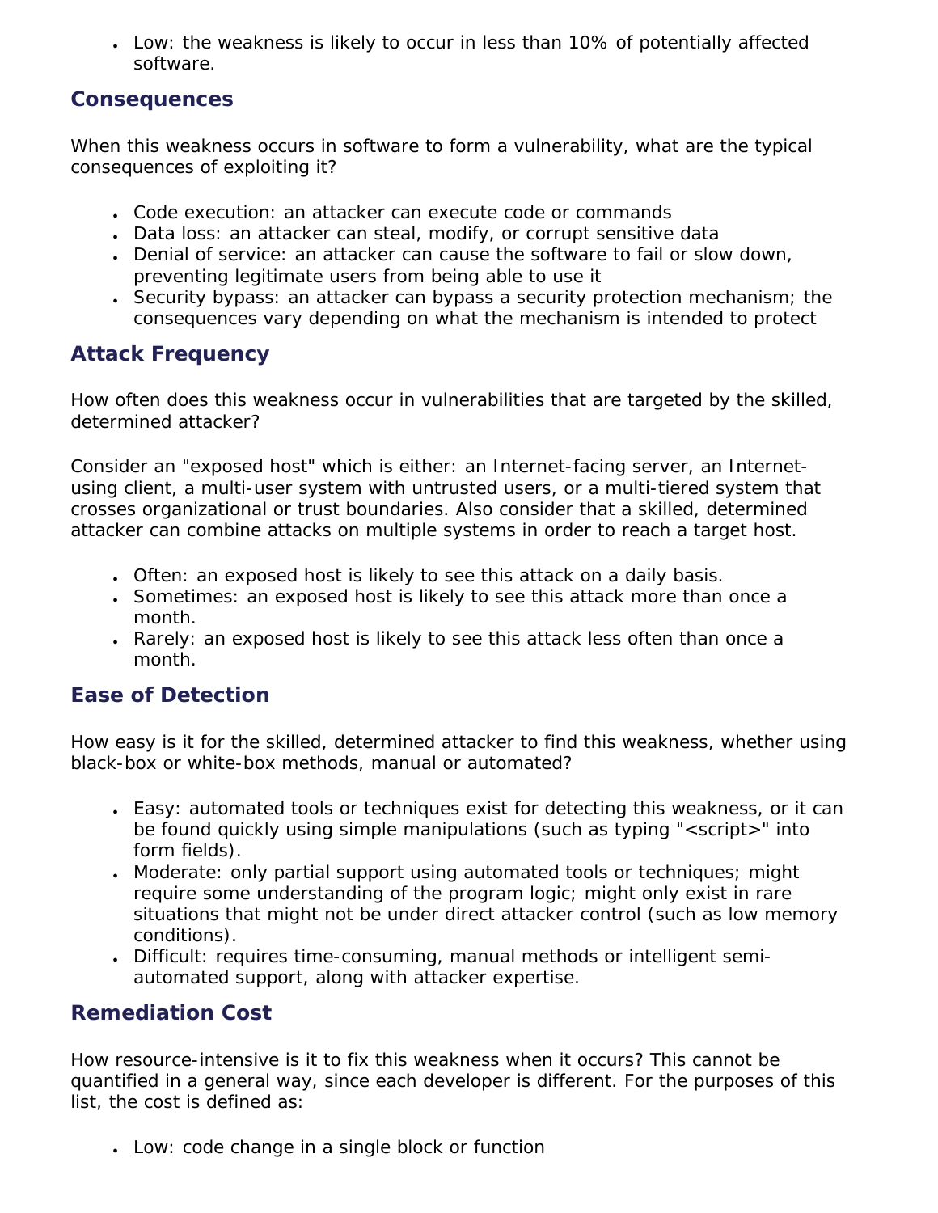- Low: the weakness is likely to occur in less than 10% of potentially affected software.

## Consequences

When this weakness occurs in software to form a vulnerability, what are the typical consequences of exploiting it?

- Code execution: an attacker can execute code or commands
- Data loss: an attacker can steal, modify, or corrupt sensitive data
- Denial of service: an attacker can cause the software to fail or slow down, preventing legitimate users from being able to use it
- Security bypass: an attacker can bypass a security protection mechanism; the consequences vary depending on what the mechanism is intended to protect

## Attack Frequency

How often does this weakness occur in vulnerabilities that are targeted by the skilled, determined attacker?

Consider an "exposed host" which is either: an Internet-facing server, an Internet-using client, a multi-user system with untrusted users, or a multi-tiered system that crosses organizational or trust boundaries. Also consider that a skilled, determined attacker can combine attacks on multiple systems in order to reach a target host.

- Often: an exposed host is likely to see this attack on a daily basis.
- Sometimes: an exposed host is likely to see this attack more than once a month.
- Rarely: an exposed host is likely to see this attack less often than once a month.

## Ease of Detection

How easy is it for the skilled, determined attacker to find this weakness, whether using black-box or white-box methods, manual or automated?

- Easy: automated tools or techniques exist for detecting this weakness, or it can be found quickly using simple manipulations (such as typing "<script>" into form fields).
- Moderate: only partial support using automated tools or techniques; might require some understanding of the program logic; might only exist in rare situations that might not be under direct attacker control (such as low memory conditions).
- Difficult: requires time-consuming, manual methods or intelligent semi-automated support, along with attacker expertise.

## Remediation Cost

How resource-intensive is it to fix this weakness when it occurs? This cannot be quantified in a general way, since each developer is different. For the purposes of this list, the cost is defined as:

- Low: code change in a single block or function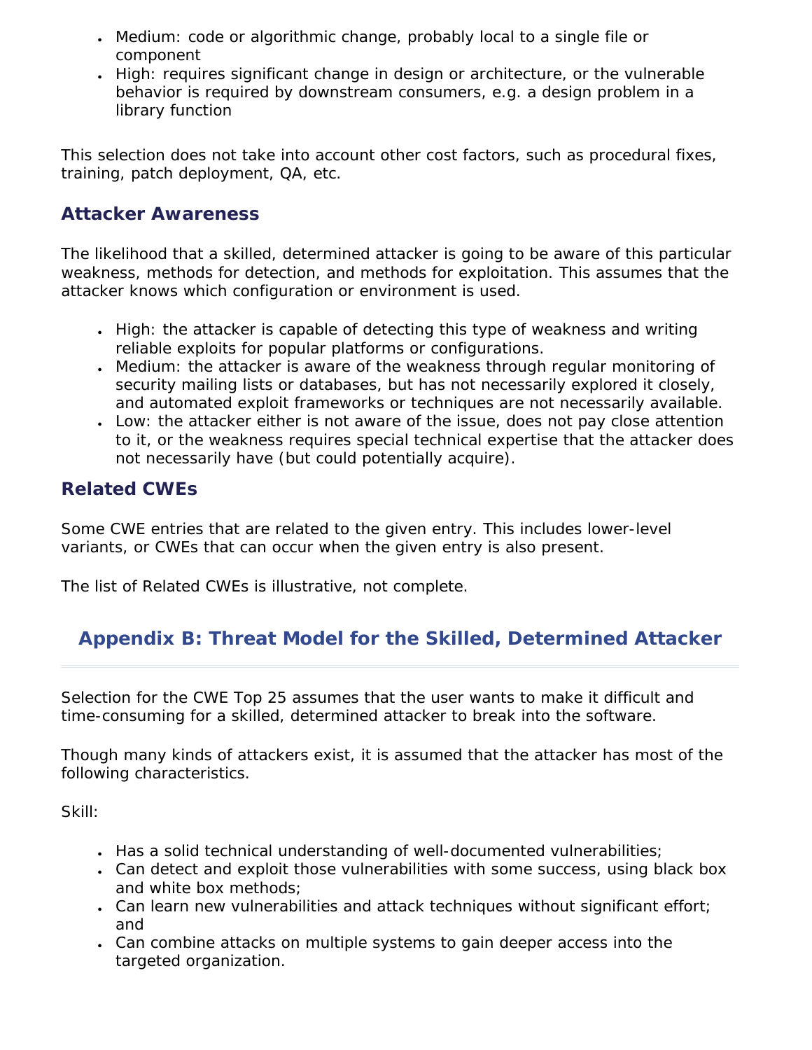- Medium: code or algorithmic change, probably local to a single file or component
- High: requires significant change in design or architecture, or the vulnerable behavior is required by downstream consumers, e.g. a design problem in a library function

This selection does not take into account other cost factors, such as procedural fixes, training, patch deployment, QA, etc.

### Attacker Awareness

The likelihood that a skilled, determined attacker is going to be aware of this particular weakness, methods for detection, and methods for exploitation. This assumes that the attacker knows which configuration or environment is used.

- High: the attacker is capable of detecting this type of weakness and writing reliable exploits for popular platforms or configurations.
- Medium: the attacker is aware of the weakness through regular monitoring of security mailing lists or databases, but has not necessarily explored it closely, and automated exploit frameworks or techniques are not necessarily available.
- Low: the attacker either is not aware of the issue, does not pay close attention to it, or the weakness requires special technical expertise that the attacker does not necessarily have (but could potentially acquire).

### Related CWEs

Some CWE entries that are related to the given entry. This includes lower-level variants, or CWEs that can occur when the given entry is also present.

The list of Related CWEs is illustrative, not complete.

## Appendix B: Threat Model for the Skilled, Determined Attacker

Selection for the CWE Top 25 assumes that the user wants to make it difficult and time-consuming for a skilled, determined attacker to break into the software.

Though many kinds of attackers exist, it is assumed that the attacker has most of the following characteristics.

Skill:

- Has a solid technical understanding of well-documented vulnerabilities;
- Can detect and exploit those vulnerabilities with some success, using black box and white box methods;
- Can learn new vulnerabilities and attack techniques without significant effort; and
- Can combine attacks on multiple systems to gain deeper access into the targeted organization.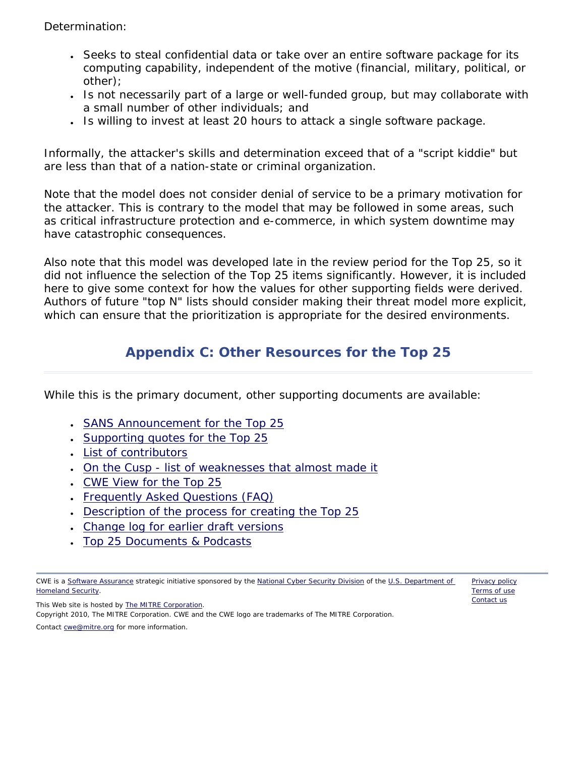Determination:

- Seeks to steal confidential data or take over an entire software package for its computing capability, independent of the motive (financial, military, political, or other);
- Is not necessarily part of a large or well-funded group, but may collaborate with a small number of other individuals; and
- Is willing to invest at least 20 hours to attack a single software package.

Informally, the attacker's skills and determination exceed that of a "script kiddie" but are less than that of a nation-state or criminal organization.

Note that the model does not consider denial of service to be a primary motivation for the attacker. This is contrary to the model that may be followed in some areas, such as critical infrastructure protection and e-commerce, in which system downtime may have catastrophic consequences.

Also note that this model was developed late in the review period for the Top 25, so it did not influence the selection of the Top 25 items significantly. However, it is included here to give some context for how the values for other supporting fields were derived. Authors of future "top N" lists should consider making their threat model more explicit, which can ensure that the prioritization is appropriate for the desired environments.

## Appendix C: Other Resources for the Top 25

While this is the primary document, other supporting documents are available:

- SANS Announcement for the Top 25
- Supporting quotes for the Top 25
- List of contributors
- On the Cusp - list of weaknesses that almost made it
- CWE View for the Top 25
- Frequently Asked Questions (FAQ)
- Description of the process for creating the Top 25
- Change log for earlier draft versions
- Top 25 Documents & Podcasts

CWE is a Software Assurance strategic initiative sponsored by the National Cyber Security Division of the U.S. Department of Homeland Security.

This Web site is hosted by The MITRE Corporation.

Copyright 2010, The MITRE Corporation. CWE and the CWE logo are trademarks of The MITRE Corporation.

Contact cwe@mitre.org for more information.

Privacy policy
Terms of use
Contact us